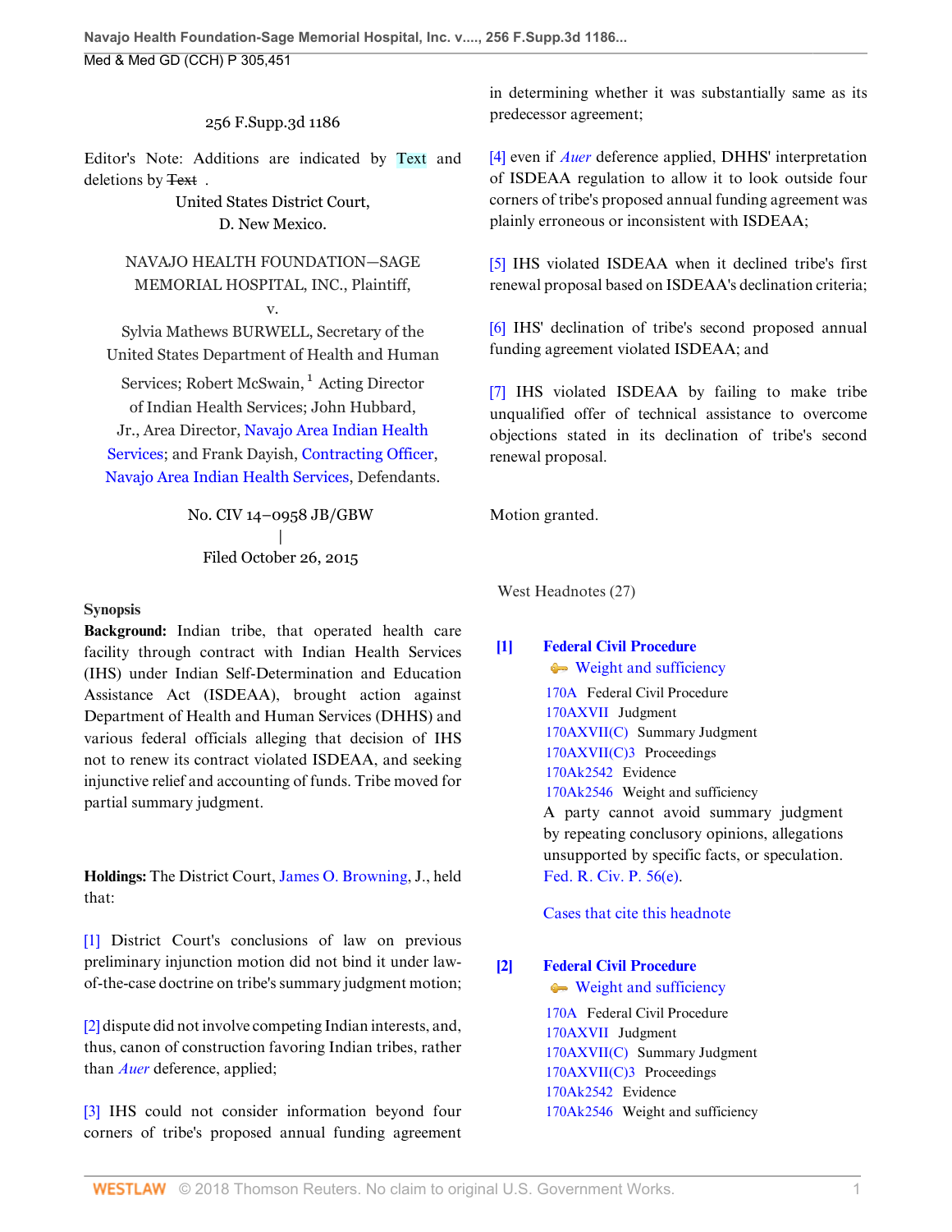256 F.Supp.3d 1186

Editor's Note: Additions are indicated by Text and deletions by ~~Text~~ .

United States District Court,
D. New Mexico.

NAVAJO HEALTH FOUNDATION—SAGE MEMORIAL HOSPITAL, INC., Plaintiff,
v.
Sylvia Mathews BURWELL, Secretary of the United States Department of Health and Human Services; Robert McSwain, [1] Acting Director of Indian Health Services; John Hubbard, Jr., Area Director, Navajo Area Indian Health Services; and Frank Dayish, Contracting Officer, Navajo Area Indian Health Services, Defendants.

No. CIV 14–0958 JB/GBW
|
Filed October 26, 2015

**Synopsis**

**Background:** Indian tribe, that operated health care facility through contract with Indian Health Services (IHS) under Indian Self-Determination and Education Assistance Act (ISDEAA), brought action against Department of Health and Human Services (DHHS) and various federal officials alleging that decision of IHS not to renew its contract violated ISDEAA, and seeking injunctive relief and accounting of funds. Tribe moved for partial summary judgment.

**Holdings:** The District Court, James O. Browning, J., held that:

[1] District Court's conclusions of law on previous preliminary injunction motion did not bind it under law-of-the-case doctrine on tribe's summary judgment motion;

[2] dispute did not involve competing Indian interests, and, thus, canon of construction favoring Indian tribes, rather than *Auer* deference, applied;

[3] IHS could not consider information beyond four corners of tribe's proposed annual funding agreement in determining whether it was substantially same as its predecessor agreement;

[4] even if *Auer* deference applied, DHHS' interpretation of ISDEAA regulation to allow it to look outside four corners of tribe's proposed annual funding agreement was plainly erroneous or inconsistent with ISDEAA;

[5] IHS violated ISDEAA when it declined tribe's first renewal proposal based on ISDEAA's declination criteria;

[6] IHS' declination of tribe's second proposed annual funding agreement violated ISDEAA; and

[7] IHS violated ISDEAA by failing to make tribe unqualified offer of technical assistance to overcome objections stated in its declination of tribe's second renewal proposal.

Motion granted.

West Headnotes (27)

**[1] Federal Civil Procedure**
Weight and sufficiency

170A Federal Civil Procedure
170AXVII Judgment
170AXVII(C) Summary Judgment
170AXVII(C)3 Proceedings
170Ak2542 Evidence
170Ak2546 Weight and sufficiency

A party cannot avoid summary judgment by repeating conclusory opinions, allegations unsupported by specific facts, or speculation. Fed. R. Civ. P. 56(e).

Cases that cite this headnote

**[2] Federal Civil Procedure**
Weight and sufficiency

170A Federal Civil Procedure
170AXVII Judgment
170AXVII(C) Summary Judgment
170AXVII(C)3 Proceedings
170Ak2542 Evidence
170Ak2546 Weight and sufficiency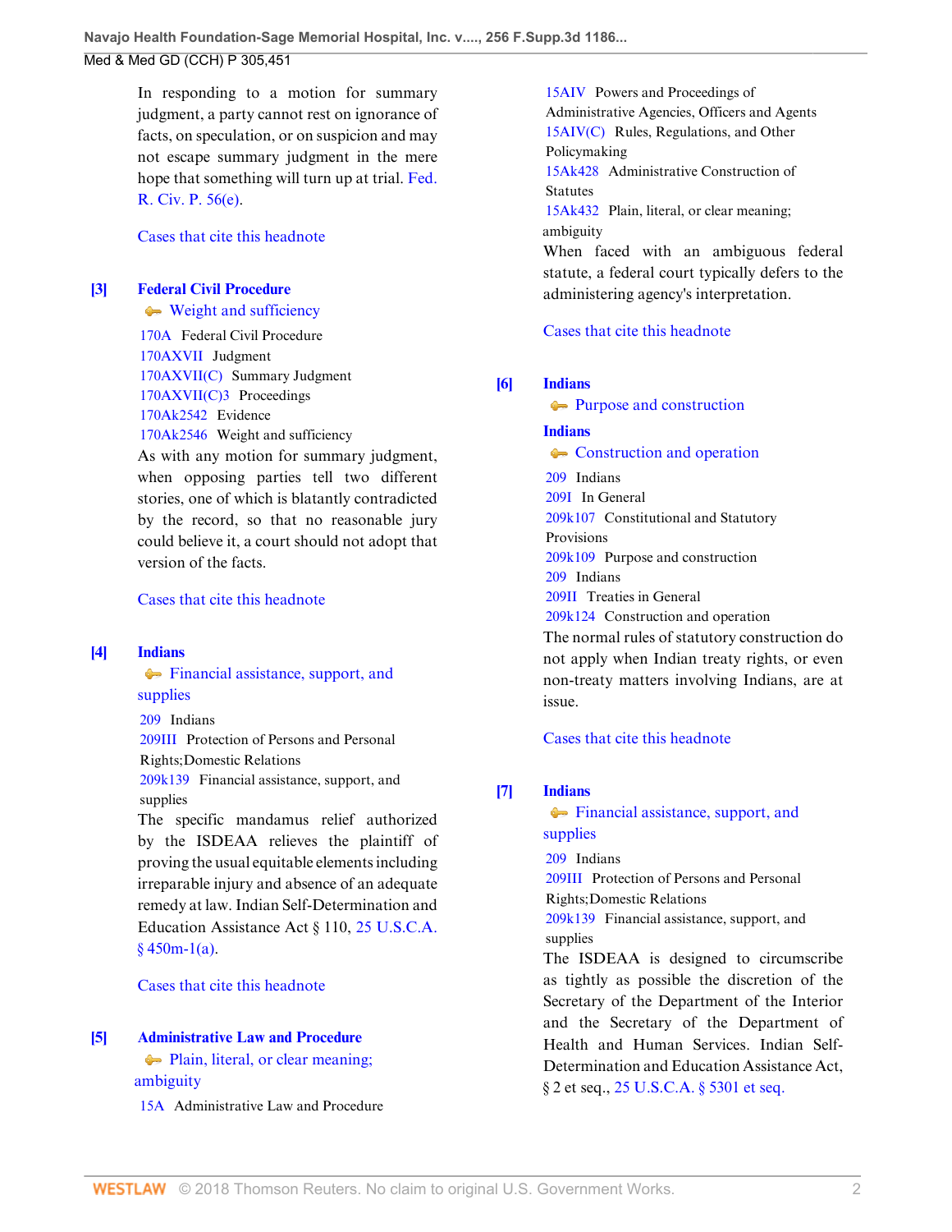In responding to a motion for summary judgment, a party cannot rest on ignorance of facts, on speculation, or on suspicion and may not escape summary judgment in the mere hope that something will turn up at trial. Fed. R. Civ. P. 56(e).

Cases that cite this headnote

**[3] Federal Civil Procedure**
Weight and sufficiency

170A Federal Civil Procedure
170AXVII Judgment
170AXVII(C) Summary Judgment
170AXVII(C)3 Proceedings
170Ak2542 Evidence
170Ak2546 Weight and sufficiency

As with any motion for summary judgment, when opposing parties tell two different stories, one of which is blatantly contradicted by the record, so that no reasonable jury could believe it, a court should not adopt that version of the facts.

Cases that cite this headnote

**[4] Indians**
Financial assistance, support, and supplies

209 Indians
209III Protection of Persons and Personal Rights;Domestic Relations
209k139 Financial assistance, support, and supplies

The specific mandamus relief authorized by the ISDEAA relieves the plaintiff of proving the usual equitable elements including irreparable injury and absence of an adequate remedy at law. Indian Self-Determination and Education Assistance Act § 110, 25 U.S.C.A. § 450m-1(a).

Cases that cite this headnote

**[5] Administrative Law and Procedure**
Plain, literal, or clear meaning; ambiguity

15A Administrative Law and Procedure
15AIV Powers and Proceedings of Administrative Agencies, Officers and Agents
15AIV(C) Rules, Regulations, and Other Policymaking
15Ak428 Administrative Construction of Statutes
15Ak432 Plain, literal, or clear meaning; ambiguity

When faced with an ambiguous federal statute, a federal court typically defers to the administering agency's interpretation.

Cases that cite this headnote

**[6] Indians**
Purpose and construction

**Indians**
Construction and operation

209 Indians
209I In General
209k107 Constitutional and Statutory Provisions
209k109 Purpose and construction
209 Indians
209II Treaties in General
209k124 Construction and operation

The normal rules of statutory construction do not apply when Indian treaty rights, or even non-treaty matters involving Indians, are at issue.

Cases that cite this headnote

**[7] Indians**
Financial assistance, support, and supplies

209 Indians
209III Protection of Persons and Personal Rights;Domestic Relations
209k139 Financial assistance, support, and supplies

The ISDEAA is designed to circumscribe as tightly as possible the discretion of the Secretary of the Department of the Interior and the Secretary of the Department of Health and Human Services. Indian Self-Determination and Education Assistance Act, § 2 et seq., 25 U.S.C.A. § 5301 et seq.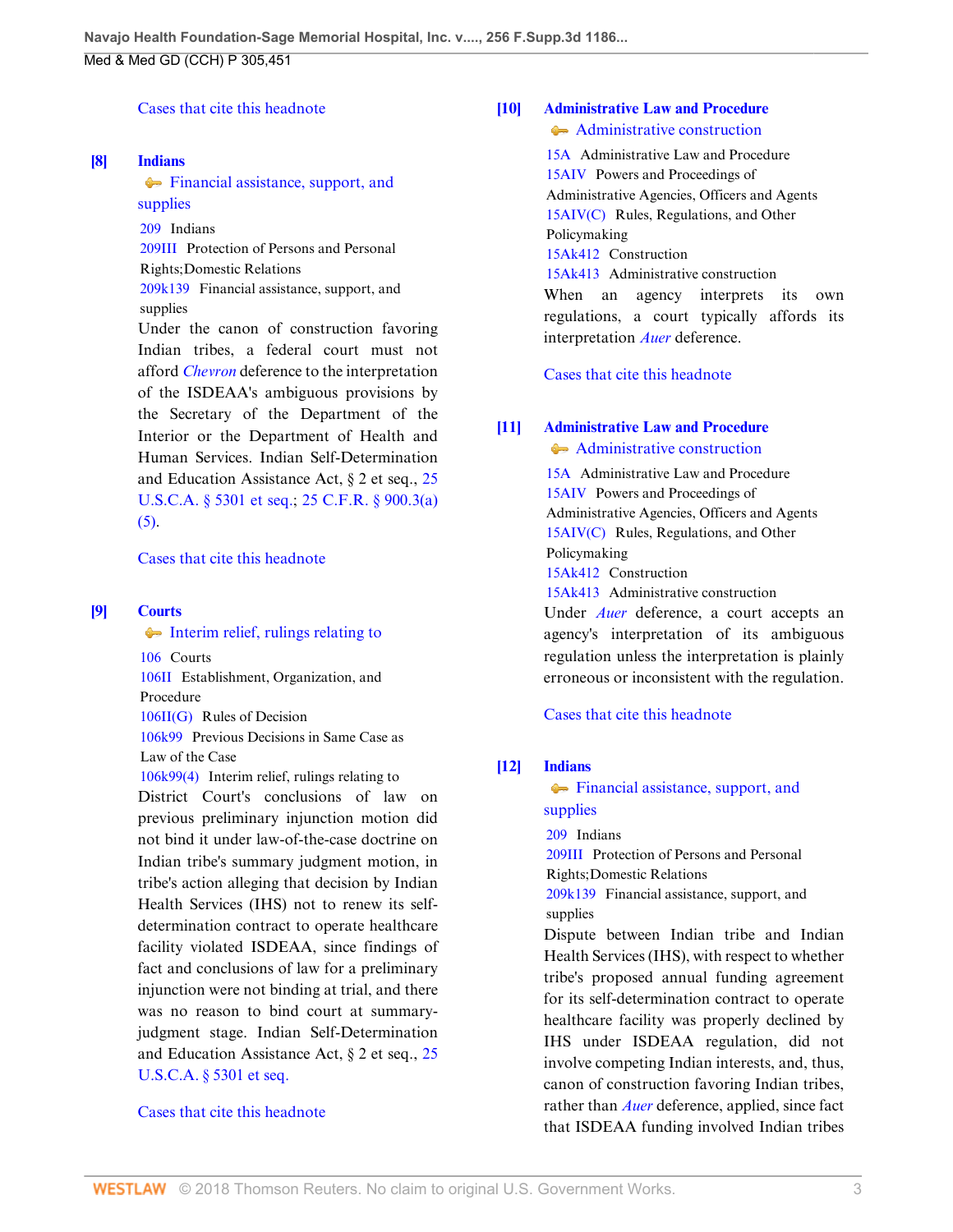Cases that cite this headnote

**[8] Indians**

Financial assistance, support, and supplies

209 Indians
209III Protection of Persons and Personal Rights;Domestic Relations
209k139 Financial assistance, support, and supplies

Under the canon of construction favoring Indian tribes, a federal court must not afford *Chevron* deference to the interpretation of the ISDEAA's ambiguous provisions by the Secretary of the Department of the Interior or the Department of Health and Human Services. Indian Self-Determination and Education Assistance Act, § 2 et seq., 25 U.S.C.A. § 5301 et seq.; 25 C.F.R. § 900.3(a)(5).

Cases that cite this headnote

**[9] Courts**

Interim relief, rulings relating to

106 Courts
106II Establishment, Organization, and Procedure
106II(G) Rules of Decision
106k99 Previous Decisions in Same Case as Law of the Case
106k99(4) Interim relief, rulings relating to

District Court's conclusions of law on previous preliminary injunction motion did not bind it under law-of-the-case doctrine on Indian tribe's summary judgment motion, in tribe's action alleging that decision by Indian Health Services (IHS) not to renew its self-determination contract to operate healthcare facility violated ISDEAA, since findings of fact and conclusions of law for a preliminary injunction were not binding at trial, and there was no reason to bind court at summary-judgment stage. Indian Self-Determination and Education Assistance Act, § 2 et seq., 25 U.S.C.A. § 5301 et seq.

Cases that cite this headnote

**[10] Administrative Law and Procedure**

Administrative construction

15A Administrative Law and Procedure
15AIV Powers and Proceedings of Administrative Agencies, Officers and Agents
15AIV(C) Rules, Regulations, and Other Policymaking
15Ak412 Construction
15Ak413 Administrative construction

When an agency interprets its own regulations, a court typically affords its interpretation *Auer* deference.

Cases that cite this headnote

**[11] Administrative Law and Procedure**

Administrative construction

15A Administrative Law and Procedure
15AIV Powers and Proceedings of Administrative Agencies, Officers and Agents
15AIV(C) Rules, Regulations, and Other Policymaking
15Ak412 Construction
15Ak413 Administrative construction

Under *Auer* deference, a court accepts an agency's interpretation of its ambiguous regulation unless the interpretation is plainly erroneous or inconsistent with the regulation.

Cases that cite this headnote

**[12] Indians**

Financial assistance, support, and supplies

209 Indians
209III Protection of Persons and Personal Rights;Domestic Relations
209k139 Financial assistance, support, and supplies

Dispute between Indian tribe and Indian Health Services (IHS), with respect to whether tribe's proposed annual funding agreement for its self-determination contract to operate healthcare facility was properly declined by IHS under ISDEAA regulation, did not involve competing Indian interests, and, thus, canon of construction favoring Indian tribes, rather than *Auer* deference, applied, since fact that ISDEAA funding involved Indian tribes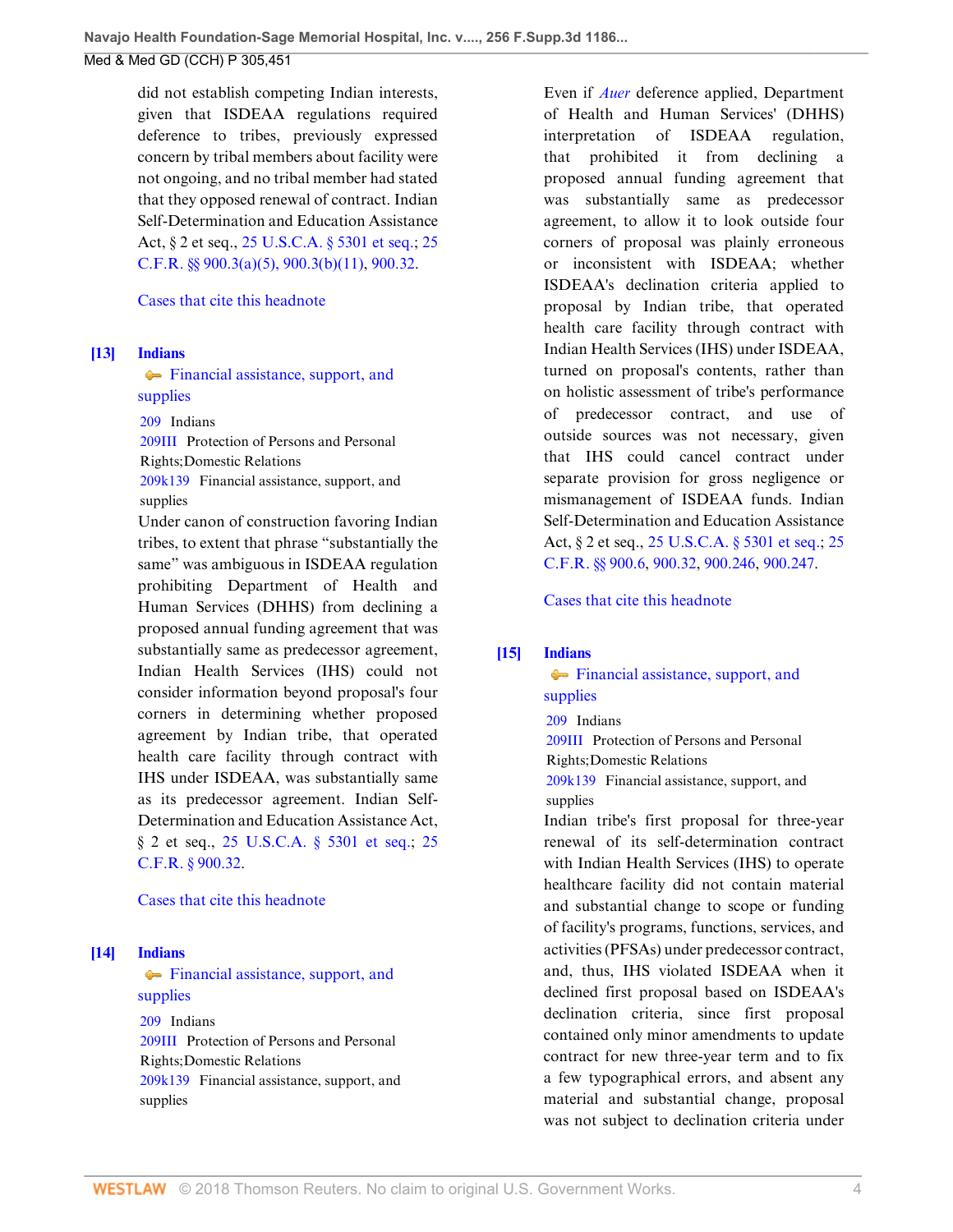did not establish competing Indian interests, given that ISDEAA regulations required deference to tribes, previously expressed concern by tribal members about facility were not ongoing, and no tribal member had stated that they opposed renewal of contract. Indian Self-Determination and Education Assistance Act, § 2 et seq., 25 U.S.C.A. § 5301 et seq.; 25 C.F.R. §§ 900.3(a)(5), 900.3(b)(11), 900.32.

Cases that cite this headnote

**[13]** **Indians**

Financial assistance, support, and supplies

209 Indians
209III Protection of Persons and Personal Rights;Domestic Relations
209k139 Financial assistance, support, and supplies

Under canon of construction favoring Indian tribes, to extent that phrase "substantially the same" was ambiguous in ISDEAA regulation prohibiting Department of Health and Human Services (DHHS) from declining a proposed annual funding agreement that was substantially same as predecessor agreement, Indian Health Services (IHS) could not consider information beyond proposal's four corners in determining whether proposed agreement by Indian tribe, that operated health care facility through contract with IHS under ISDEAA, was substantially same as its predecessor agreement. Indian Self-Determination and Education Assistance Act, § 2 et seq., 25 U.S.C.A. § 5301 et seq.; 25 C.F.R. § 900.32.

Cases that cite this headnote

**[14]** **Indians**

Financial assistance, support, and supplies

209 Indians
209III Protection of Persons and Personal Rights;Domestic Relations
209k139 Financial assistance, support, and supplies

Even if *Auer* deference applied, Department of Health and Human Services' (DHHS) interpretation of ISDEAA regulation, that prohibited it from declining a proposed annual funding agreement that was substantially same as predecessor agreement, to allow it to look outside four corners of proposal was plainly erroneous or inconsistent with ISDEAA; whether ISDEAA's declination criteria applied to proposal by Indian tribe, that operated health care facility through contract with Indian Health Services (IHS) under ISDEAA, turned on proposal's contents, rather than on holistic assessment of tribe's performance of predecessor contract, and use of outside sources was not necessary, given that IHS could cancel contract under separate provision for gross negligence or mismanagement of ISDEAA funds. Indian Self-Determination and Education Assistance Act, § 2 et seq., 25 U.S.C.A. § 5301 et seq.; 25 C.F.R. §§ 900.6, 900.32, 900.246, 900.247.

Cases that cite this headnote

**[15]** **Indians**

Financial assistance, support, and supplies

209 Indians
209III Protection of Persons and Personal Rights;Domestic Relations
209k139 Financial assistance, support, and supplies

Indian tribe's first proposal for three-year renewal of its self-determination contract with Indian Health Services (IHS) to operate healthcare facility did not contain material and substantial change to scope or funding of facility's programs, functions, services, and activities (PFSAs) under predecessor contract, and, thus, IHS violated ISDEAA when it declined first proposal based on ISDEAA's declination criteria, since first proposal contained only minor amendments to update contract for new three-year term and to fix a few typographical errors, and absent any material and substantial change, proposal was not subject to declination criteria under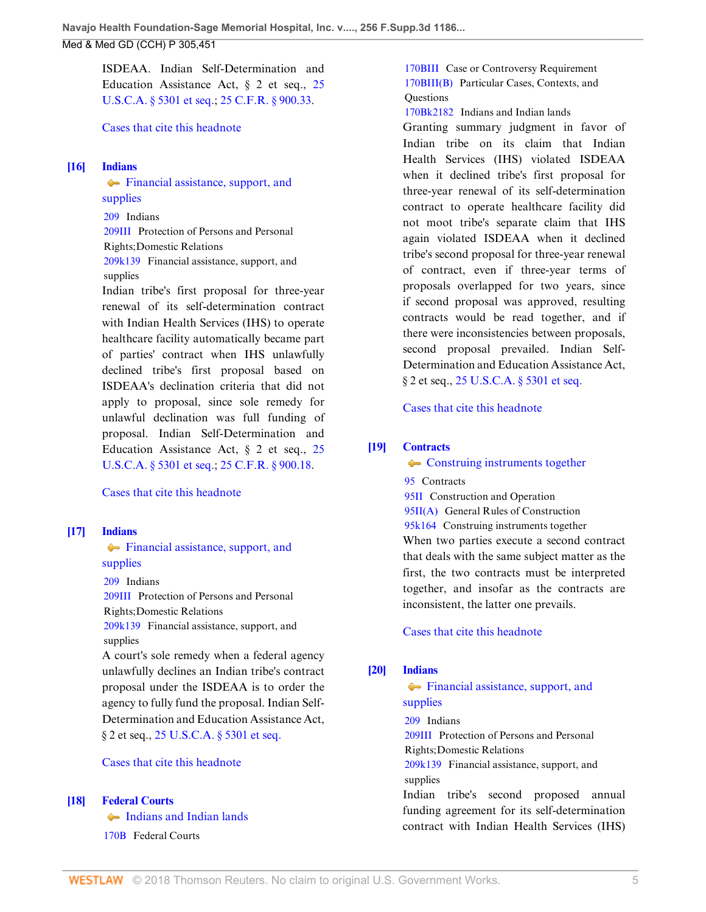ISDEAA. Indian Self-Determination and Education Assistance Act, § 2 et seq., 25 U.S.C.A. § 5301 et seq.; 25 C.F.R. § 900.33.

Cases that cite this headnote

**[16]** **Indians**
Financial assistance, support, and supplies
209 Indians
209III Protection of Persons and Personal Rights;Domestic Relations
209k139 Financial assistance, support, and supplies

Indian tribe's first proposal for three-year renewal of its self-determination contract with Indian Health Services (IHS) to operate healthcare facility automatically became part of parties' contract when IHS unlawfully declined tribe's first proposal based on ISDEAA's declination criteria that did not apply to proposal, since sole remedy for unlawful declination was full funding of proposal. Indian Self-Determination and Education Assistance Act, § 2 et seq., 25 U.S.C.A. § 5301 et seq.; 25 C.F.R. § 900.18.

Cases that cite this headnote

**[17]** **Indians**
Financial assistance, support, and supplies
209 Indians
209III Protection of Persons and Personal Rights;Domestic Relations
209k139 Financial assistance, support, and supplies

A court's sole remedy when a federal agency unlawfully declines an Indian tribe's contract proposal under the ISDEAA is to order the agency to fully fund the proposal. Indian Self-Determination and Education Assistance Act, § 2 et seq., 25 U.S.C.A. § 5301 et seq.

Cases that cite this headnote

**[18]** **Federal Courts**
Indians and Indian lands
170B Federal Courts
170BIII Case or Controversy Requirement
170BIII(B) Particular Cases, Contexts, and Questions
170Bk2182 Indians and Indian lands

Granting summary judgment in favor of Indian tribe on its claim that Indian Health Services (IHS) violated ISDEAA when it declined tribe's first proposal for three-year renewal of its self-determination contract to operate healthcare facility did not moot tribe's separate claim that IHS again violated ISDEAA when it declined tribe's second proposal for three-year renewal of contract, even if three-year terms of proposals overlapped for two years, since if second proposal was approved, resulting contracts would be read together, and if there were inconsistencies between proposals, second proposal prevailed. Indian Self-Determination and Education Assistance Act, § 2 et seq., 25 U.S.C.A. § 5301 et seq.

Cases that cite this headnote

**[19]** **Contracts**
Construing instruments together
95 Contracts
95II Construction and Operation
95II(A) General Rules of Construction
95k164 Construing instruments together

When two parties execute a second contract that deals with the same subject matter as the first, the two contracts must be interpreted together, and insofar as the contracts are inconsistent, the latter one prevails.

Cases that cite this headnote

**[20]** **Indians**
Financial assistance, support, and supplies
209 Indians
209III Protection of Persons and Personal Rights;Domestic Relations
209k139 Financial assistance, support, and supplies

Indian tribe's second proposed annual funding agreement for its self-determination contract with Indian Health Services (IHS)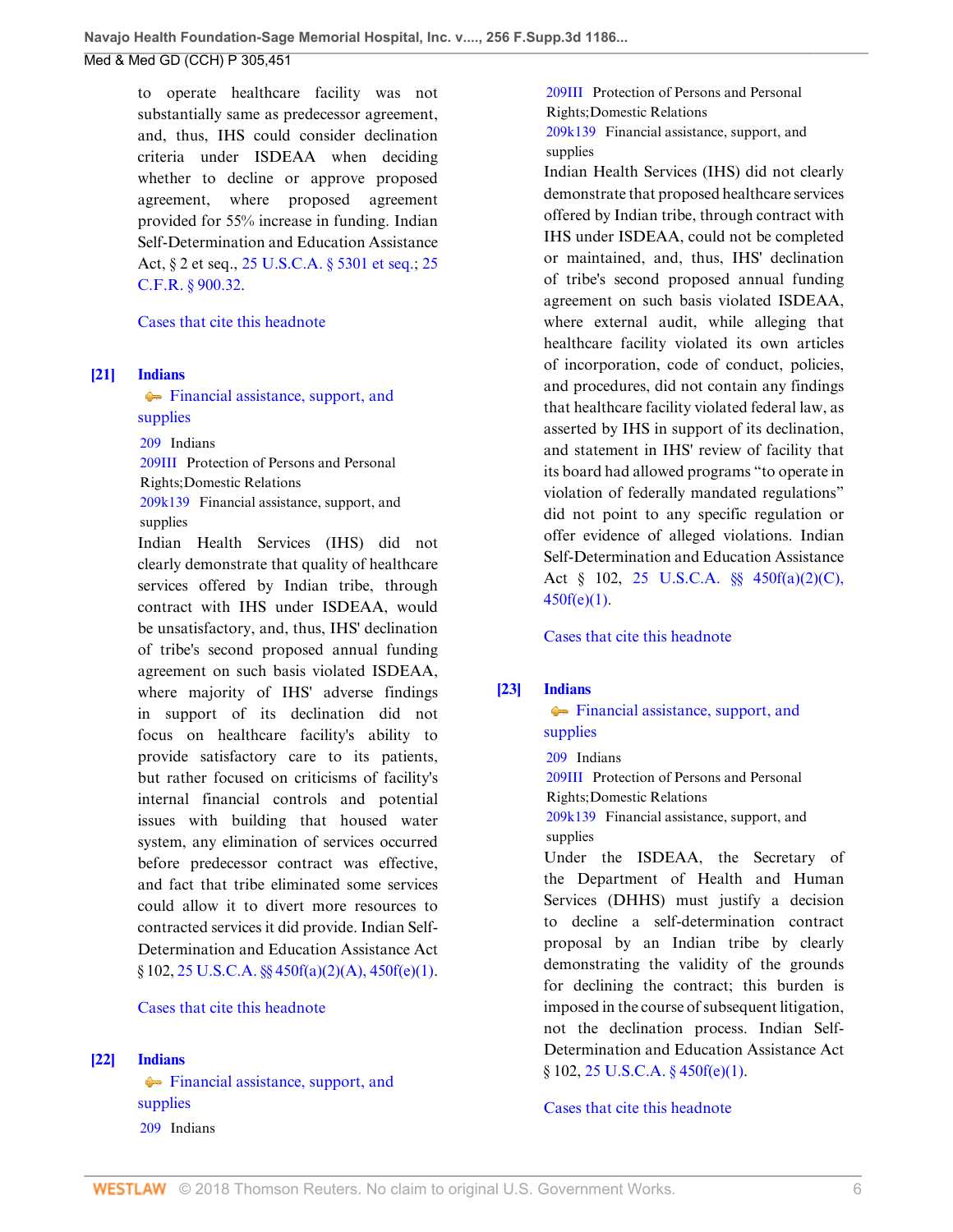to operate healthcare facility was not substantially same as predecessor agreement, and, thus, IHS could consider declination criteria under ISDEAA when deciding whether to decline or approve proposed agreement, where proposed agreement provided for 55% increase in funding. Indian Self-Determination and Education Assistance Act, § 2 et seq., 25 U.S.C.A. § 5301 et seq.; 25 C.F.R. § 900.32.

Cases that cite this headnote

**[21]** **Indians**
Financial assistance, support, and supplies

209 Indians
209III Protection of Persons and Personal Rights;Domestic Relations
209k139 Financial assistance, support, and supplies

Indian Health Services (IHS) did not clearly demonstrate that quality of healthcare services offered by Indian tribe, through contract with IHS under ISDEAA, would be unsatisfactory, and, thus, IHS' declination of tribe's second proposed annual funding agreement on such basis violated ISDEAA, where majority of IHS' adverse findings in support of its declination did not focus on healthcare facility's ability to provide satisfactory care to its patients, but rather focused on criticisms of facility's internal financial controls and potential issues with building that housed water system, any elimination of services occurred before predecessor contract was effective, and fact that tribe eliminated some services could allow it to divert more resources to contracted services it did provide. Indian Self-Determination and Education Assistance Act § 102, 25 U.S.C.A. §§ 450f(a)(2)(A), 450f(e)(1).

Cases that cite this headnote

**[22]** **Indians**
Financial assistance, support, and supplies

209 Indians
209III Protection of Persons and Personal Rights;Domestic Relations
209k139 Financial assistance, support, and supplies

Indian Health Services (IHS) did not clearly demonstrate that proposed healthcare services offered by Indian tribe, through contract with IHS under ISDEAA, could not be completed or maintained, and, thus, IHS' declination of tribe's second proposed annual funding agreement on such basis violated ISDEAA, where external audit, while alleging that healthcare facility violated its own articles of incorporation, code of conduct, policies, and procedures, did not contain any findings that healthcare facility violated federal law, as asserted by IHS in support of its declination, and statement in IHS' review of facility that its board had allowed programs "to operate in violation of federally mandated regulations" did not point to any specific regulation or offer evidence of alleged violations. Indian Self-Determination and Education Assistance Act § 102, 25 U.S.C.A. §§ 450f(a)(2)(C), 450f(e)(1).

Cases that cite this headnote

**[23]** **Indians**
Financial assistance, support, and supplies

209 Indians
209III Protection of Persons and Personal Rights;Domestic Relations
209k139 Financial assistance, support, and supplies

Under the ISDEAA, the Secretary of the Department of Health and Human Services (DHHS) must justify a decision to decline a self-determination contract proposal by an Indian tribe by clearly demonstrating the validity of the grounds for declining the contract; this burden is imposed in the course of subsequent litigation, not the declination process. Indian Self-Determination and Education Assistance Act § 102, 25 U.S.C.A. § 450f(e)(1).

Cases that cite this headnote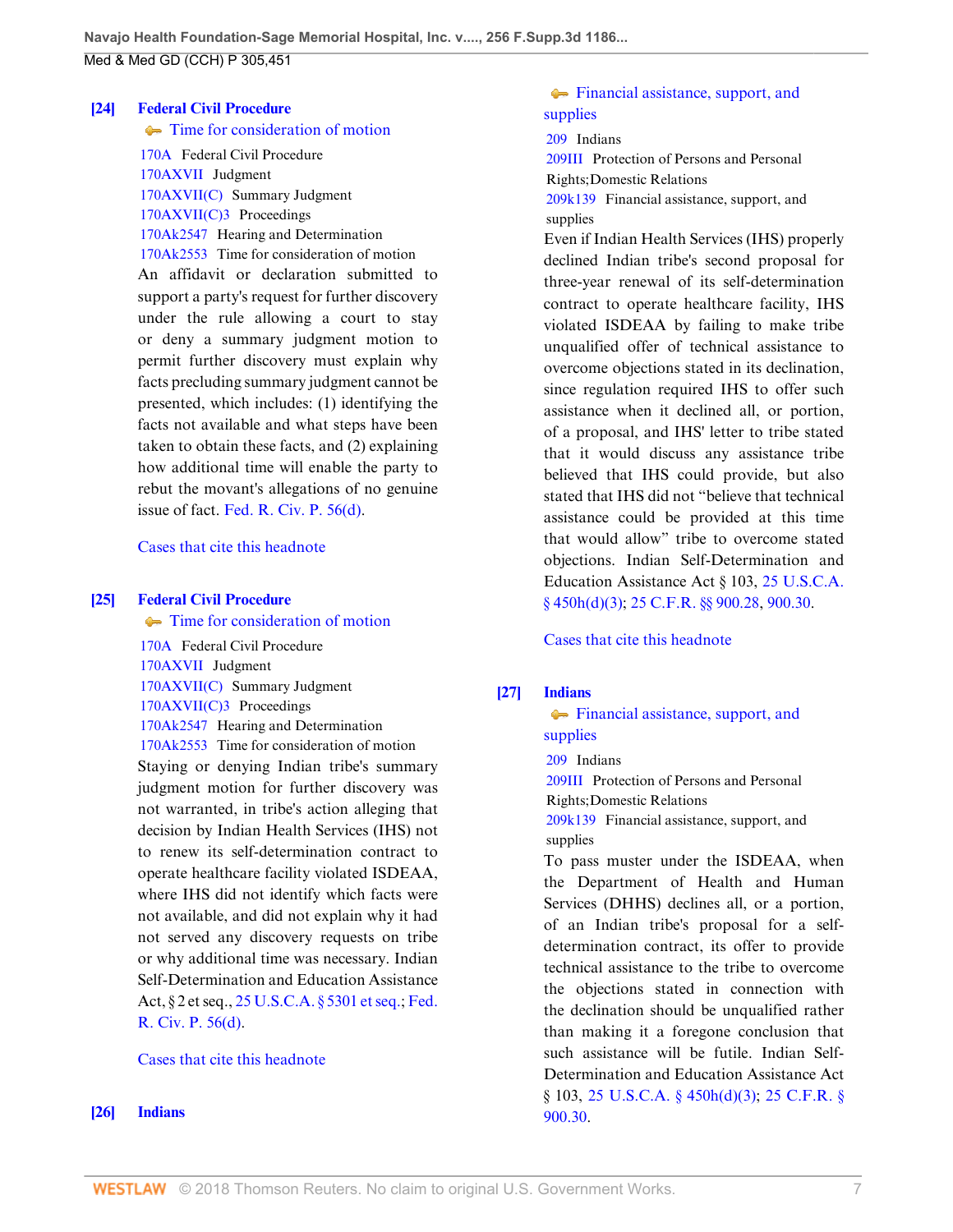**[24]** **Federal Civil Procedure**

Time for consideration of motion

170A Federal Civil Procedure
170AXVII Judgment
170AXVII(C) Summary Judgment
170AXVII(C)3 Proceedings
170Ak2547 Hearing and Determination
170Ak2553 Time for consideration of motion

An affidavit or declaration submitted to support a party's request for further discovery under the rule allowing a court to stay or deny a summary judgment motion to permit further discovery must explain why facts precluding summary judgment cannot be presented, which includes: (1) identifying the facts not available and what steps have been taken to obtain these facts, and (2) explaining how additional time will enable the party to rebut the movant's allegations of no genuine issue of fact. Fed. R. Civ. P. 56(d).

Cases that cite this headnote

**[25]** **Federal Civil Procedure**

Time for consideration of motion

170A Federal Civil Procedure
170AXVII Judgment
170AXVII(C) Summary Judgment
170AXVII(C)3 Proceedings
170Ak2547 Hearing and Determination
170Ak2553 Time for consideration of motion

Staying or denying Indian tribe's summary judgment motion for further discovery was not warranted, in tribe's action alleging that decision by Indian Health Services (IHS) not to renew its self-determination contract to operate healthcare facility violated ISDEAA, where IHS did not identify which facts were not available, and did not explain why it had not served any discovery requests on tribe or why additional time was necessary. Indian Self-Determination and Education Assistance Act, § 2 et seq., 25 U.S.C.A. § 5301 et seq.; Fed. R. Civ. P. 56(d).

Cases that cite this headnote

**[26]** **Indians**

Financial assistance, support, and supplies

209 Indians
209III Protection of Persons and Personal Rights;Domestic Relations
209k139 Financial assistance, support, and supplies

Even if Indian Health Services (IHS) properly declined Indian tribe's second proposal for three-year renewal of its self-determination contract to operate healthcare facility, IHS violated ISDEAA by failing to make tribe unqualified offer of technical assistance to overcome objections stated in its declination, since regulation required IHS to offer such assistance when it declined all, or portion, of a proposal, and IHS' letter to tribe stated that it would discuss any assistance tribe believed that IHS could provide, but also stated that IHS did not "believe that technical assistance could be provided at this time that would allow" tribe to overcome stated objections. Indian Self-Determination and Education Assistance Act § 103, 25 U.S.C.A. § 450h(d)(3); 25 C.F.R. §§ 900.28, 900.30.

Cases that cite this headnote

**[27]** **Indians**

Financial assistance, support, and supplies

209 Indians
209III Protection of Persons and Personal Rights;Domestic Relations
209k139 Financial assistance, support, and supplies

To pass muster under the ISDEAA, when the Department of Health and Human Services (DHHS) declines all, or a portion, of an Indian tribe's proposal for a self-determination contract, its offer to provide technical assistance to the tribe to overcome the objections stated in connection with the declination should be unqualified rather than making it a foregone conclusion that such assistance will be futile. Indian Self-Determination and Education Assistance Act § 103, 25 U.S.C.A. § 450h(d)(3); 25 C.F.R. § 900.30.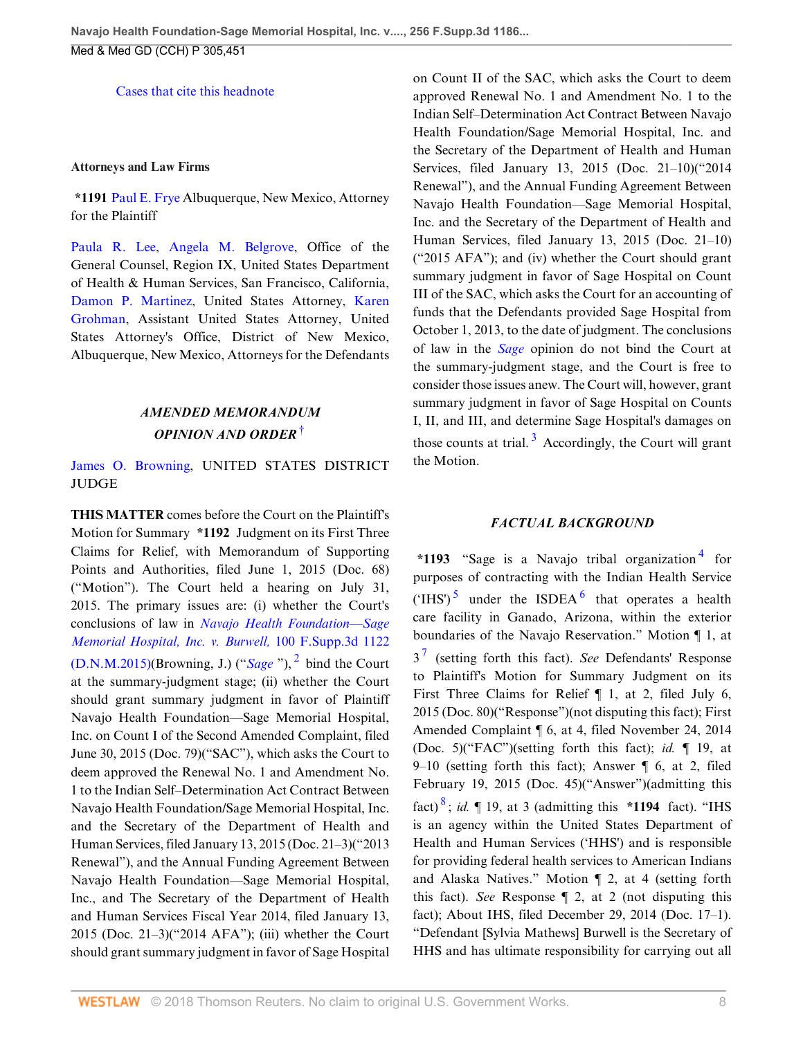Cases that cite this headnote

**Attorneys and Law Firms**

**\*1191** Paul E. Frye Albuquerque, New Mexico, Attorney for the Plaintiff

Paula R. Lee, Angela M. Belgrove, Office of the General Counsel, Region IX, United States Department of Health & Human Services, San Francisco, California, Damon P. Martinez, United States Attorney, Karen Grohman, Assistant United States Attorney, United States Attorney's Office, District of New Mexico, Albuquerque, New Mexico, Attorneys for the Defendants

***AMENDED MEMORANDUM OPINION AND ORDER*** [†]

James O. Browning, UNITED STATES DISTRICT JUDGE

**THIS MATTER** comes before the Court on the Plaintiff's Motion for Summary **\*1192** Judgment on its First Three Claims for Relief, with Memorandum of Supporting Points and Authorities, filed June 1, 2015 (Doc. 68) ("Motion"). The Court held a hearing on July 31, 2015. The primary issues are: (i) whether the Court's conclusions of law in *Navajo Health Foundation—Sage Memorial Hospital, Inc. v. Burwell,* 100 F.Supp.3d 1122 (D.N.M.2015)(Browning, J.) ("*Sage* "), [2] bind the Court at the summary-judgment stage; (ii) whether the Court should grant summary judgment in favor of Plaintiff Navajo Health Foundation—Sage Memorial Hospital, Inc. on Count I of the Second Amended Complaint, filed June 30, 2015 (Doc. 79)("SAC"), which asks the Court to deem approved the Renewal No. 1 and Amendment No. 1 to the Indian Self–Determination Act Contract Between Navajo Health Foundation/Sage Memorial Hospital, Inc. and the Secretary of the Department of Health and Human Services, filed January 13, 2015 (Doc. 21–3)("2013 Renewal"), and the Annual Funding Agreement Between Navajo Health Foundation—Sage Memorial Hospital, Inc., and The Secretary of the Department of Health and Human Services Fiscal Year 2014, filed January 13, 2015 (Doc. 21–3)("2014 AFA"); (iii) whether the Court should grant summary judgment in favor of Sage Hospital on Count II of the SAC, which asks the Court to deem approved Renewal No. 1 and Amendment No. 1 to the Indian Self–Determination Act Contract Between Navajo Health Foundation/Sage Memorial Hospital, Inc. and the Secretary of the Department of Health and Human Services, filed January 13, 2015 (Doc. 21–10)("2014 Renewal"), and the Annual Funding Agreement Between Navajo Health Foundation—Sage Memorial Hospital, Inc. and the Secretary of the Department of Health and Human Services, filed January 13, 2015 (Doc. 21–10) ("2015 AFA"); and (iv) whether the Court should grant summary judgment in favor of Sage Hospital on Count III of the SAC, which asks the Court for an accounting of funds that the Defendants provided Sage Hospital from October 1, 2013, to the date of judgment. The conclusions of law in the *Sage* opinion do not bind the Court at the summary-judgment stage, and the Court is free to consider those issues anew. The Court will, however, grant summary judgment in favor of Sage Hospital on Counts I, II, and III, and determine Sage Hospital's damages on those counts at trial. [3] Accordingly, the Court will grant the Motion.

***FACTUAL BACKGROUND***

**\*1193** "Sage is a Navajo tribal organization [4] for purposes of contracting with the Indian Health Service ('IHS') [5] under the ISDEA [6] that operates a health care facility in Ganado, Arizona, within the exterior boundaries of the Navajo Reservation." Motion ¶ 1, at 3 [7] (setting forth this fact). *See* Defendants' Response to Plaintiff's Motion for Summary Judgment on its First Three Claims for Relief ¶ 1, at 2, filed July 6, 2015 (Doc. 80)("Response")(not disputing this fact); First Amended Complaint ¶ 6, at 4, filed November 24, 2014 (Doc. 5)("FAC")(setting forth this fact); *id.* ¶ 19, at 9–10 (setting forth this fact); Answer ¶ 6, at 2, filed February 19, 2015 (Doc. 45)("Answer")(admitting this fact) [8]; *id.* ¶ 19, at 3 (admitting this **\*1194** fact). "IHS is an agency within the United States Department of Health and Human Services ('HHS') and is responsible for providing federal health services to American Indians and Alaska Natives." Motion ¶ 2, at 4 (setting forth this fact). *See* Response ¶ 2, at 2 (not disputing this fact); About IHS, filed December 29, 2014 (Doc. 17–1). "Defendant [Sylvia Mathews] Burwell is the Secretary of HHS and has ultimate responsibility for carrying out all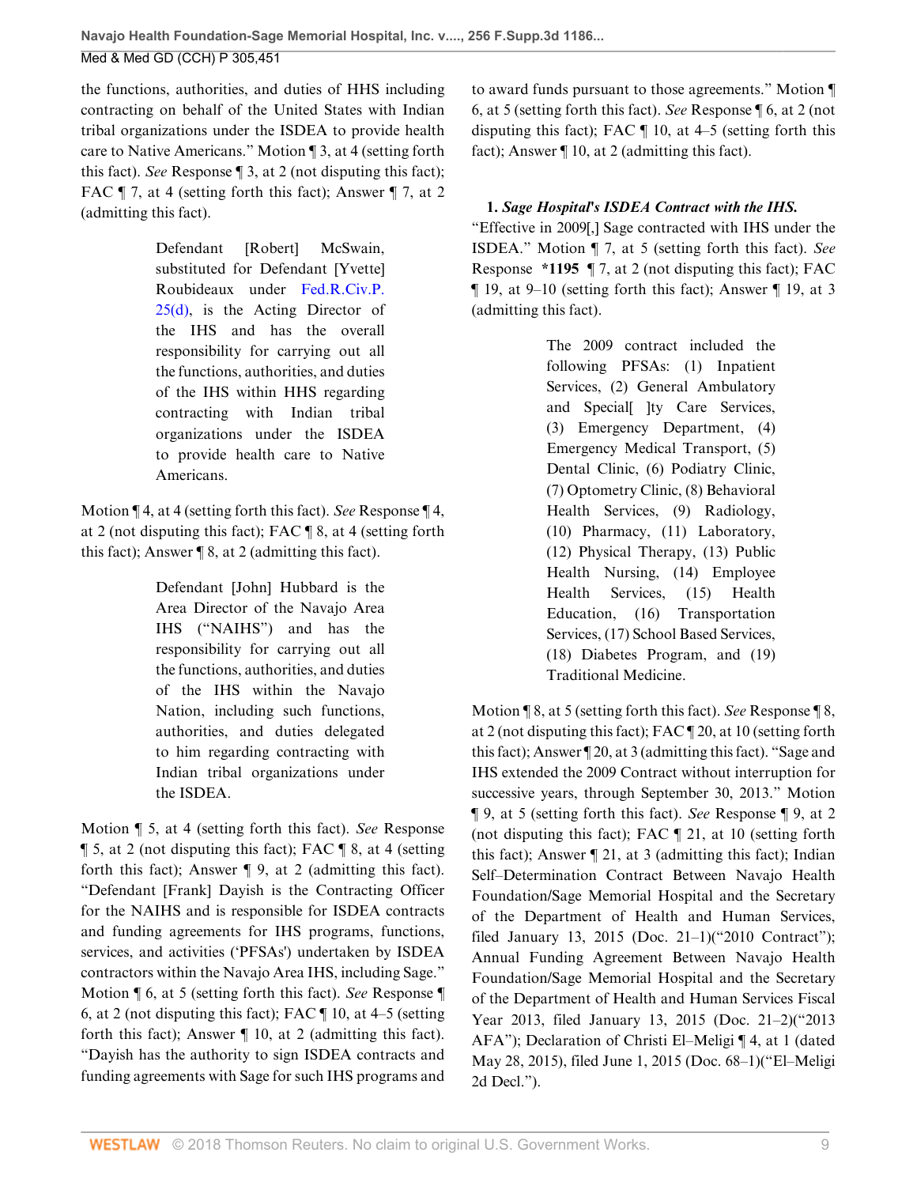the functions, authorities, and duties of HHS including contracting on behalf of the United States with Indian tribal organizations under the ISDEA to provide health care to Native Americans." Motion ¶ 3, at 4 (setting forth this fact). *See* Response ¶ 3, at 2 (not disputing this fact); FAC ¶ 7, at 4 (setting forth this fact); Answer ¶ 7, at 2 (admitting this fact).

> Defendant [Robert] McSwain, substituted for Defendant [Yvette] Roubideaux under Fed.R.Civ.P. 25(d), is the Acting Director of the IHS and has the overall responsibility for carrying out all the functions, authorities, and duties of the IHS within HHS regarding contracting with Indian tribal organizations under the ISDEA to provide health care to Native Americans.

Motion ¶ 4, at 4 (setting forth this fact). *See* Response ¶ 4, at 2 (not disputing this fact); FAC ¶ 8, at 4 (setting forth this fact); Answer ¶ 8, at 2 (admitting this fact).

> Defendant [John] Hubbard is the Area Director of the Navajo Area IHS ("NAIHS") and has the responsibility for carrying out all the functions, authorities, and duties of the IHS within the Navajo Nation, including such functions, authorities, and duties delegated to him regarding contracting with Indian tribal organizations under the ISDEA.

Motion ¶ 5, at 4 (setting forth this fact). *See* Response ¶ 5, at 2 (not disputing this fact); FAC ¶ 8, at 4 (setting forth this fact); Answer ¶ 9, at 2 (admitting this fact). "Defendant [Frank] Dayish is the Contracting Officer for the NAIHS and is responsible for ISDEA contracts and funding agreements for IHS programs, functions, services, and activities ('PFSAs') undertaken by ISDEA contractors within the Navajo Area IHS, including Sage." Motion ¶ 6, at 5 (setting forth this fact). *See* Response ¶ 6, at 2 (not disputing this fact); FAC ¶ 10, at 4–5 (setting forth this fact); Answer ¶ 10, at 2 (admitting this fact). "Dayish has the authority to sign ISDEA contracts and funding agreements with Sage for such IHS programs and to award funds pursuant to those agreements." Motion ¶ 6, at 5 (setting forth this fact). *See* Response ¶ 6, at 2 (not disputing this fact); FAC ¶ 10, at 4–5 (setting forth this fact); Answer ¶ 10, at 2 (admitting this fact).

**1. *Sage Hospital's ISDEA Contract with the IHS.***

"Effective in 2009[,] Sage contracted with IHS under the ISDEA." Motion ¶ 7, at 5 (setting forth this fact). *See* Response **\*1195** ¶ 7, at 2 (not disputing this fact); FAC ¶ 19, at 9–10 (setting forth this fact); Answer ¶ 19, at 3 (admitting this fact).

> The 2009 contract included the following PFSAs: (1) Inpatient Services, (2) General Ambulatory and Special[ ]ty Care Services, (3) Emergency Department, (4) Emergency Medical Transport, (5) Dental Clinic, (6) Podiatry Clinic, (7) Optometry Clinic, (8) Behavioral Health Services, (9) Radiology, (10) Pharmacy, (11) Laboratory, (12) Physical Therapy, (13) Public Health Nursing, (14) Employee Health Services, (15) Health Education, (16) Transportation Services, (17) School Based Services, (18) Diabetes Program, and (19) Traditional Medicine.

Motion ¶ 8, at 5 (setting forth this fact). *See* Response ¶ 8, at 2 (not disputing this fact); FAC ¶ 20, at 10 (setting forth this fact); Answer ¶ 20, at 3 (admitting this fact). "Sage and IHS extended the 2009 Contract without interruption for successive years, through September 30, 2013." Motion ¶ 9, at 5 (setting forth this fact). *See* Response ¶ 9, at 2 (not disputing this fact); FAC ¶ 21, at 10 (setting forth this fact); Answer ¶ 21, at 3 (admitting this fact); Indian Self–Determination Contract Between Navajo Health Foundation/Sage Memorial Hospital and the Secretary of the Department of Health and Human Services, filed January 13, 2015 (Doc. 21–1)("2010 Contract"); Annual Funding Agreement Between Navajo Health Foundation/Sage Memorial Hospital and the Secretary of the Department of Health and Human Services Fiscal Year 2013, filed January 13, 2015 (Doc. 21–2)("2013 AFA"); Declaration of Christi El–Meligi ¶ 4, at 1 (dated May 28, 2015), filed June 1, 2015 (Doc. 68–1)("El–Meligi 2d Decl.").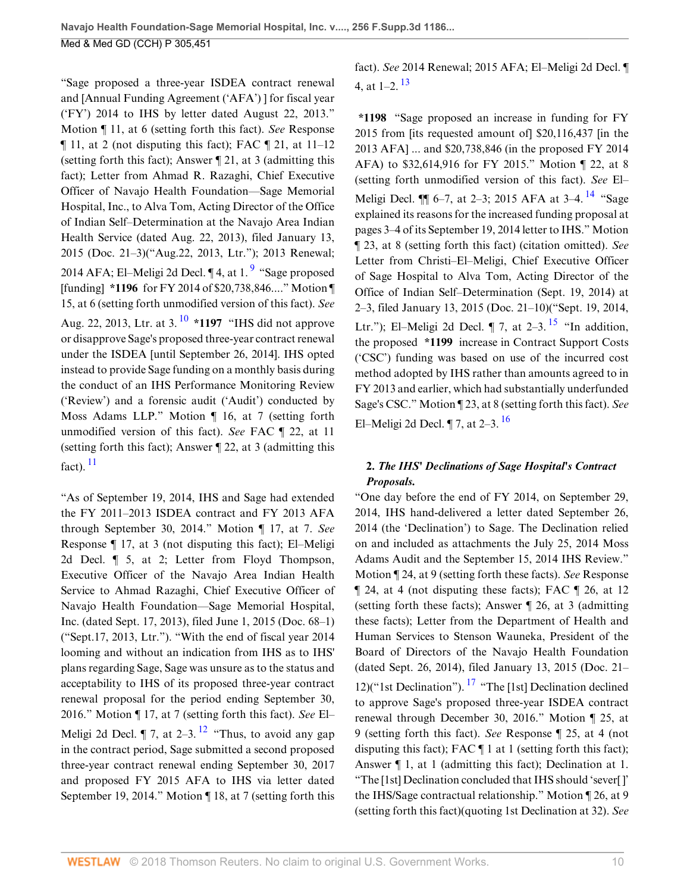"Sage proposed a three-year ISDEA contract renewal and [Annual Funding Agreement ('AFA') ] for fiscal year ('FY') 2014 to IHS by letter dated August 22, 2013." Motion ¶ 11, at 6 (setting forth this fact). *See* Response ¶ 11, at 2 (not disputing this fact); FAC ¶ 21, at 11–12 (setting forth this fact); Answer ¶ 21, at 3 (admitting this fact); Letter from Ahmad R. Razaghi, Chief Executive Officer of Navajo Health Foundation—Sage Memorial Hospital, Inc., to Alva Tom, Acting Director of the Office of Indian Self–Determination at the Navajo Area Indian Health Service (dated Aug. 22, 2013), filed January 13, 2015 (Doc. 21–3)("Aug.22, 2013, Ltr."); 2013 Renewal; 2014 AFA; El–Meligi 2d Decl. ¶ 4, at 1. [9] "Sage proposed [funding] **\*1196** for FY 2014 of $20,738,846...." Motion ¶ 15, at 6 (setting forth unmodified version of this fact). *See* Aug. 22, 2013, Ltr. at 3. [10] **\*1197** "IHS did not approve or disapprove Sage's proposed three-year contract renewal under the ISDEA [until September 26, 2014]. IHS opted instead to provide Sage funding on a monthly basis during the conduct of an IHS Performance Monitoring Review ('Review') and a forensic audit ('Audit') conducted by Moss Adams LLP." Motion ¶ 16, at 7 (setting forth unmodified version of this fact). *See* FAC ¶ 22, at 11 (setting forth this fact); Answer ¶ 22, at 3 (admitting this fact). [11]

"As of September 19, 2014, IHS and Sage had extended the FY 2011–2013 ISDEA contract and FY 2013 AFA through September 30, 2014." Motion ¶ 17, at 7. *See* Response ¶ 17, at 3 (not disputing this fact); El–Meligi 2d Decl. ¶ 5, at 2; Letter from Floyd Thompson, Executive Officer of the Navajo Area Indian Health Service to Ahmad Razaghi, Chief Executive Officer of Navajo Health Foundation—Sage Memorial Hospital, Inc. (dated Sept. 17, 2013), filed June 1, 2015 (Doc. 68–1) ("Sept.17, 2013, Ltr."). "With the end of fiscal year 2014 looming and without an indication from IHS as to IHS' plans regarding Sage, Sage was unsure as to the status and acceptability to IHS of its proposed three-year contract renewal proposal for the period ending September 30, 2016." Motion ¶ 17, at 7 (setting forth this fact). *See* El–Meligi 2d Decl. ¶ 7, at 2–3. [12] "Thus, to avoid any gap in the contract period, Sage submitted a second proposed three-year contract renewal ending September 30, 2017 and proposed FY 2015 AFA to IHS via letter dated September 19, 2014." Motion ¶ 18, at 7 (setting forth this fact). *See* 2014 Renewal; 2015 AFA; El–Meligi 2d Decl. ¶ 4, at 1–2. [13]

**\*1198** "Sage proposed an increase in funding for FY 2015 from [its requested amount of] $20,116,437 [in the 2013 AFA] ... and $20,738,846 (in the proposed FY 2014 AFA) to $32,614,916 for FY 2015." Motion ¶ 22, at 8 (setting forth unmodified version of this fact). *See* El–Meligi Decl. ¶¶ 6–7, at 2–3; 2015 AFA at 3–4. [14] "Sage explained its reasons for the increased funding proposal at pages 3–4 of its September 19, 2014 letter to IHS." Motion ¶ 23, at 8 (setting forth this fact) (citation omitted). *See* Letter from Christi–El–Meligi, Chief Executive Officer of Sage Hospital to Alva Tom, Acting Director of the Office of Indian Self–Determination (Sept. 19, 2014) at 2–3, filed January 13, 2015 (Doc. 21–10)("Sept. 19, 2014, Ltr."); El–Meligi 2d Decl. ¶ 7, at 2–3. [15] "In addition, the proposed **\*1199** increase in Contract Support Costs ('CSC') funding was based on use of the incurred cost method adopted by IHS rather than amounts agreed to in FY 2013 and earlier, which had substantially underfunded Sage's CSC." Motion ¶ 23, at 8 (setting forth this fact). *See* El–Meligi 2d Decl. ¶ 7, at 2–3. [16]

**2. *The IHS' Declinations of Sage Hospital's Contract Proposals.***

"One day before the end of FY 2014, on September 29, 2014, IHS hand-delivered a letter dated September 26, 2014 (the 'Declination') to Sage. The Declination relied on and included as attachments the July 25, 2014 Moss Adams Audit and the September 15, 2014 IHS Review." Motion ¶ 24, at 9 (setting forth these facts). *See* Response ¶ 24, at 4 (not disputing these facts); FAC ¶ 26, at 12 (setting forth these facts); Answer ¶ 26, at 3 (admitting these facts); Letter from the Department of Health and Human Services to Stenson Wauneka, President of the Board of Directors of the Navajo Health Foundation (dated Sept. 26, 2014), filed January 13, 2015 (Doc. 21–12)("1st Declination"). [17] "The [1st] Declination declined to approve Sage's proposed three-year ISDEA contract renewal through December 30, 2016." Motion ¶ 25, at 9 (setting forth this fact). *See* Response ¶ 25, at 4 (not disputing this fact); FAC ¶ 1 at 1 (setting forth this fact); Answer ¶ 1, at 1 (admitting this fact); Declination at 1. "The [1st] Declination concluded that IHS should 'sever[ ]' the IHS/Sage contractual relationship." Motion ¶ 26, at 9 (setting forth this fact)(quoting 1st Declination at 32). *See*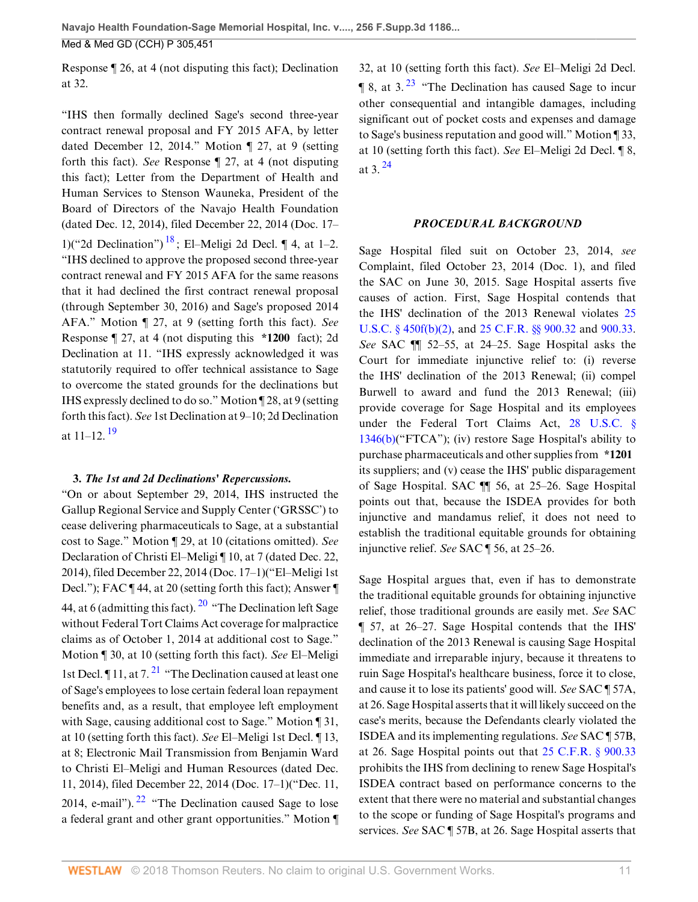Response ¶ 26, at 4 (not disputing this fact); Declination at 32.

"IHS then formally declined Sage's second three-year contract renewal proposal and FY 2015 AFA, by letter dated December 12, 2014." Motion ¶ 27, at 9 (setting forth this fact). *See* Response ¶ 27, at 4 (not disputing this fact); Letter from the Department of Health and Human Services to Stenson Wauneka, President of the Board of Directors of the Navajo Health Foundation (dated Dec. 12, 2014), filed December 22, 2014 (Doc. 17–1)("2d Declination") [18]; El–Meligi 2d Decl. ¶ 4, at 1–2. "IHS declined to approve the proposed second three-year contract renewal and FY 2015 AFA for the same reasons that it had declined the first contract renewal proposal (through September 30, 2016) and Sage's proposed 2014 AFA." Motion ¶ 27, at 9 (setting forth this fact). *See* Response ¶ 27, at 4 (not disputing this **\*1200** fact); 2d Declination at 11. "IHS expressly acknowledged it was statutorily required to offer technical assistance to Sage to overcome the stated grounds for the declinations but IHS expressly declined to do so." Motion ¶ 28, at 9 (setting forth this fact). *See* 1st Declination at 9–10; 2d Declination at 11–12. [19]

**3.** ***The 1st and 2d Declinations' Repercussions.***

"On or about September 29, 2014, IHS instructed the Gallup Regional Service and Supply Center ('GRSSC') to cease delivering pharmaceuticals to Sage, at a substantial cost to Sage." Motion ¶ 29, at 10 (citations omitted). *See* Declaration of Christi El–Meligi ¶ 10, at 7 (dated Dec. 22, 2014), filed December 22, 2014 (Doc. 17–1)("El–Meligi 1st Decl."); FAC ¶ 44, at 20 (setting forth this fact); Answer ¶ 44, at 6 (admitting this fact). [20] "The Declination left Sage without Federal Tort Claims Act coverage for malpractice claims as of October 1, 2014 at additional cost to Sage." Motion ¶ 30, at 10 (setting forth this fact). *See* El–Meligi 1st Decl. ¶ 11, at 7. [21] "The Declination caused at least one of Sage's employees to lose certain federal loan repayment benefits and, as a result, that employee left employment with Sage, causing additional cost to Sage." Motion ¶ 31, at 10 (setting forth this fact). *See* El–Meligi 1st Decl. ¶ 13, at 8; Electronic Mail Transmission from Benjamin Ward to Christi El–Meligi and Human Resources (dated Dec. 11, 2014), filed December 22, 2014 (Doc. 17–1)("Dec. 11, 2014, e-mail"). [22] "The Declination caused Sage to lose a federal grant and other grant opportunities." Motion ¶ 32, at 10 (setting forth this fact). *See* El–Meligi 2d Decl. ¶ 8, at 3. [23] "The Declination has caused Sage to incur other consequential and intangible damages, including significant out of pocket costs and expenses and damage to Sage's business reputation and good will." Motion ¶ 33, at 10 (setting forth this fact). *See* El–Meligi 2d Decl. ¶ 8, at 3. [24]

***PROCEDURAL BACKGROUND***

Sage Hospital filed suit on October 23, 2014, *see* Complaint, filed October 23, 2014 (Doc. 1), and filed the SAC on June 30, 2015. Sage Hospital asserts five causes of action. First, Sage Hospital contends that the IHS' declination of the 2013 Renewal violates 25 U.S.C. § 450f(b)(2), and 25 C.F.R. §§ 900.32 and 900.33. *See* SAC ¶¶ 52–55, at 24–25. Sage Hospital asks the Court for immediate injunctive relief to: (i) reverse the IHS' declination of the 2013 Renewal; (ii) compel Burwell to award and fund the 2013 Renewal; (iii) provide coverage for Sage Hospital and its employees under the Federal Tort Claims Act, 28 U.S.C. § 1346(b)("FTCA"); (iv) restore Sage Hospital's ability to purchase pharmaceuticals and other supplies from **\*1201** its suppliers; and (v) cease the IHS' public disparagement of Sage Hospital. SAC ¶¶ 56, at 25–26. Sage Hospital points out that, because the ISDEA provides for both injunctive and mandamus relief, it does not need to establish the traditional equitable grounds for obtaining injunctive relief. *See* SAC ¶ 56, at 25–26.

Sage Hospital argues that, even if has to demonstrate the traditional equitable grounds for obtaining injunctive relief, those traditional grounds are easily met. *See* SAC ¶ 57, at 26–27. Sage Hospital contends that the IHS' declination of the 2013 Renewal is causing Sage Hospital immediate and irreparable injury, because it threatens to ruin Sage Hospital's healthcare business, force it to close, and cause it to lose its patients' good will. *See* SAC ¶ 57A, at 26. Sage Hospital asserts that it will likely succeed on the case's merits, because the Defendants clearly violated the ISDEA and its implementing regulations. *See* SAC ¶ 57B, at 26. Sage Hospital points out that 25 C.F.R. § 900.33 prohibits the IHS from declining to renew Sage Hospital's ISDEA contract based on performance concerns to the extent that there were no material and substantial changes to the scope or funding of Sage Hospital's programs and services. *See* SAC ¶ 57B, at 26. Sage Hospital asserts that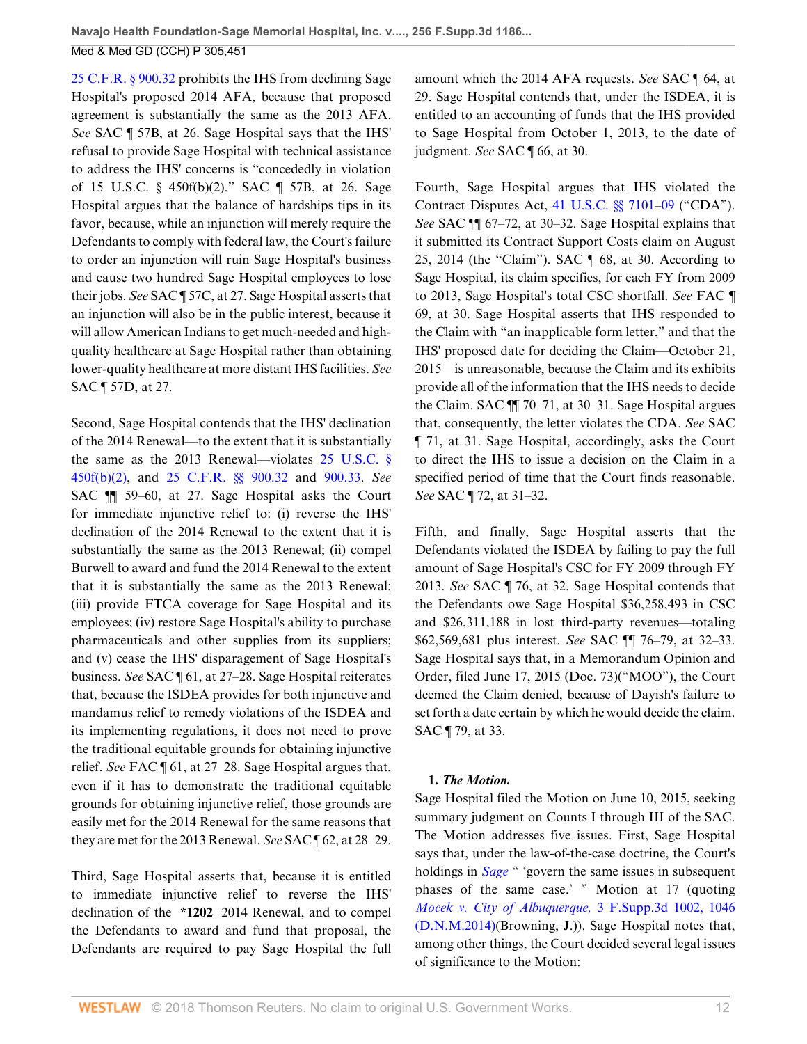25 C.F.R. § 900.32 prohibits the IHS from declining Sage Hospital's proposed 2014 AFA, because that proposed agreement is substantially the same as the 2013 AFA. *See* SAC ¶ 57B, at 26. Sage Hospital says that the IHS' refusal to provide Sage Hospital with technical assistance to address the IHS' concerns is "concededly in violation of 15 U.S.C. § 450f(b)(2)." SAC ¶ 57B, at 26. Sage Hospital argues that the balance of hardships tips in its favor, because, while an injunction will merely require the Defendants to comply with federal law, the Court's failure to order an injunction will ruin Sage Hospital's business and cause two hundred Sage Hospital employees to lose their jobs. *See* SAC ¶ 57C, at 27. Sage Hospital asserts that an injunction will also be in the public interest, because it will allow American Indians to get much-needed and high-quality healthcare at Sage Hospital rather than obtaining lower-quality healthcare at more distant IHS facilities. *See* SAC ¶ 57D, at 27.

Second, Sage Hospital contends that the IHS' declination of the 2014 Renewal—to the extent that it is substantially the same as the 2013 Renewal—violates 25 U.S.C. § 450f(b)(2), and 25 C.F.R. §§ 900.32 and 900.33. *See* SAC ¶¶ 59–60, at 27. Sage Hospital asks the Court for immediate injunctive relief to: (i) reverse the IHS' declination of the 2014 Renewal to the extent that it is substantially the same as the 2013 Renewal; (ii) compel Burwell to award and fund the 2014 Renewal to the extent that it is substantially the same as the 2013 Renewal; (iii) provide FTCA coverage for Sage Hospital and its employees; (iv) restore Sage Hospital's ability to purchase pharmaceuticals and other supplies from its suppliers; and (v) cease the IHS' disparagement of Sage Hospital's business. *See* SAC ¶ 61, at 27–28. Sage Hospital reiterates that, because the ISDEA provides for both injunctive and mandamus relief to remedy violations of the ISDEA and its implementing regulations, it does not need to prove the traditional equitable grounds for obtaining injunctive relief. *See* FAC ¶ 61, at 27–28. Sage Hospital argues that, even if it has to demonstrate the traditional equitable grounds for obtaining injunctive relief, those grounds are easily met for the 2014 Renewal for the same reasons that they are met for the 2013 Renewal. *See* SAC ¶ 62, at 28–29.

Third, Sage Hospital asserts that, because it is entitled to immediate injunctive relief to reverse the IHS' declination of the **\*1202** 2014 Renewal, and to compel the Defendants to award and fund that proposal, the Defendants are required to pay Sage Hospital the full amount which the 2014 AFA requests. *See* SAC ¶ 64, at 29. Sage Hospital contends that, under the ISDEA, it is entitled to an accounting of funds that the IHS provided to Sage Hospital from October 1, 2013, to the date of judgment. *See* SAC ¶ 66, at 30.

Fourth, Sage Hospital argues that IHS violated the Contract Disputes Act, 41 U.S.C. §§ 7101–09 ("CDA"). *See* SAC ¶¶ 67–72, at 30–32. Sage Hospital explains that it submitted its Contract Support Costs claim on August 25, 2014 (the "Claim"). SAC ¶ 68, at 30. According to Sage Hospital, its claim specifies, for each FY from 2009 to 2013, Sage Hospital's total CSC shortfall. *See* FAC ¶ 69, at 30. Sage Hospital asserts that IHS responded to the Claim with "an inapplicable form letter," and that the IHS' proposed date for deciding the Claim—October 21, 2015—is unreasonable, because the Claim and its exhibits provide all of the information that the IHS needs to decide the Claim. SAC ¶¶ 70–71, at 30–31. Sage Hospital argues that, consequently, the letter violates the CDA. *See* SAC ¶ 71, at 31. Sage Hospital, accordingly, asks the Court to direct the IHS to issue a decision on the Claim in a specified period of time that the Court finds reasonable. *See* SAC ¶ 72, at 31–32.

Fifth, and finally, Sage Hospital asserts that the Defendants violated the ISDEA by failing to pay the full amount of Sage Hospital's CSC for FY 2009 through FY 2013. *See* SAC ¶ 76, at 32. Sage Hospital contends that the Defendants owe Sage Hospital $36,258,493 in CSC and $26,311,188 in lost third-party revenues—totaling $62,569,681 plus interest. *See* SAC ¶¶ 76–79, at 32–33. Sage Hospital says that, in a Memorandum Opinion and Order, filed June 17, 2015 (Doc. 73)("MOO"), the Court deemed the Claim denied, because of Dayish's failure to set forth a date certain by which he would decide the claim. SAC ¶ 79, at 33.

**1. *The Motion.***

Sage Hospital filed the Motion on June 10, 2015, seeking summary judgment on Counts I through III of the SAC. The Motion addresses five issues. First, Sage Hospital says that, under the law-of-the-case doctrine, the Court's holdings in *Sage* " 'govern the same issues in subsequent phases of the same case.' " Motion at 17 (quoting *Mocek v. City of Albuquerque,* 3 F.Supp.3d 1002, 1046 (D.N.M.2014)(Browning, J.)). Sage Hospital notes that, among other things, the Court decided several legal issues of significance to the Motion: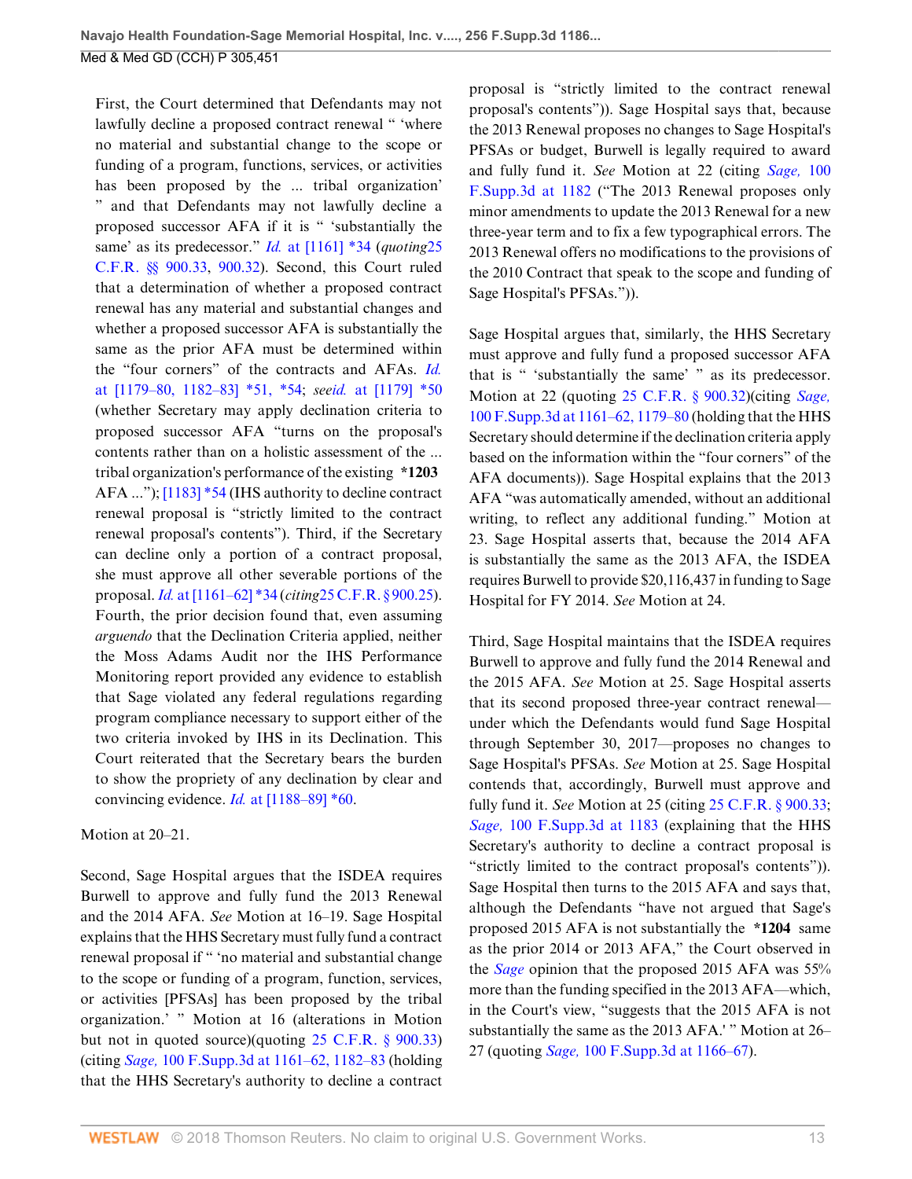First, the Court determined that Defendants may not lawfully decline a proposed contract renewal " 'where no material and substantial change to the scope or funding of a program, functions, services, or activities has been proposed by the ... tribal organization' " and that Defendants may not lawfully decline a proposed successor AFA if it is " 'substantially the same' as its predecessor." *Id.* at [1161] *34 (*quoting*25 C.F.R. §§ 900.33, 900.32). Second, this Court ruled that a determination of whether a proposed contract renewal has any material and substantial changes and whether a proposed successor AFA is substantially the same as the prior AFA must be determined within the "four corners" of the contracts and AFAs. *Id.* at [1179–80, 1182–83] *51, *54; *seeid.* at [1179] *50 (whether Secretary may apply declination criteria to proposed successor AFA "turns on the proposal's contents rather than on a holistic assessment of the ... tribal organization's performance of the existing **\*1203** AFA ..."); [1183] *54 (IHS authority to decline contract renewal proposal is "strictly limited to the contract renewal proposal's contents"). Third, if the Secretary can decline only a portion of a contract proposal, she must approve all other severable portions of the proposal. *Id.* at [1161–62] *34 (*citing*25 C.F.R. § 900.25). Fourth, the prior decision found that, even assuming *arguendo* that the Declination Criteria applied, neither the Moss Adams Audit nor the IHS Performance Monitoring report provided any evidence to establish that Sage violated any federal regulations regarding program compliance necessary to support either of the two criteria invoked by IHS in its Declination. This Court reiterated that the Secretary bears the burden to show the propriety of any declination by clear and convincing evidence. *Id.* at [1188–89] *60.

Motion at 20–21.

Second, Sage Hospital argues that the ISDEA requires Burwell to approve and fully fund the 2013 Renewal and the 2014 AFA. *See* Motion at 16–19. Sage Hospital explains that the HHS Secretary must fully fund a contract renewal proposal if " 'no material and substantial change to the scope or funding of a program, function, services, or activities [PFSAs] has been proposed by the tribal organization.' " Motion at 16 (alterations in Motion but not in quoted source)(quoting 25 C.F.R. § 900.33)(citing *Sage,* 100 F.Supp.3d at 1161–62, 1182–83 (holding that the HHS Secretary's authority to decline a contract proposal is "strictly limited to the contract renewal proposal's contents")). Sage Hospital says that, because the 2013 Renewal proposes no changes to Sage Hospital's PFSAs or budget, Burwell is legally required to award and fully fund it. *See* Motion at 22 (citing *Sage,* 100 F.Supp.3d at 1182 ("The 2013 Renewal proposes only minor amendments to update the 2013 Renewal for a new three-year term and to fix a few typographical errors. The 2013 Renewal offers no modifications to the provisions of the 2010 Contract that speak to the scope and funding of Sage Hospital's PFSAs.")).

Sage Hospital argues that, similarly, the HHS Secretary must approve and fully fund a proposed successor AFA that is " 'substantially the same' " as its predecessor. Motion at 22 (quoting 25 C.F.R. § 900.32)(citing *Sage,* 100 F.Supp.3d at 1161–62, 1179–80 (holding that the HHS Secretary should determine if the declination criteria apply based on the information within the "four corners" of the AFA documents)). Sage Hospital explains that the 2013 AFA "was automatically amended, without an additional writing, to reflect any additional funding." Motion at 23. Sage Hospital asserts that, because the 2014 AFA is substantially the same as the 2013 AFA, the ISDEA requires Burwell to provide $20,116,437 in funding to Sage Hospital for FY 2014. *See* Motion at 24.

Third, Sage Hospital maintains that the ISDEA requires Burwell to approve and fully fund the 2014 Renewal and the 2015 AFA. *See* Motion at 25. Sage Hospital asserts that its second proposed three-year contract renewal—under which the Defendants would fund Sage Hospital through September 30, 2017—proposes no changes to Sage Hospital's PFSAs. *See* Motion at 25. Sage Hospital contends that, accordingly, Burwell must approve and fully fund it. *See* Motion at 25 (citing 25 C.F.R. § 900.33; *Sage,* 100 F.Supp.3d at 1183 (explaining that the HHS Secretary's authority to decline a contract proposal is "strictly limited to the contract proposal's contents")). Sage Hospital then turns to the 2015 AFA and says that, although the Defendants "have not argued that Sage's proposed 2015 AFA is not substantially the **\*1204** same as the prior 2014 or 2013 AFA," the Court observed in the *Sage* opinion that the proposed 2015 AFA was 55% more than the funding specified in the 2013 AFA—which, in the Court's view, "suggests that the 2015 AFA is not substantially the same as the 2013 AFA.' " Motion at 26–27 (quoting *Sage,* 100 F.Supp.3d at 1166–67).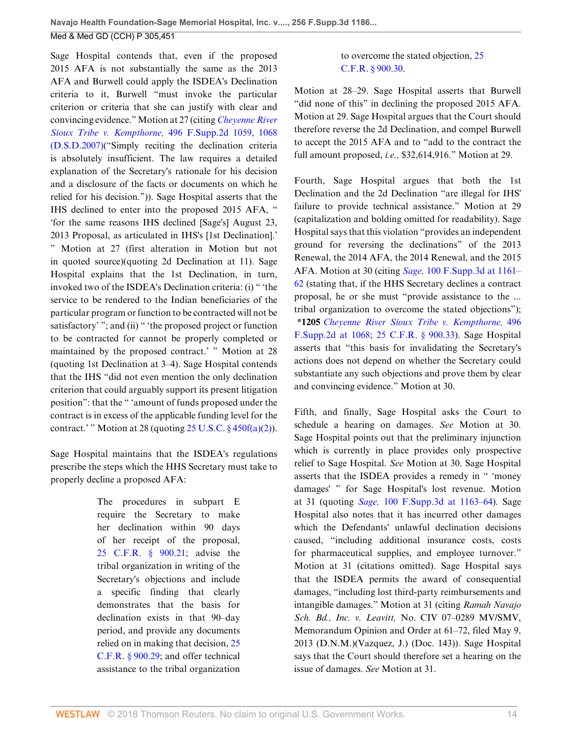Sage Hospital contends that, even if the proposed 2015 AFA is not substantially the same as the 2013 AFA and Burwell could apply the ISDEA's Declination criteria to it, Burwell "must invoke the particular criterion or criteria that she can justify with clear and convincing evidence." Motion at 27 (citing *Cheyenne River Sioux Tribe v. Kempthorne,* 496 F.Supp.2d 1059, 1068 (D.S.D.2007)("Simply reciting the declination criteria is absolutely insufficient. The law requires a detailed explanation of the Secretary's rationale for his decision and a disclosure of the facts or documents on which he relied for his decision.")). Sage Hospital asserts that the IHS declined to enter into the proposed 2015 AFA, " 'for the same reasons IHS declined [Sage's] August 23, 2013 Proposal, as articulated in IHS's [1st Declination].' " Motion at 27 (first alteration in Motion but not in quoted source)(quoting 2d Declination at 11). Sage Hospital explains that the 1st Declination, in turn, invoked two of the ISDEA's Declination criteria: (i) " 'the service to be rendered to the Indian beneficiaries of the particular program or function to be contracted will not be satisfactory' "; and (ii) " 'the proposed project or function to be contracted for cannot be properly completed or maintained by the proposed contract.' " Motion at 28 (quoting 1st Declination at 3–4). Sage Hospital contends that the IHS "did not even mention the only declination criterion that could arguably support its present litigation position": that the " 'amount of funds proposed under the contract is in excess of the applicable funding level for the contract.' " Motion at 28 (quoting 25 U.S.C. § 450f(a)(2)).

Sage Hospital maintains that the ISDEA's regulations prescribe the steps which the HHS Secretary must take to properly decline a proposed AFA:

> The procedures in subpart E require the Secretary to make her declination within 90 days of her receipt of the proposal, 25 C.F.R. § 900.21; advise the tribal organization in writing of the Secretary's objections and include a specific finding that clearly demonstrates that the basis for declination exists in that 90–day period, and provide any documents relied on in making that decision, 25 C.F.R. § 900.29; and offer technical assistance to the tribal organization to overcome the stated objection, 25 C.F.R. § 900.30.

Motion at 28–29. Sage Hospital asserts that Burwell "did none of this" in declining the proposed 2015 AFA. Motion at 29. Sage Hospital argues that the Court should therefore reverse the 2d Declination, and compel Burwell to accept the 2015 AFA and to "add to the contract the full amount proposed, *i.e.,* $32,614,916." Motion at 29.

Fourth, Sage Hospital argues that both the 1st Declination and the 2d Declination "are illegal for IHS' failure to provide technical assistance." Motion at 29 (capitalization and bolding omitted for readability). Sage Hospital says that this violation "provides an independent ground for reversing the declinations" of the 2013 Renewal, the 2014 AFA, the 2014 Renewal, and the 2015 AFA. Motion at 30 (citing *Sage,* 100 F.Supp.3d at 1161–62 (stating that, if the HHS Secretary declines a contract proposal, he or she must "provide assistance to the ... tribal organization to overcome the stated objections"); **\*1205** *Cheyenne River Sioux Tribe v. Kempthorne,* 496 F.Supp.2d at 1068; 25 C.F.R. § 900.33). Sage Hospital asserts that "this basis for invalidating the Secretary's actions does not depend on whether the Secretary could substantiate any such objections and prove them by clear and convincing evidence." Motion at 30.

Fifth, and finally, Sage Hospital asks the Court to schedule a hearing on damages. *See* Motion at 30. Sage Hospital points out that the preliminary injunction which is currently in place provides only prospective relief to Sage Hospital. *See* Motion at 30. Sage Hospital asserts that the ISDEA provides a remedy in " 'money damages' " for Sage Hospital's lost revenue. Motion at 31 (quoting *Sage,* 100 F.Supp.3d at 1163–64). Sage Hospital also notes that it has incurred other damages which the Defendants' unlawful declination decisions caused, "including additional insurance costs, costs for pharmaceutical supplies, and employee turnover." Motion at 31 (citations omitted). Sage Hospital says that the ISDEA permits the award of consequential damages, "including lost third-party reimbursements and intangible damages." Motion at 31 (citing *Ramah Navajo Sch. Bd., Inc. v. Leavitt,* No. CIV 07–0289 MV/SMV, Memorandum Opinion and Order at 61–72, filed May 9, 2013 (D.N.M.)(Vazquez, J.) (Doc. 143)). Sage Hospital says that the Court should therefore set a hearing on the issue of damages. *See* Motion at 31.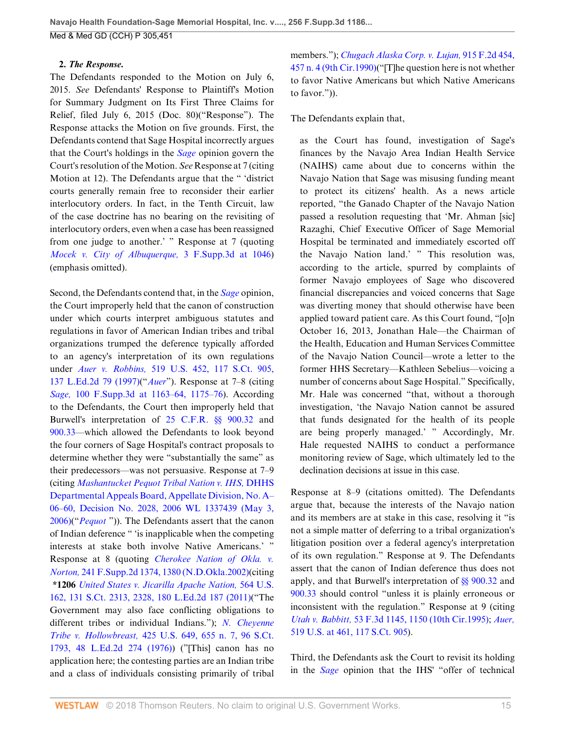**2. *The Response.***

The Defendants responded to the Motion on July 6, 2015. *See* Defendants' Response to Plaintiff's Motion for Summary Judgment on Its First Three Claims for Relief, filed July 6, 2015 (Doc. 80)("Response"). The Response attacks the Motion on five grounds. First, the Defendants contend that Sage Hospital incorrectly argues that the Court's holdings in the *Sage* opinion govern the Court's resolution of the Motion. *See* Response at 7 (citing Motion at 12). The Defendants argue that the " 'district courts generally remain free to reconsider their earlier interlocutory orders. In fact, in the Tenth Circuit, law of the case doctrine has no bearing on the revisiting of interlocutory orders, even when a case has been reassigned from one judge to another.' " Response at 7 (quoting *Mocek v. City of Albuquerque,* 3 F.Supp.3d at 1046) (emphasis omitted).

Second, the Defendants contend that, in the *Sage* opinion, the Court improperly held that the canon of construction under which courts interpret ambiguous statutes and regulations in favor of American Indian tribes and tribal organizations trumped the deference typically afforded to an agency's interpretation of its own regulations under *Auer v. Robbins,* 519 U.S. 452, 117 S.Ct. 905, 137 L.Ed.2d 79 (1997)("*Auer*"). Response at 7–8 (citing *Sage,* 100 F.Supp.3d at 1163–64, 1175–76). According to the Defendants, the Court then improperly held that Burwell's interpretation of 25 C.F.R. §§ 900.32 and 900.33—which allowed the Defendants to look beyond the four corners of Sage Hospital's contract proposals to determine whether they were "substantially the same" as their predecessors—was not persuasive. Response at 7–9 (citing *Mashantucket Pequot Tribal Nation v. IHS,* DHHS Departmental Appeals Board, Appellate Division, No. A–06–60, Decision No. 2028, 2006 WL 1337439 (May 3, 2006)("*Pequot* ")). The Defendants assert that the canon of Indian deference " 'is inapplicable when the competing interests at stake both involve Native Americans.' " Response at 8 (quoting *Cherokee Nation of Okla. v. Norton,* 241 F.Supp.2d 1374, 1380 (N.D.Okla.2002)(citing **\*1206** *United States v. Jicarilla Apache Nation,* 564 U.S. 162, 131 S.Ct. 2313, 2328, 180 L.Ed.2d 187 (2011)("The Government may also face conflicting obligations to different tribes or individual Indians."); *N. Cheyenne Tribe v. Hollowbreast,* 425 U.S. 649, 655 n. 7, 96 S.Ct. 1793, 48 L.Ed.2d 274 (1976)) ("[This] canon has no application here; the contesting parties are an Indian tribe and a class of individuals consisting primarily of tribal members."); *Chugach Alaska Corp. v. Lujan,* 915 F.2d 454, 457 n. 4 (9th Cir.1990)("[T]he question here is not whether to favor Native Americans but which Native Americans to favor.")).

The Defendants explain that,

> as the Court has found, investigation of Sage's finances by the Navajo Area Indian Health Service (NAIHS) came about due to concerns within the Navajo Nation that Sage was misusing funding meant to protect its citizens' health. As a news article reported, "the Ganado Chapter of the Navajo Nation passed a resolution requesting that 'Mr. Ahman [sic] Razaghi, Chief Executive Officer of Sage Memorial Hospital be terminated and immediately escorted off the Navajo Nation land.' " This resolution was, according to the article, spurred by complaints of former Navajo employees of Sage who discovered financial discrepancies and voiced concerns that Sage was diverting money that should otherwise have been applied toward patient care. As this Court found, "[o]n October 16, 2013, Jonathan Hale—the Chairman of the Health, Education and Human Services Committee of the Navajo Nation Council—wrote a letter to the former HHS Secretary—Kathleen Sebelius—voicing a number of concerns about Sage Hospital." Specifically, Mr. Hale was concerned "that, without a thorough investigation, 'the Navajo Nation cannot be assured that funds designated for the health of its people are being properly managed.' " Accordingly, Mr. Hale requested NAIHS to conduct a performance monitoring review of Sage, which ultimately led to the declination decisions at issue in this case.

Response at 8–9 (citations omitted). The Defendants argue that, because the interests of the Navajo nation and its members are at stake in this case, resolving it "is not a simple matter of deferring to a tribal organization's litigation position over a federal agency's interpretation of its own regulation." Response at 9. The Defendants assert that the canon of Indian deference thus does not apply, and that Burwell's interpretation of §§ 900.32 and 900.33 should control "unless it is plainly erroneous or inconsistent with the regulation." Response at 9 (citing *Utah v. Babbitt,* 53 F.3d 1145, 1150 (10th Cir.1995); *Auer,* 519 U.S. at 461, 117 S.Ct. 905).

Third, the Defendants ask the Court to revisit its holding in the *Sage* opinion that the IHS' "offer of technical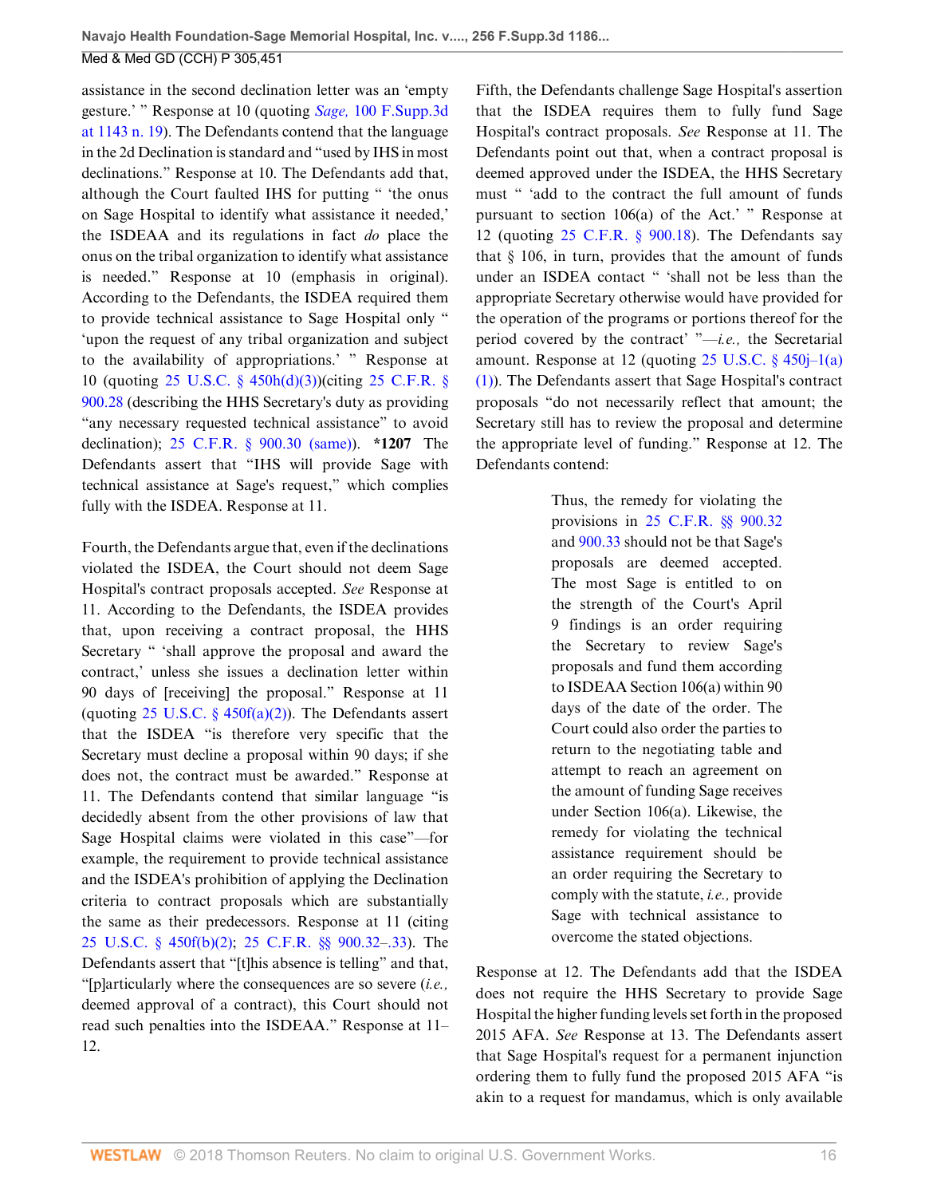assistance in the second declination letter was an 'empty gesture.' " Response at 10 (quoting *Sage,* 100 F.Supp.3d at 1143 n. 19). The Defendants contend that the language in the 2d Declination is standard and "used by IHS in most declinations." Response at 10. The Defendants add that, although the Court faulted IHS for putting " 'the onus on Sage Hospital to identify what assistance it needed,' the ISDEAA and its regulations in fact *do* place the onus on the tribal organization to identify what assistance is needed." Response at 10 (emphasis in original). According to the Defendants, the ISDEA required them to provide technical assistance to Sage Hospital only " 'upon the request of any tribal organization and subject to the availability of appropriations.' " Response at 10 (quoting 25 U.S.C. § 450h(d)(3))(citing 25 C.F.R. § 900.28 (describing the HHS Secretary's duty as providing "any necessary requested technical assistance" to avoid declination); 25 C.F.R. § 900.30 (same)). **\*1207** The Defendants assert that "IHS will provide Sage with technical assistance at Sage's request," which complies fully with the ISDEA. Response at 11.

Fourth, the Defendants argue that, even if the declinations violated the ISDEA, the Court should not deem Sage Hospital's contract proposals accepted. *See* Response at 11. According to the Defendants, the ISDEA provides that, upon receiving a contract proposal, the HHS Secretary " 'shall approve the proposal and award the contract,' unless she issues a declination letter within 90 days of [receiving] the proposal." Response at 11 (quoting 25 U.S.C. § 450f(a)(2)). The Defendants assert that the ISDEA "is therefore very specific that the Secretary must decline a proposal within 90 days; if she does not, the contract must be awarded." Response at 11. The Defendants contend that similar language "is decidedly absent from the other provisions of law that Sage Hospital claims were violated in this case"—for example, the requirement to provide technical assistance and the ISDEA's prohibition of applying the Declination criteria to contract proposals which are substantially the same as their predecessors. Response at 11 (citing 25 U.S.C. § 450f(b)(2); 25 C.F.R. §§ 900.32–.33). The Defendants assert that "[t]his absence is telling" and that, "[p]articularly where the consequences are so severe (*i.e.,* deemed approval of a contract), this Court should not read such penalties into the ISDEAA." Response at 11–12.

Fifth, the Defendants challenge Sage Hospital's assertion that the ISDEA requires them to fully fund Sage Hospital's contract proposals. *See* Response at 11. The Defendants point out that, when a contract proposal is deemed approved under the ISDEA, the HHS Secretary must " 'add to the contract the full amount of funds pursuant to section 106(a) of the Act.' " Response at 12 (quoting 25 C.F.R. § 900.18). The Defendants say that § 106, in turn, provides that the amount of funds under an ISDEA contact " 'shall not be less than the appropriate Secretary otherwise would have provided for the operation of the programs or portions thereof for the period covered by the contract' "—*i.e.,* the Secretarial amount. Response at 12 (quoting 25 U.S.C. § 450j–1(a)(1)). The Defendants assert that Sage Hospital's contract proposals "do not necessarily reflect that amount; the Secretary still has to review the proposal and determine the appropriate level of funding." Response at 12. The Defendants contend:

> Thus, the remedy for violating the provisions in 25 C.F.R. §§ 900.32 and 900.33 should not be that Sage's proposals are deemed accepted. The most Sage is entitled to on the strength of the Court's April 9 findings is an order requiring the Secretary to review Sage's proposals and fund them according to ISDEAA Section 106(a) within 90 days of the date of the order. The Court could also order the parties to return to the negotiating table and attempt to reach an agreement on the amount of funding Sage receives under Section 106(a). Likewise, the remedy for violating the technical assistance requirement should be an order requiring the Secretary to comply with the statute, *i.e.,* provide Sage with technical assistance to overcome the stated objections.

Response at 12. The Defendants add that the ISDEA does not require the HHS Secretary to provide Sage Hospital the higher funding levels set forth in the proposed 2015 AFA. *See* Response at 13. The Defendants assert that Sage Hospital's request for a permanent injunction ordering them to fully fund the proposed 2015 AFA "is akin to a request for mandamus, which is only available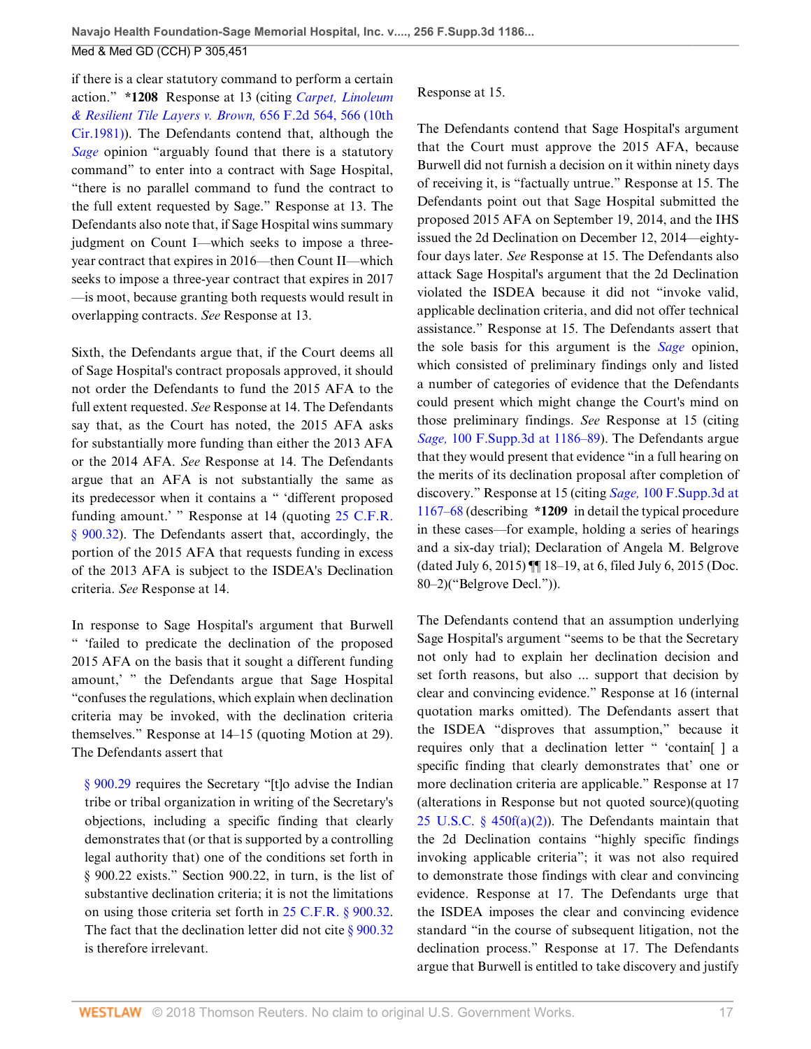if there is a clear statutory command to perform a certain action." **\*1208** Response at 13 (citing *Carpet, Linoleum & Resilient Tile Layers v. Brown,* 656 F.2d 564, 566 (10th Cir.1981)). The Defendants contend that, although the *Sage* opinion "arguably found that there is a statutory command" to enter into a contract with Sage Hospital, "there is no parallel command to fund the contract to the full extent requested by Sage." Response at 13. The Defendants also note that, if Sage Hospital wins summary judgment on Count I—which seeks to impose a three-year contract that expires in 2016—then Count II—which seeks to impose a three-year contract that expires in 2017—is moot, because granting both requests would result in overlapping contracts. *See* Response at 13.

Sixth, the Defendants argue that, if the Court deems all of Sage Hospital's contract proposals approved, it should not order the Defendants to fund the 2015 AFA to the full extent requested. *See* Response at 14. The Defendants say that, as the Court has noted, the 2015 AFA asks for substantially more funding than either the 2013 AFA or the 2014 AFA. *See* Response at 14. The Defendants argue that an AFA is not substantially the same as its predecessor when it contains a " 'different proposed funding amount.' " Response at 14 (quoting 25 C.F.R. § 900.32). The Defendants assert that, accordingly, the portion of the 2015 AFA that requests funding in excess of the 2013 AFA is subject to the ISDEA's Declination criteria. *See* Response at 14.

In response to Sage Hospital's argument that Burwell " 'failed to predicate the declination of the proposed 2015 AFA on the basis that it sought a different funding amount,' " the Defendants argue that Sage Hospital "confuses the regulations, which explain when declination criteria may be invoked, with the declination criteria themselves." Response at 14–15 (quoting Motion at 29). The Defendants assert that

> § 900.29 requires the Secretary "[t]o advise the Indian tribe or tribal organization in writing of the Secretary's objections, including a specific finding that clearly demonstrates that (or that is supported by a controlling legal authority that) one of the conditions set forth in § 900.22 exists." Section 900.22, in turn, is the list of substantive declination criteria; it is not the limitations on using those criteria set forth in 25 C.F.R. § 900.32. The fact that the declination letter did not cite § 900.32 is therefore irrelevant.

Response at 15.

The Defendants contend that Sage Hospital's argument that the Court must approve the 2015 AFA, because Burwell did not furnish a decision on it within ninety days of receiving it, is "factually untrue." Response at 15. The Defendants point out that Sage Hospital submitted the proposed 2015 AFA on September 19, 2014, and the IHS issued the 2d Declination on December 12, 2014—eighty-four days later. *See* Response at 15. The Defendants also attack Sage Hospital's argument that the 2d Declination violated the ISDEA because it did not "invoke valid, applicable declination criteria, and did not offer technical assistance." Response at 15. The Defendants assert that the sole basis for this argument is the *Sage* opinion, which consisted of preliminary findings only and listed a number of categories of evidence that the Defendants could present which might change the Court's mind on those preliminary findings. *See* Response at 15 (citing *Sage,* 100 F.Supp.3d at 1186–89). The Defendants argue that they would present that evidence "in a full hearing on the merits of its declination proposal after completion of discovery." Response at 15 (citing *Sage,* 100 F.Supp.3d at 1167–68 (describing **\*1209** in detail the typical procedure in these cases—for example, holding a series of hearings and a six-day trial); Declaration of Angela M. Belgrove (dated July 6, 2015) ¶¶ 18–19, at 6, filed July 6, 2015 (Doc. 80–2)("Belgrove Decl.")).

The Defendants contend that an assumption underlying Sage Hospital's argument "seems to be that the Secretary not only had to explain her declination decision and set forth reasons, but also ... support that decision by clear and convincing evidence." Response at 16 (internal quotation marks omitted). The Defendants assert that the ISDEA "disproves that assumption," because it requires only that a declination letter " 'contain[ ] a specific finding that clearly demonstrates that' one or more declination criteria are applicable." Response at 17 (alterations in Response but not quoted source)(quoting 25 U.S.C. § 450f(a)(2)). The Defendants maintain that the 2d Declination contains "highly specific findings invoking applicable criteria"; it was not also required to demonstrate those findings with clear and convincing evidence. Response at 17. The Defendants urge that the ISDEA imposes the clear and convincing evidence standard "in the course of subsequent litigation, not the declination process." Response at 17. The Defendants argue that Burwell is entitled to take discovery and justify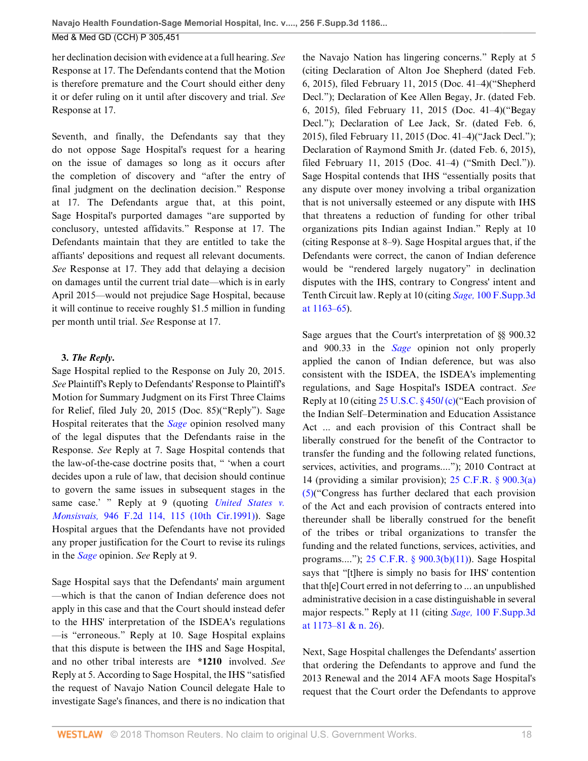her declination decision with evidence at a full hearing. *See* Response at 17. The Defendants contend that the Motion is therefore premature and the Court should either deny it or defer ruling on it until after discovery and trial. *See* Response at 17.

Seventh, and finally, the Defendants say that they do not oppose Sage Hospital's request for a hearing on the issue of damages so long as it occurs after the completion of discovery and "after the entry of final judgment on the declination decision." Response at 17. The Defendants argue that, at this point, Sage Hospital's purported damages "are supported by conclusory, untested affidavits." Response at 17. The Defendants maintain that they are entitled to take the affiants' depositions and request all relevant documents. *See* Response at 17. They add that delaying a decision on damages until the current trial date—which is in early April 2015—would not prejudice Sage Hospital, because it will continue to receive roughly $1.5 million in funding per month until trial. *See* Response at 17.

**3. *The Reply.***

Sage Hospital replied to the Response on July 20, 2015. *See* Plaintiff's Reply to Defendants' Response to Plaintiff's Motion for Summary Judgment on its First Three Claims for Relief, filed July 20, 2015 (Doc. 85)("Reply"). Sage Hospital reiterates that the *Sage* opinion resolved many of the legal disputes that the Defendants raise in the Response. *See* Reply at 7. Sage Hospital contends that the law-of-the-case doctrine posits that, " 'when a court decides upon a rule of law, that decision should continue to govern the same issues in subsequent stages in the same case.' " Reply at 9 (quoting *United States v. Monsisvais,* 946 F.2d 114, 115 (10th Cir.1991)). Sage Hospital argues that the Defendants have not provided any proper justification for the Court to revise its rulings in the *Sage* opinion. *See* Reply at 9.

Sage Hospital says that the Defendants' main argument —which is that the canon of Indian deference does not apply in this case and that the Court should instead defer to the HHS' interpretation of the ISDEA's regulations —is "erroneous." Reply at 10. Sage Hospital explains that this dispute is between the IHS and Sage Hospital, and no other tribal interests are **\*1210** involved. *See* Reply at 5. According to Sage Hospital, the IHS "satisfied the request of Navajo Nation Council delegate Hale to investigate Sage's finances, and there is no indication that the Navajo Nation has lingering concerns." Reply at 5 (citing Declaration of Alton Joe Shepherd (dated Feb. 6, 2015), filed February 11, 2015 (Doc. 41–4)("Shepherd Decl."); Declaration of Kee Allen Begay, Jr. (dated Feb. 6, 2015), filed February 11, 2015 (Doc. 41–4)("Begay Decl."); Declaration of Lee Jack, Sr. (dated Feb. 6, 2015), filed February 11, 2015 (Doc. 41–4)("Jack Decl."); Declaration of Raymond Smith Jr. (dated Feb. 6, 2015), filed February 11, 2015 (Doc. 41–4) ("Smith Decl.")). Sage Hospital contends that IHS "essentially posits that any dispute over money involving a tribal organization that is not universally esteemed or any dispute with IHS that threatens a reduction of funding for other tribal organizations pits Indian against Indian." Reply at 10 (citing Response at 8–9). Sage Hospital argues that, if the Defendants were correct, the canon of Indian deference would be "rendered largely nugatory" in declination disputes with the IHS, contrary to Congress' intent and Tenth Circuit law. Reply at 10 (citing *Sage,* 100 F.Supp.3d at 1163–65).

Sage argues that the Court's interpretation of §§ 900.32 and 900.33 in the *Sage* opinion not only properly applied the canon of Indian deference, but was also consistent with the ISDEA, the ISDEA's implementing regulations, and Sage Hospital's ISDEA contract. *See* Reply at 10 (citing 25 U.S.C. § 450*l* (c)("Each provision of the Indian Self–Determination and Education Assistance Act ... and each provision of this Contract shall be liberally construed for the benefit of the Contractor to transfer the funding and the following related functions, services, activities, and programs...."); 2010 Contract at 14 (providing a similar provision); 25 C.F.R. § 900.3(a)(5)("Congress has further declared that each provision of the Act and each provision of contracts entered into thereunder shall be liberally construed for the benefit of the tribes or tribal organizations to transfer the funding and the related functions, services, activities, and programs...."); 25 C.F.R. § 900.3(b)(11)). Sage Hospital says that "[t]here is simply no basis for IHS' contention that th[e] Court erred in not deferring to ... an unpublished administrative decision in a case distinguishable in several major respects." Reply at 11 (citing *Sage,* 100 F.Supp.3d at 1173–81 & n. 26).

Next, Sage Hospital challenges the Defendants' assertion that ordering the Defendants to approve and fund the 2013 Renewal and the 2014 AFA moots Sage Hospital's request that the Court order the Defendants to approve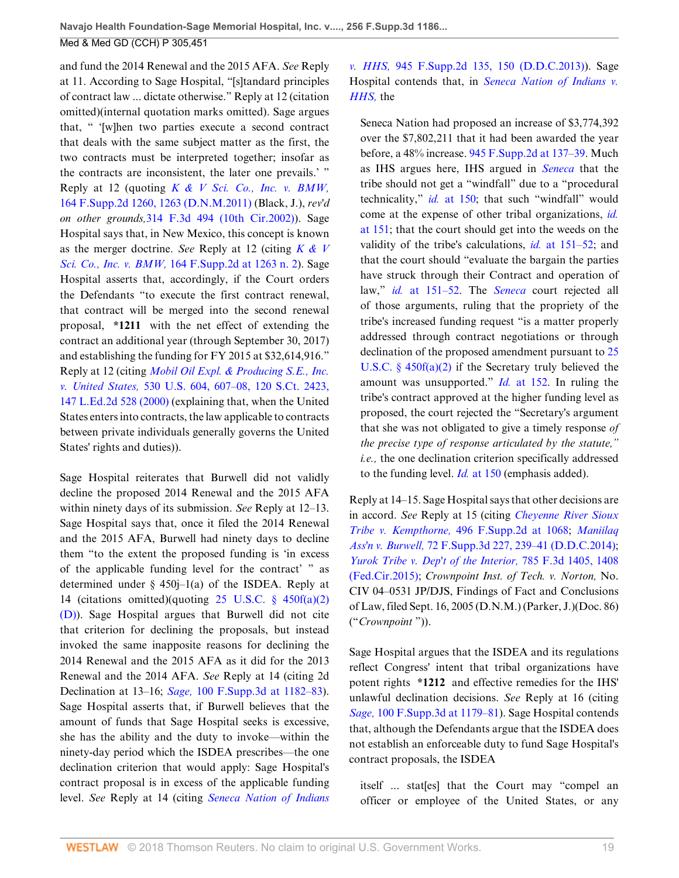and fund the 2014 Renewal and the 2015 AFA. *See* Reply at 11. According to Sage Hospital, "[s]tandard principles of contract law ... dictate otherwise." Reply at 12 (citation omitted)(internal quotation marks omitted). Sage argues that, " '[w]hen two parties execute a second contract that deals with the same subject matter as the first, the two contracts must be interpreted together; insofar as the contracts are inconsistent, the later one prevails.' " Reply at 12 (quoting *K & V Sci. Co., Inc. v. BMW,* 164 F.Supp.2d 1260, 1263 (D.N.M.2011) (Black, J.), *rev'd on other grounds,*314 F.3d 494 (10th Cir.2002)). Sage Hospital says that, in New Mexico, this concept is known as the merger doctrine. *See* Reply at 12 (citing *K & V Sci. Co., Inc. v. BMW,* 164 F.Supp.2d at 1263 n. 2). Sage Hospital asserts that, accordingly, if the Court orders the Defendants "to execute the first contract renewal, that contract will be merged into the second renewal proposal, **\*1211** with the net effect of extending the contract an additional year (through September 30, 2017) and establishing the funding for FY 2015 at $32,614,916." Reply at 12 (citing *Mobil Oil Expl. & Producing S.E., Inc. v. United States,* 530 U.S. 604, 607–08, 120 S.Ct. 2423, 147 L.Ed.2d 528 (2000) (explaining that, when the United States enters into contracts, the law applicable to contracts between private individuals generally governs the United States' rights and duties)).

Sage Hospital reiterates that Burwell did not validly decline the proposed 2014 Renewal and the 2015 AFA within ninety days of its submission. *See* Reply at 12–13. Sage Hospital says that, once it filed the 2014 Renewal and the 2015 AFA, Burwell had ninety days to decline them "to the extent the proposed funding is 'in excess of the applicable funding level for the contract' " as determined under § 450j–1(a) of the ISDEA. Reply at 14 (citations omitted)(quoting 25 U.S.C. § 450f(a)(2)(D)). Sage Hospital argues that Burwell did not cite that criterion for declining the proposals, but instead invoked the same inapposite reasons for declining the 2014 Renewal and the 2015 AFA as it did for the 2013 Renewal and the 2014 AFA. *See* Reply at 14 (citing 2d Declination at 13–16; *Sage,* 100 F.Supp.3d at 1182–83). Sage Hospital asserts that, if Burwell believes that the amount of funds that Sage Hospital seeks is excessive, she has the ability and the duty to invoke—within the ninety-day period which the ISDEA prescribes—the one declination criterion that would apply: Sage Hospital's contract proposal is in excess of the applicable funding level. *See* Reply at 14 (citing *Seneca Nation of Indians v. HHS,* 945 F.Supp.2d 135, 150 (D.D.C.2013)). Sage Hospital contends that, in *Seneca Nation of Indians v. HHS,* the

> Seneca Nation had proposed an increase of $3,774,392 over the $7,802,211 that it had been awarded the year before, a 48% increase. 945 F.Supp.2d at 137–39. Much as IHS argues here, IHS argued in *Seneca* that the tribe should not get a "windfall" due to a "procedural technicality," *id.* at 150; that such "windfall" would come at the expense of other tribal organizations, *id.* at 151; that the court should get into the weeds on the validity of the tribe's calculations, *id.* at 151–52; and that the court should "evaluate the bargain the parties have struck through their Contract and operation of law," *id.* at 151–52. The *Seneca* court rejected all of those arguments, ruling that the propriety of the tribe's increased funding request "is a matter properly addressed through contract negotiations or through declination of the proposed amendment pursuant to 25 U.S.C. § 450f(a)(2) if the Secretary truly believed the amount was unsupported." *Id.* at 152. In ruling the tribe's contract approved at the higher funding level as proposed, the court rejected the "Secretary's argument that she was not obligated to give a timely response *of the precise type of response articulated by the statute," i.e.,* the one declination criterion specifically addressed to the funding level. *Id.* at 150 (emphasis added).

Reply at 14–15. Sage Hospital says that other decisions are in accord. *See* Reply at 15 (citing *Cheyenne River Sioux Tribe v. Kempthorne,* 496 F.Supp.2d at 1068; *Maniilaq Ass'n v. Burwell,* 72 F.Supp.3d 227, 239–41 (D.D.C.2014); *Yurok Tribe v. Dep't of the Interior,* 785 F.3d 1405, 1408 (Fed.Cir.2015); *Crownpoint Inst. of Tech. v. Norton,* No. CIV 04–0531 JP/DJS, Findings of Fact and Conclusions of Law, filed Sept. 16, 2005 (D.N.M.) (Parker, J.)(Doc. 86) ("*Crownpoint* ")).

Sage Hospital argues that the ISDEA and its regulations reflect Congress' intent that tribal organizations have potent rights **\*1212** and effective remedies for the IHS' unlawful declination decisions. *See* Reply at 16 (citing *Sage,* 100 F.Supp.3d at 1179–81). Sage Hospital contends that, although the Defendants argue that the ISDEA does not establish an enforceable duty to fund Sage Hospital's contract proposals, the ISDEA

> itself ... stat[es] that the Court may "compel an officer or employee of the United States, or any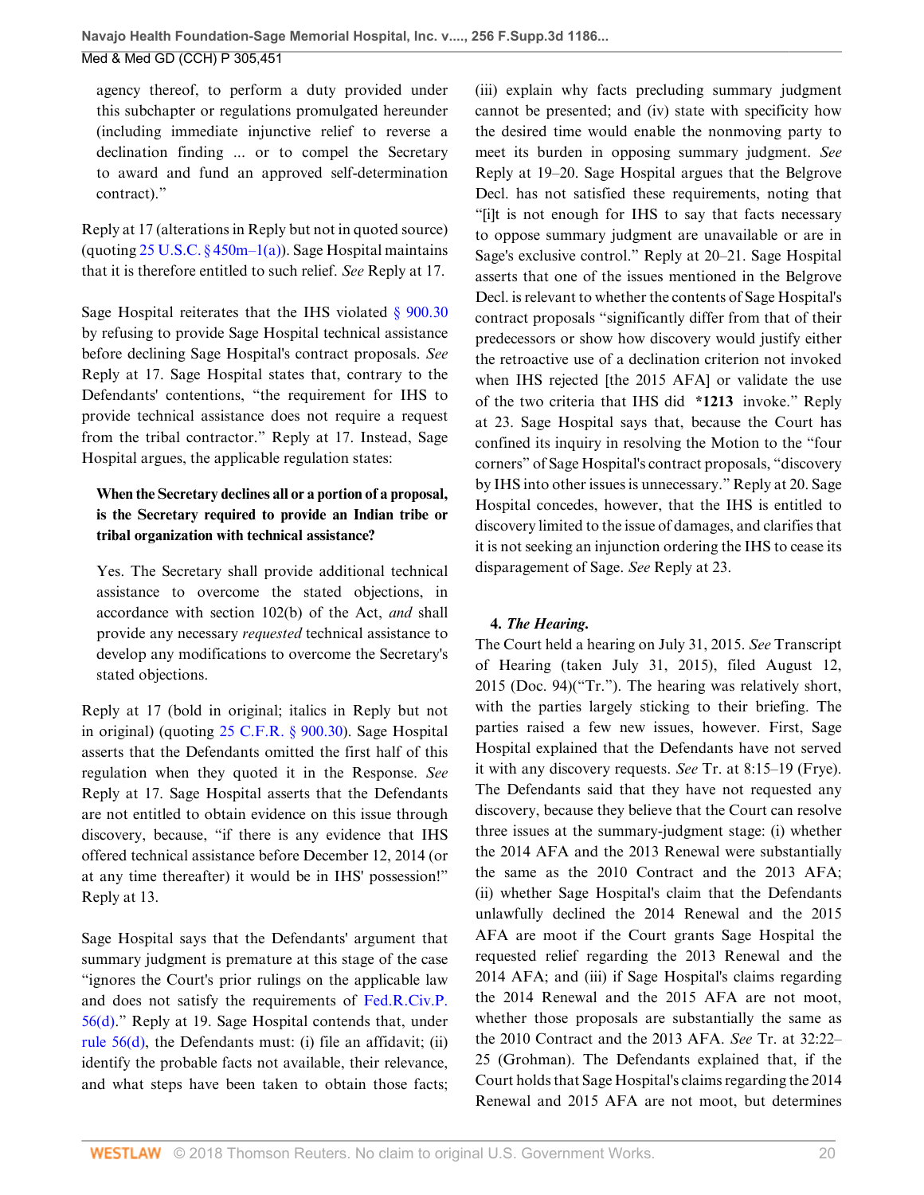agency thereof, to perform a duty provided under this subchapter or regulations promulgated hereunder (including immediate injunctive relief to reverse a declination finding ... or to compel the Secretary to award and fund an approved self-determination contract)."

Reply at 17 (alterations in Reply but not in quoted source) (quoting 25 U.S.C. § 450m–1(a)). Sage Hospital maintains that it is therefore entitled to such relief. *See* Reply at 17.

Sage Hospital reiterates that the IHS violated § 900.30 by refusing to provide Sage Hospital technical assistance before declining Sage Hospital's contract proposals. *See* Reply at 17. Sage Hospital states that, contrary to the Defendants' contentions, "the requirement for IHS to provide technical assistance does not require a request from the tribal contractor." Reply at 17. Instead, Sage Hospital argues, the applicable regulation states:

> **When the Secretary declines all or a portion of a proposal, is the Secretary required to provide an Indian tribe or tribal organization with technical assistance?**
>
> Yes. The Secretary shall provide additional technical assistance to overcome the stated objections, in accordance with section 102(b) of the Act, *and* shall provide any necessary *requested* technical assistance to develop any modifications to overcome the Secretary's stated objections.

Reply at 17 (bold in original; italics in Reply but not in original) (quoting 25 C.F.R. § 900.30). Sage Hospital asserts that the Defendants omitted the first half of this regulation when they quoted it in the Response. *See* Reply at 17. Sage Hospital asserts that the Defendants are not entitled to obtain evidence on this issue through discovery, because, "if there is any evidence that IHS offered technical assistance before December 12, 2014 (or at any time thereafter) it would be in IHS' possession!" Reply at 13.

Sage Hospital says that the Defendants' argument that summary judgment is premature at this stage of the case "ignores the Court's prior rulings on the applicable law and does not satisfy the requirements of Fed.R.Civ.P. 56(d)." Reply at 19. Sage Hospital contends that, under rule 56(d), the Defendants must: (i) file an affidavit; (ii) identify the probable facts not available, their relevance, and what steps have been taken to obtain those facts; (iii) explain why facts precluding summary judgment cannot be presented; and (iv) state with specificity how the desired time would enable the nonmoving party to meet its burden in opposing summary judgment. *See* Reply at 19–20. Sage Hospital argues that the Belgrove Decl. has not satisfied these requirements, noting that "[i]t is not enough for IHS to say that facts necessary to oppose summary judgment are unavailable or are in Sage's exclusive control." Reply at 20–21. Sage Hospital asserts that one of the issues mentioned in the Belgrove Decl. is relevant to whether the contents of Sage Hospital's contract proposals "significantly differ from that of their predecessors or show how discovery would justify either the retroactive use of a declination criterion not invoked when IHS rejected [the 2015 AFA] or validate the use of the two criteria that IHS did **\*1213** invoke." Reply at 23. Sage Hospital says that, because the Court has confined its inquiry in resolving the Motion to the "four corners" of Sage Hospital's contract proposals, "discovery by IHS into other issues is unnecessary." Reply at 20. Sage Hospital concedes, however, that the IHS is entitled to discovery limited to the issue of damages, and clarifies that it is not seeking an injunction ordering the IHS to cease its disparagement of Sage. *See* Reply at 23.

**4. *The Hearing.***

The Court held a hearing on July 31, 2015. *See* Transcript of Hearing (taken July 31, 2015), filed August 12, 2015 (Doc. 94)("Tr."). The hearing was relatively short, with the parties largely sticking to their briefing. The parties raised a few new issues, however. First, Sage Hospital explained that the Defendants have not served it with any discovery requests. *See* Tr. at 8:15–19 (Frye). The Defendants said that they have not requested any discovery, because they believe that the Court can resolve three issues at the summary-judgment stage: (i) whether the 2014 AFA and the 2013 Renewal were substantially the same as the 2010 Contract and the 2013 AFA; (ii) whether Sage Hospital's claim that the Defendants unlawfully declined the 2014 Renewal and the 2015 AFA are moot if the Court grants Sage Hospital the requested relief regarding the 2013 Renewal and the 2014 AFA; and (iii) if Sage Hospital's claims regarding the 2014 Renewal and the 2015 AFA are not moot, whether those proposals are substantially the same as the 2010 Contract and the 2013 AFA. *See* Tr. at 32:22–25 (Grohman). The Defendants explained that, if the Court holds that Sage Hospital's claims regarding the 2014 Renewal and 2015 AFA are not moot, but determines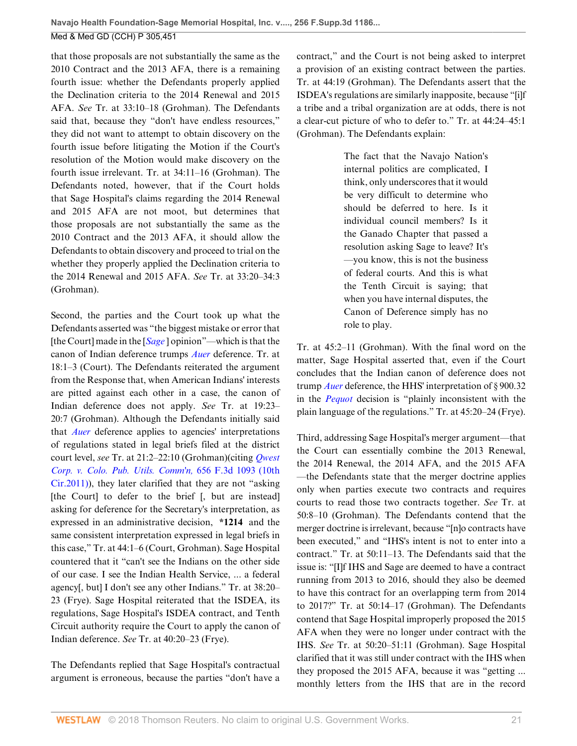that those proposals are not substantially the same as the 2010 Contract and the 2013 AFA, there is a remaining fourth issue: whether the Defendants properly applied the Declination criteria to the 2014 Renewal and 2015 AFA. *See* Tr. at 33:10–18 (Grohman). The Defendants said that, because they "don't have endless resources," they did not want to attempt to obtain discovery on the fourth issue before litigating the Motion if the Court's resolution of the Motion would make discovery on the fourth issue irrelevant. Tr. at 34:11–16 (Grohman). The Defendants noted, however, that if the Court holds that Sage Hospital's claims regarding the 2014 Renewal and 2015 AFA are not moot, but determines that those proposals are not substantially the same as the 2010 Contract and the 2013 AFA, it should allow the Defendants to obtain discovery and proceed to trial on the whether they properly applied the Declination criteria to the 2014 Renewal and 2015 AFA. *See* Tr. at 33:20–34:3 (Grohman).

Second, the parties and the Court took up what the Defendants asserted was "the biggest mistake or error that [the Court] made in the [*Sage*] opinion"—which is that the canon of Indian deference trumps *Auer* deference. Tr. at 18:1–3 (Court). The Defendants reiterated the argument from the Response that, when American Indians' interests are pitted against each other in a case, the canon of Indian deference does not apply. *See* Tr. at 19:23–20:7 (Grohman). Although the Defendants initially said that *Auer* deference applies to agencies' interpretations of regulations stated in legal briefs filed at the district court level, *see* Tr. at 21:2–22:10 (Grohman)(citing *Qwest Corp. v. Colo. Pub. Utils. Comm'n,* 656 F.3d 1093 (10th Cir.2011)), they later clarified that they are not "asking [the Court] to defer to the brief [, but are instead] asking for deference for the Secretary's interpretation, as expressed in an administrative decision, **\*1214** and the same consistent interpretation expressed in legal briefs in this case," Tr. at 44:1–6 (Court, Grohman). Sage Hospital countered that it "can't see the Indians on the other side of our case. I see the Indian Health Service, ... a federal agency[, but] I don't see any other Indians." Tr. at 38:20–23 (Frye). Sage Hospital reiterated that the ISDEA, its regulations, Sage Hospital's ISDEA contract, and Tenth Circuit authority require the Court to apply the canon of Indian deference. *See* Tr. at 40:20–23 (Frye).

The Defendants replied that Sage Hospital's contractual argument is erroneous, because the parties "don't have a contract," and the Court is not being asked to interpret a provision of an existing contract between the parties. Tr. at 44:19 (Grohman). The Defendants assert that the ISDEA's regulations are similarly inapposite, because "[i]f a tribe and a tribal organization are at odds, there is not a clear-cut picture of who to defer to." Tr. at 44:24–45:1 (Grohman). The Defendants explain:

> The fact that the Navajo Nation's internal politics are complicated, I think, only underscores that it would be very difficult to determine who should be deferred to here. Is it individual council members? Is it the Ganado Chapter that passed a resolution asking Sage to leave? It's —you know, this is not the business of federal courts. And this is what the Tenth Circuit is saying; that when you have internal disputes, the Canon of Deference simply has no role to play.

Tr. at 45:2–11 (Grohman). With the final word on the matter, Sage Hospital asserted that, even if the Court concludes that the Indian canon of deference does not trump *Auer* deference, the HHS' interpretation of § 900.32 in the *Pequot* decision is "plainly inconsistent with the plain language of the regulations." Tr. at 45:20–24 (Frye).

Third, addressing Sage Hospital's merger argument—that the Court can essentially combine the 2013 Renewal, the 2014 Renewal, the 2014 AFA, and the 2015 AFA —the Defendants state that the merger doctrine applies only when parties execute two contracts and requires courts to read those two contracts together. *See* Tr. at 50:8–10 (Grohman). The Defendants contend that the merger doctrine is irrelevant, because "[n]o contracts have been executed," and "IHS's intent is not to enter into a contract." Tr. at 50:11–13. The Defendants said that the issue is: "[I]f IHS and Sage are deemed to have a contract running from 2013 to 2016, should they also be deemed to have this contract for an overlapping term from 2014 to 2017?" Tr. at 50:14–17 (Grohman). The Defendants contend that Sage Hospital improperly proposed the 2015 AFA when they were no longer under contract with the IHS. *See* Tr. at 50:20–51:11 (Grohman). Sage Hospital clarified that it was still under contract with the IHS when they proposed the 2015 AFA, because it was "getting ... monthly letters from the IHS that are in the record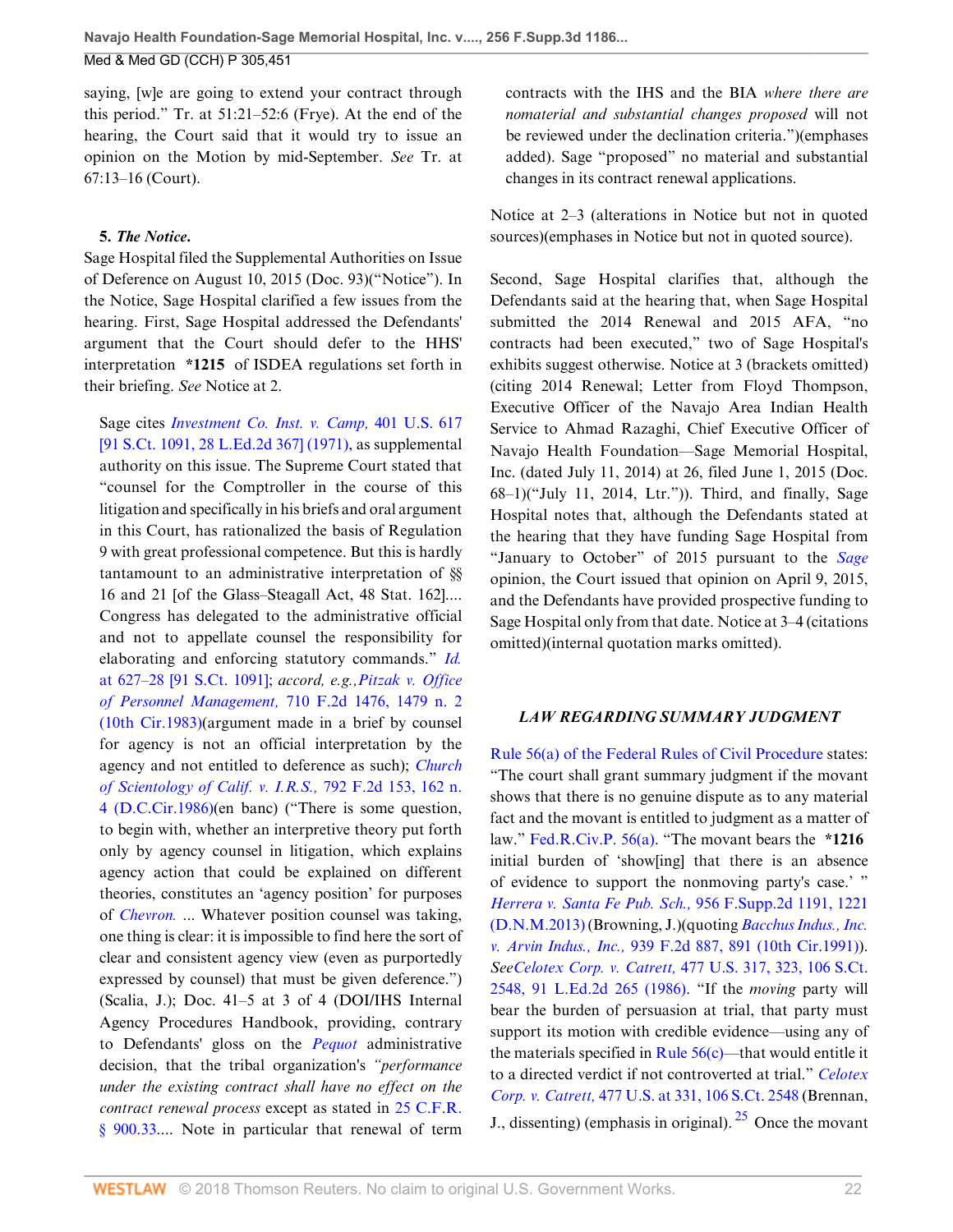saying, [w]e are going to extend your contract through this period." Tr. at 51:21–52:6 (Frye). At the end of the hearing, the Court said that it would try to issue an opinion on the Motion by mid-September. *See* Tr. at 67:13–16 (Court).

**5. *The Notice.***

Sage Hospital filed the Supplemental Authorities on Issue of Deference on August 10, 2015 (Doc. 93)("Notice"). In the Notice, Sage Hospital clarified a few issues from the hearing. First, Sage Hospital addressed the Defendants' argument that the Court should defer to the HHS' interpretation **\*1215** of ISDEA regulations set forth in their briefing. *See* Notice at 2.

> Sage cites *Investment Co. Inst. v. Camp,* 401 U.S. 617 [91 S.Ct. 1091, 28 L.Ed.2d 367] (1971), as supplemental authority on this issue. The Supreme Court stated that "counsel for the Comptroller in the course of this litigation and specifically in his briefs and oral argument in this Court, has rationalized the basis of Regulation 9 with great professional competence. But this is hardly tantamount to an administrative interpretation of §§ 16 and 21 [of the Glass–Steagall Act, 48 Stat. 162].... Congress has delegated to the administrative official and not to appellate counsel the responsibility for elaborating and enforcing statutory commands." *Id.* at 627–28 [91 S.Ct. 1091]; *accord, e.g.,Pitzak v. Office of Personnel Management,* 710 F.2d 1476, 1479 n. 2 (10th Cir.1983)(argument made in a brief by counsel for agency is not an official interpretation by the agency and not entitled to deference as such); *Church of Scientology of Calif. v. I.R.S.,* 792 F.2d 153, 162 n. 4 (D.C.Cir.1986)(en banc) ("There is some question, to begin with, whether an interpretive theory put forth only by agency counsel in litigation, which explains agency action that could be explained on different theories, constitutes an 'agency position' for purposes of *Chevron.* ... Whatever position counsel was taking, one thing is clear: it is impossible to find here the sort of clear and consistent agency view (even as purportedly expressed by counsel) that must be given deference.") (Scalia, J.); Doc. 41–5 at 3 of 4 (DOI/IHS Internal Agency Procedures Handbook, providing, contrary to Defendants' gloss on the *Pequot* administrative decision, that the tribal organization's *"performance under the existing contract shall have no effect on the contract renewal process* except as stated in 25 C.F.R. § 900.33.... Note in particular that renewal of term contracts with the IHS and the BIA *where there are nomaterial and substantial changes proposed* will not be reviewed under the declination criteria.")(emphases added). Sage "proposed" no material and substantial changes in its contract renewal applications.

Notice at 2–3 (alterations in Notice but not in quoted sources)(emphases in Notice but not in quoted source).

Second, Sage Hospital clarifies that, although the Defendants said at the hearing that, when Sage Hospital submitted the 2014 Renewal and 2015 AFA, "no contracts had been executed," two of Sage Hospital's exhibits suggest otherwise. Notice at 3 (brackets omitted) (citing 2014 Renewal; Letter from Floyd Thompson, Executive Officer of the Navajo Area Indian Health Service to Ahmad Razaghi, Chief Executive Officer of Navajo Health Foundation—Sage Memorial Hospital, Inc. (dated July 11, 2014) at 26, filed June 1, 2015 (Doc. 68–1)("July 11, 2014, Ltr.")). Third, and finally, Sage Hospital notes that, although the Defendants stated at the hearing that they have funding Sage Hospital from "January to October" of 2015 pursuant to the *Sage* opinion, the Court issued that opinion on April 9, 2015, and the Defendants have provided prospective funding to Sage Hospital only from that date. Notice at 3–4 (citations omitted)(internal quotation marks omitted).

### *LAW REGARDING SUMMARY JUDGMENT*

Rule 56(a) of the Federal Rules of Civil Procedure states: "The court shall grant summary judgment if the movant shows that there is no genuine dispute as to any material fact and the movant is entitled to judgment as a matter of law." Fed.R.Civ.P. 56(a). "The movant bears the **\*1216** initial burden of 'show[ing] that there is an absence of evidence to support the nonmoving party's case.' " *Herrera v. Santa Fe Pub. Sch.,* 956 F.Supp.2d 1191, 1221 (D.N.M.2013) (Browning, J.)(quoting *Bacchus Indus., Inc. v. Arvin Indus., Inc.,* 939 F.2d 887, 891 (10th Cir.1991)). *SeeCelotex Corp. v. Catrett,* 477 U.S. 317, 323, 106 S.Ct. 2548, 91 L.Ed.2d 265 (1986). "If the *moving* party will bear the burden of persuasion at trial, that party must support its motion with credible evidence—using any of the materials specified in Rule 56(c)—that would entitle it to a directed verdict if not controverted at trial." *Celotex Corp. v. Catrett,* 477 U.S. at 331, 106 S.Ct. 2548 (Brennan, J., dissenting) (emphasis in original).[25] Once the movant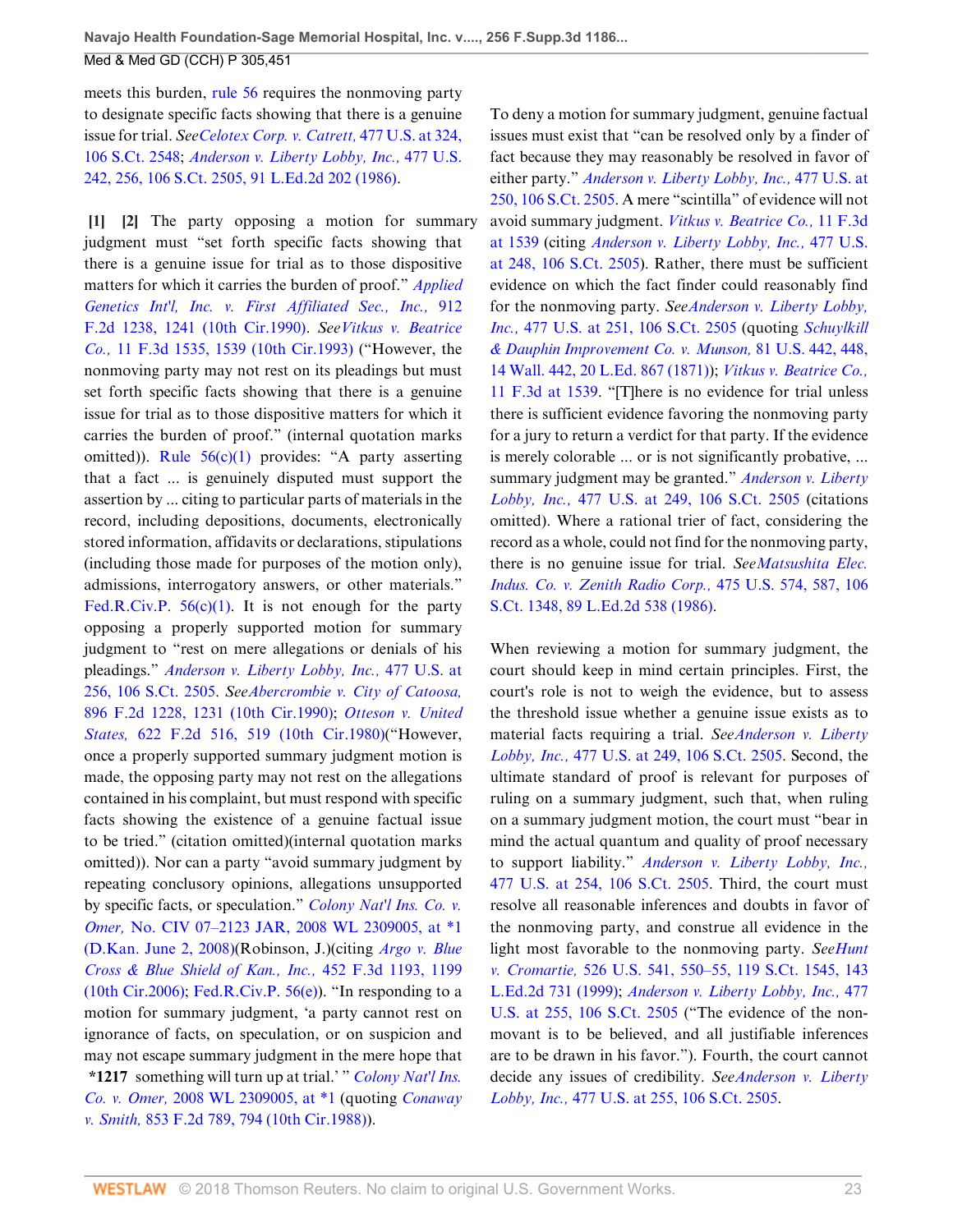meets this burden, rule 56 requires the nonmoving party to designate specific facts showing that there is a genuine issue for trial. *See Celotex Corp. v. Catrett,* 477 U.S. at 324, 106 S.Ct. 2548; *Anderson v. Liberty Lobby, Inc.,* 477 U.S. 242, 256, 106 S.Ct. 2505, 91 L.Ed.2d 202 (1986).

**[1] [2]** The party opposing a motion for summary judgment must "set forth specific facts showing that there is a genuine issue for trial as to those dispositive matters for which it carries the burden of proof." *Applied Genetics Int'l, Inc. v. First Affiliated Sec., Inc.,* 912 F.2d 1238, 1241 (10th Cir.1990). *See Vitkus v. Beatrice Co.,* 11 F.3d 1535, 1539 (10th Cir.1993) ("However, the nonmoving party may not rest on its pleadings but must set forth specific facts showing that there is a genuine issue for trial as to those dispositive matters for which it carries the burden of proof." (internal quotation marks omitted)). Rule 56(c)(1) provides: "A party asserting that a fact ... is genuinely disputed must support the assertion by ... citing to particular parts of materials in the record, including depositions, documents, electronically stored information, affidavits or declarations, stipulations (including those made for purposes of the motion only), admissions, interrogatory answers, or other materials." Fed.R.Civ.P. 56(c)(1). It is not enough for the party opposing a properly supported motion for summary judgment to "rest on mere allegations or denials of his pleadings." *Anderson v. Liberty Lobby, Inc.,* 477 U.S. at 256, 106 S.Ct. 2505. *See Abercrombie v. City of Catoosa,* 896 F.2d 1228, 1231 (10th Cir.1990); *Otteson v. United States,* 622 F.2d 516, 519 (10th Cir.1980)("However, once a properly supported summary judgment motion is made, the opposing party may not rest on the allegations contained in his complaint, but must respond with specific facts showing the existence of a genuine factual issue to be tried." (citation omitted)(internal quotation marks omitted)). Nor can a party "avoid summary judgment by repeating conclusory opinions, allegations unsupported by specific facts, or speculation." *Colony Nat'l Ins. Co. v. Omer,* No. CIV 07–2123 JAR, 2008 WL 2309005, at *1 (D.Kan. June 2, 2008)(Robinson, J.)(citing *Argo v. Blue Cross & Blue Shield of Kan., Inc.,* 452 F.3d 1193, 1199 (10th Cir.2006); Fed.R.Civ.P. 56(e)). "In responding to a motion for summary judgment, 'a party cannot rest on ignorance of facts, on speculation, or on suspicion and may not escape summary judgment in the mere hope that **\*1217** something will turn up at trial.' " *Colony Nat'l Ins. Co. v. Omer,* 2008 WL 2309005, at *1 (quoting *Conaway v. Smith,* 853 F.2d 789, 794 (10th Cir.1988)).

To deny a motion for summary judgment, genuine factual issues must exist that "can be resolved only by a finder of fact because they may reasonably be resolved in favor of either party." *Anderson v. Liberty Lobby, Inc.,* 477 U.S. at 250, 106 S.Ct. 2505. A mere "scintilla" of evidence will not avoid summary judgment. *Vitkus v. Beatrice Co.,* 11 F.3d at 1539 (citing *Anderson v. Liberty Lobby, Inc.,* 477 U.S. at 248, 106 S.Ct. 2505). Rather, there must be sufficient evidence on which the fact finder could reasonably find for the nonmoving party. *See Anderson v. Liberty Lobby, Inc.,* 477 U.S. at 251, 106 S.Ct. 2505 (quoting *Schuylkill & Dauphin Improvement Co. v. Munson,* 81 U.S. 442, 448, 14 Wall. 442, 20 L.Ed. 867 (1871)); *Vitkus v. Beatrice Co.,* 11 F.3d at 1539. "[T]here is no evidence for trial unless there is sufficient evidence favoring the nonmoving party for a jury to return a verdict for that party. If the evidence is merely colorable ... or is not significantly probative, ... summary judgment may be granted." *Anderson v. Liberty Lobby, Inc.,* 477 U.S. at 249, 106 S.Ct. 2505 (citations omitted). Where a rational trier of fact, considering the record as a whole, could not find for the nonmoving party, there is no genuine issue for trial. *See Matsushita Elec. Indus. Co. v. Zenith Radio Corp.,* 475 U.S. 574, 587, 106 S.Ct. 1348, 89 L.Ed.2d 538 (1986).

When reviewing a motion for summary judgment, the court should keep in mind certain principles. First, the court's role is not to weigh the evidence, but to assess the threshold issue whether a genuine issue exists as to material facts requiring a trial. *See Anderson v. Liberty Lobby, Inc.,* 477 U.S. at 249, 106 S.Ct. 2505. Second, the ultimate standard of proof is relevant for purposes of ruling on a summary judgment, such that, when ruling on a summary judgment motion, the court must "bear in mind the actual quantum and quality of proof necessary to support liability." *Anderson v. Liberty Lobby, Inc.,* 477 U.S. at 254, 106 S.Ct. 2505. Third, the court must resolve all reasonable inferences and doubts in favor of the nonmoving party, and construe all evidence in the light most favorable to the nonmoving party. *See Hunt v. Cromartie,* 526 U.S. 541, 550–55, 119 S.Ct. 1545, 143 L.Ed.2d 731 (1999); *Anderson v. Liberty Lobby, Inc.,* 477 U.S. at 255, 106 S.Ct. 2505 ("The evidence of the non-movant is to be believed, and all justifiable inferences are to be drawn in his favor."). Fourth, the court cannot decide any issues of credibility. *See Anderson v. Liberty Lobby, Inc.,* 477 U.S. at 255, 106 S.Ct. 2505.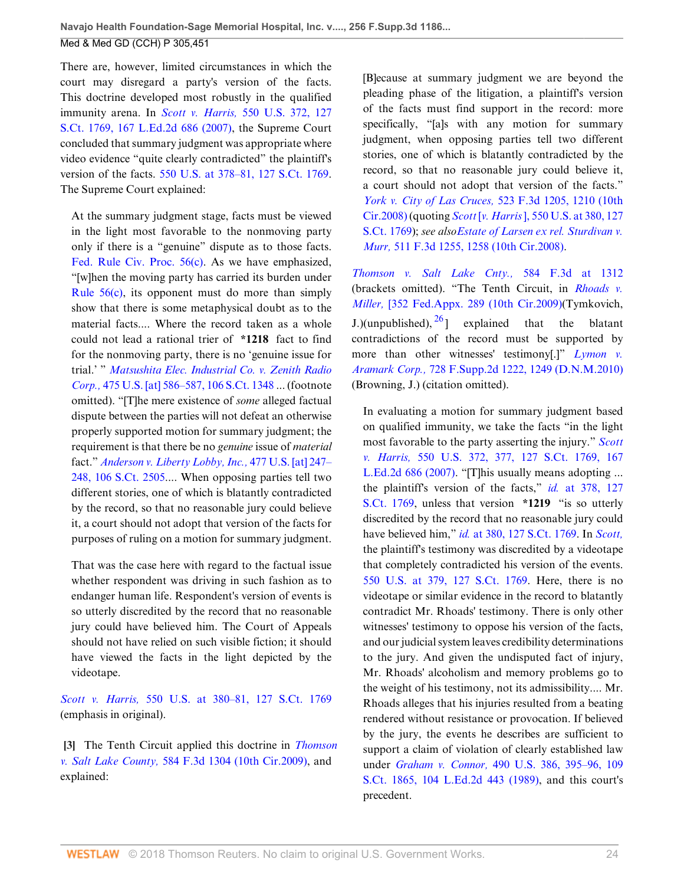There are, however, limited circumstances in which the court may disregard a party's version of the facts. This doctrine developed most robustly in the qualified immunity arena. In *Scott v. Harris,* 550 U.S. 372, 127 S.Ct. 1769, 167 L.Ed.2d 686 (2007), the Supreme Court concluded that summary judgment was appropriate where video evidence "quite clearly contradicted" the plaintiff's version of the facts. 550 U.S. at 378–81, 127 S.Ct. 1769. The Supreme Court explained:

> At the summary judgment stage, facts must be viewed in the light most favorable to the nonmoving party only if there is a "genuine" dispute as to those facts. Fed. Rule Civ. Proc. 56(c). As we have emphasized, "[w]hen the moving party has carried its burden under Rule 56(c), its opponent must do more than simply show that there is some metaphysical doubt as to the material facts.... Where the record taken as a whole could not lead a rational trier of **\*1218** fact to find for the nonmoving party, there is no 'genuine issue for trial.' " *Matsushita Elec. Industrial Co. v. Zenith Radio Corp.,* 475 U.S. [at] 586–587, 106 S.Ct. 1348 ... (footnote omitted). "[T]he mere existence of *some* alleged factual dispute between the parties will not defeat an otherwise properly supported motion for summary judgment; the requirement is that there be no *genuine* issue of *material* fact." *Anderson v. Liberty Lobby, Inc.,* 477 U.S. [at] 247–248, 106 S.Ct. 2505.... When opposing parties tell two different stories, one of which is blatantly contradicted by the record, so that no reasonable jury could believe it, a court should not adopt that version of the facts for purposes of ruling on a motion for summary judgment.
>
> That was the case here with regard to the factual issue whether respondent was driving in such fashion as to endanger human life. Respondent's version of events is so utterly discredited by the record that no reasonable jury could have believed him. The Court of Appeals should not have relied on such visible fiction; it should have viewed the facts in the light depicted by the videotape.

*Scott v. Harris,* 550 U.S. at 380–81, 127 S.Ct. 1769 (emphasis in original).

**[3]** The Tenth Circuit applied this doctrine in *Thomson v. Salt Lake County,* 584 F.3d 1304 (10th Cir.2009), and explained:

> [B]ecause at summary judgment we are beyond the pleading phase of the litigation, a plaintiff's version of the facts must find support in the record: more specifically, "[a]s with any motion for summary judgment, when opposing parties tell two different stories, one of which is blatantly contradicted by the record, so that no reasonable jury could believe it, a court should not adopt that version of the facts." *York v. City of Las Cruces,* 523 F.3d 1205, 1210 (10th Cir.2008) (quoting *Scott* [*v. Harris*], 550 U.S. at 380, 127 S.Ct. 1769); *see also Estate of Larsen ex rel. Sturdivan v. Murr,* 511 F.3d 1255, 1258 (10th Cir.2008).

*Thomson v. Salt Lake Cnty.,* 584 F.3d at 1312 (brackets omitted). "The Tenth Circuit, in *Rhoads v. Miller,* [352 Fed.Appx. 289 (10th Cir.2009)(Tymkovich, J.)(unpublished), [26]] explained that the blatant contradictions of the record must be supported by more than other witnesses' testimony[.]" *Lymon v. Aramark Corp.,* 728 F.Supp.2d 1222, 1249 (D.N.M.2010) (Browning, J.) (citation omitted).

> In evaluating a motion for summary judgment based on qualified immunity, we take the facts "in the light most favorable to the party asserting the injury." *Scott v. Harris,* 550 U.S. 372, 377, 127 S.Ct. 1769, 167 L.Ed.2d 686 (2007). "[T]his usually means adopting ... the plaintiff's version of the facts," *id.* at 378, 127 S.Ct. 1769, unless that version **\*1219** "is so utterly discredited by the record that no reasonable jury could have believed him," *id.* at 380, 127 S.Ct. 1769. In *Scott,* the plaintiff's testimony was discredited by a videotape that completely contradicted his version of the events. 550 U.S. at 379, 127 S.Ct. 1769. Here, there is no videotape or similar evidence in the record to blatantly contradict Mr. Rhoads' testimony. There is only other witnesses' testimony to oppose his version of the facts, and our judicial system leaves credibility determinations to the jury. And given the undisputed fact of injury, Mr. Rhoads' alcoholism and memory problems go to the weight of his testimony, not its admissibility.... Mr. Rhoads alleges that his injuries resulted from a beating rendered without resistance or provocation. If believed by the jury, the events he describes are sufficient to support a claim of violation of clearly established law under *Graham v. Connor,* 490 U.S. 386, 395–96, 109 S.Ct. 1865, 104 L.Ed.2d 443 (1989), and this court's precedent.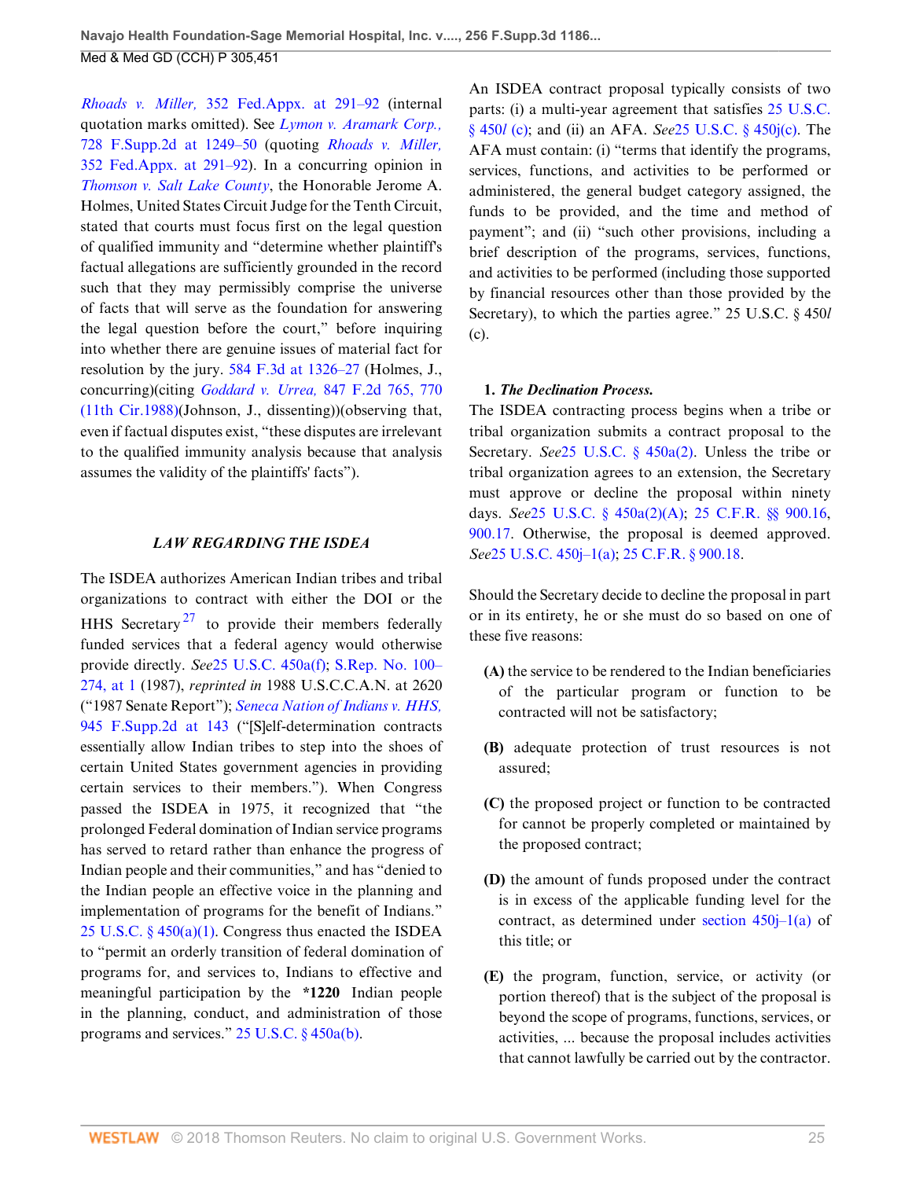*Rhoads v. Miller,* 352 Fed.Appx. at 291–92 (internal quotation marks omitted). See *Lymon v. Aramark Corp.,* 728 F.Supp.2d at 1249–50 (quoting *Rhoads v. Miller,* 352 Fed.Appx. at 291–92). In a concurring opinion in *Thomson v. Salt Lake County*, the Honorable Jerome A. Holmes, United States Circuit Judge for the Tenth Circuit, stated that courts must focus first on the legal question of qualified immunity and "determine whether plaintiff's factual allegations are sufficiently grounded in the record such that they may permissibly comprise the universe of facts that will serve as the foundation for answering the legal question before the court," before inquiring into whether there are genuine issues of material fact for resolution by the jury. 584 F.3d at 1326–27 (Holmes, J., concurring)(citing *Goddard v. Urrea,* 847 F.2d 765, 770 (11th Cir.1988)(Johnson, J., dissenting))(observing that, even if factual disputes exist, "these disputes are irrelevant to the qualified immunity analysis because that analysis assumes the validity of the plaintiffs' facts").

## *LAW REGARDING THE ISDEA*

The ISDEA authorizes American Indian tribes and tribal organizations to contract with either the DOI or the HHS Secretary [27] to provide their members federally funded services that a federal agency would otherwise provide directly. *See*25 U.S.C. 450a(f); S.Rep. No. 100–274, at 1 (1987), *reprinted in* 1988 U.S.C.C.A.N. at 2620 ("1987 Senate Report"); *Seneca Nation of Indians v. HHS,* 945 F.Supp.2d at 143 ("[S]elf-determination contracts essentially allow Indian tribes to step into the shoes of certain United States government agencies in providing certain services to their members."). When Congress passed the ISDEA in 1975, it recognized that "the prolonged Federal domination of Indian service programs has served to retard rather than enhance the progress of Indian people and their communities," and has "denied to the Indian people an effective voice in the planning and implementation of programs for the benefit of Indians." 25 U.S.C. § 450(a)(1). Congress thus enacted the ISDEA to "permit an orderly transition of federal domination of programs for, and services to, Indians to effective and meaningful participation by the **\*1220** Indian people in the planning, conduct, and administration of those programs and services." 25 U.S.C. § 450a(b).

An ISDEA contract proposal typically consists of two parts: (i) a multi-year agreement that satisfies 25 U.S.C. § 450*l* (c); and (ii) an AFA. *See*25 U.S.C. § 450j(c). The AFA must contain: (i) "terms that identify the programs, services, functions, and activities to be performed or administered, the general budget category assigned, the funds to be provided, and the time and method of payment"; and (ii) "such other provisions, including a brief description of the programs, services, functions, and activities to be performed (including those supported by financial resources other than those provided by the Secretary), to which the parties agree." 25 U.S.C. § 450*l* (c).

### 1. *The Declination Process.*

The ISDEA contracting process begins when a tribe or tribal organization submits a contract proposal to the Secretary. *See*25 U.S.C. § 450a(2). Unless the tribe or tribal organization agrees to an extension, the Secretary must approve or decline the proposal within ninety days. *See*25 U.S.C. § 450a(2)(A); 25 C.F.R. §§ 900.16, 900.17. Otherwise, the proposal is deemed approved. *See*25 U.S.C. 450j–1(a); 25 C.F.R. § 900.18.

Should the Secretary decide to decline the proposal in part or in its entirety, he or she must do so based on one of these five reasons:

> **(A)** the service to be rendered to the Indian beneficiaries of the particular program or function to be contracted will not be satisfactory;
>
> **(B)** adequate protection of trust resources is not assured;
>
> **(C)** the proposed project or function to be contracted for cannot be properly completed or maintained by the proposed contract;
>
> **(D)** the amount of funds proposed under the contract is in excess of the applicable funding level for the contract, as determined under section 450j–1(a) of this title; or
>
> **(E)** the program, function, service, or activity (or portion thereof) that is the subject of the proposal is beyond the scope of programs, functions, services, or activities, ... because the proposal includes activities that cannot lawfully be carried out by the contractor.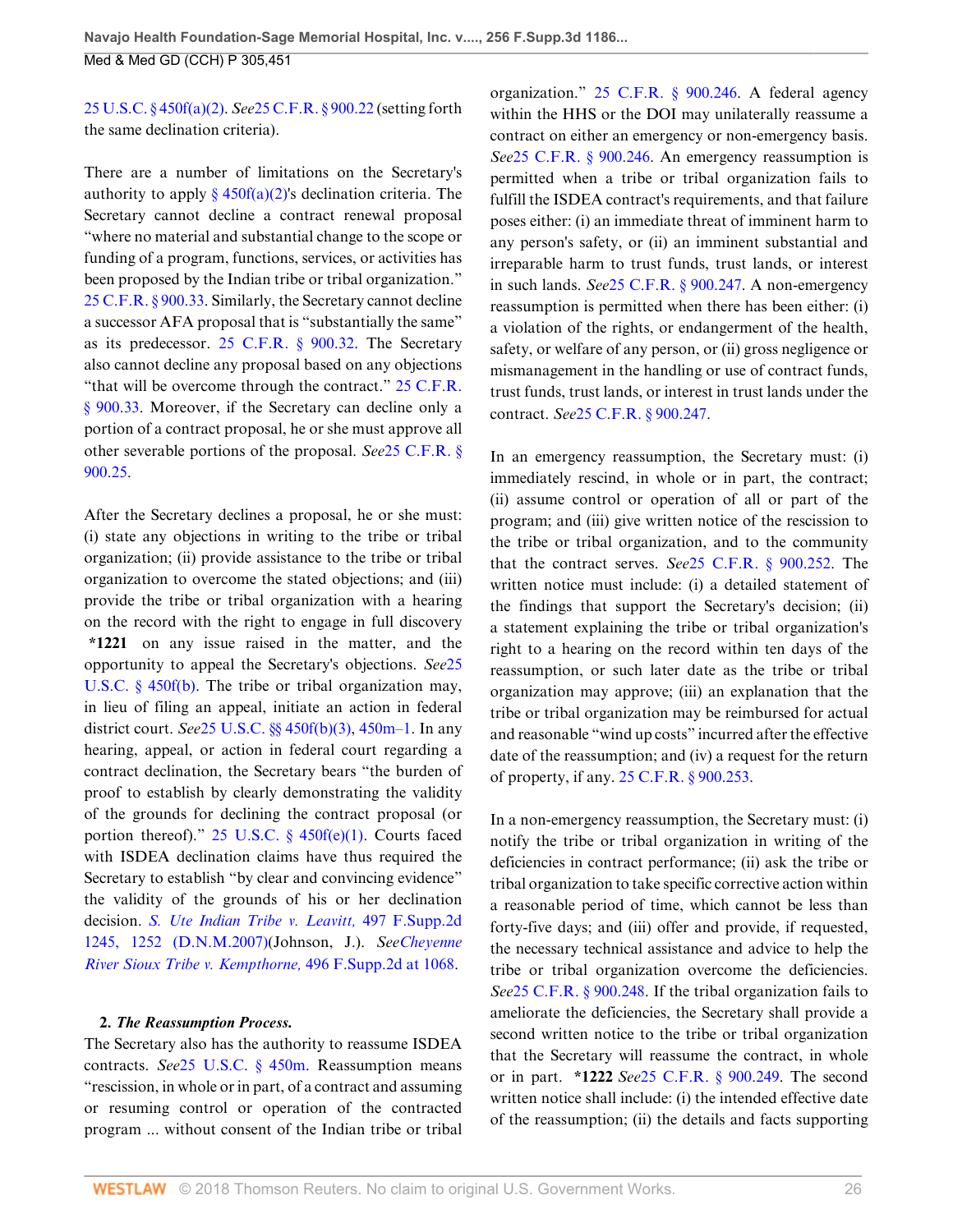25 U.S.C. § 450f(a)(2). *See*25 C.F.R. § 900.22 (setting forth the same declination criteria).

There are a number of limitations on the Secretary's authority to apply § 450f(a)(2)'s declination criteria. The Secretary cannot decline a contract renewal proposal "where no material and substantial change to the scope or funding of a program, functions, services, or activities has been proposed by the Indian tribe or tribal organization." 25 C.F.R. § 900.33. Similarly, the Secretary cannot decline a successor AFA proposal that is "substantially the same" as its predecessor. 25 C.F.R. § 900.32. The Secretary also cannot decline any proposal based on any objections "that will be overcome through the contract." 25 C.F.R. § 900.33. Moreover, if the Secretary can decline only a portion of a contract proposal, he or she must approve all other severable portions of the proposal. *See*25 C.F.R. § 900.25.

After the Secretary declines a proposal, he or she must: (i) state any objections in writing to the tribe or tribal organization; (ii) provide assistance to the tribe or tribal organization to overcome the stated objections; and (iii) provide the tribe or tribal organization with a hearing on the record with the right to engage in full discovery **\*1221** on any issue raised in the matter, and the opportunity to appeal the Secretary's objections. *See*25 U.S.C. § 450f(b). The tribe or tribal organization may, in lieu of filing an appeal, initiate an action in federal district court. *See*25 U.S.C. §§ 450f(b)(3), 450m–1. In any hearing, appeal, or action in federal court regarding a contract declination, the Secretary bears "the burden of proof to establish by clearly demonstrating the validity of the grounds for declining the contract proposal (or portion thereof)." 25 U.S.C. § 450f(e)(1). Courts faced with ISDEA declination claims have thus required the Secretary to establish "by clear and convincing evidence" the validity of the grounds of his or her declination decision. *S. Ute Indian Tribe v. Leavitt,* 497 F.Supp.2d 1245, 1252 (D.N.M.2007)(Johnson, J.). *SeeCheyenne River Sioux Tribe v. Kempthorne,* 496 F.Supp.2d at 1068.

**2. *The Reassumption Process.***

The Secretary also has the authority to reassume ISDEA contracts. *See*25 U.S.C. § 450m. Reassumption means "rescission, in whole or in part, of a contract and assuming or resuming control or operation of the contracted program ... without consent of the Indian tribe or tribal organization." 25 C.F.R. § 900.246. A federal agency within the HHS or the DOI may unilaterally reassume a contract on either an emergency or non-emergency basis. *See*25 C.F.R. § 900.246. An emergency reassumption is permitted when a tribe or tribal organization fails to fulfill the ISDEA contract's requirements, and that failure poses either: (i) an immediate threat of imminent harm to any person's safety, or (ii) an imminent substantial and irreparable harm to trust funds, trust lands, or interest in such lands. *See*25 C.F.R. § 900.247. A non-emergency reassumption is permitted when there has been either: (i) a violation of the rights, or endangerment of the health, safety, or welfare of any person, or (ii) gross negligence or mismanagement in the handling or use of contract funds, trust funds, trust lands, or interest in trust lands under the contract. *See*25 C.F.R. § 900.247.

In an emergency reassumption, the Secretary must: (i) immediately rescind, in whole or in part, the contract; (ii) assume control or operation of all or part of the program; and (iii) give written notice of the rescission to the tribe or tribal organization, and to the community that the contract serves. *See*25 C.F.R. § 900.252. The written notice must include: (i) a detailed statement of the findings that support the Secretary's decision; (ii) a statement explaining the tribe or tribal organization's right to a hearing on the record within ten days of the reassumption, or such later date as the tribe or tribal organization may approve; (iii) an explanation that the tribe or tribal organization may be reimbursed for actual and reasonable "wind up costs" incurred after the effective date of the reassumption; and (iv) a request for the return of property, if any. 25 C.F.R. § 900.253.

In a non-emergency reassumption, the Secretary must: (i) notify the tribe or tribal organization in writing of the deficiencies in contract performance; (ii) ask the tribe or tribal organization to take specific corrective action within a reasonable period of time, which cannot be less than forty-five days; and (iii) offer and provide, if requested, the necessary technical assistance and advice to help the tribe or tribal organization overcome the deficiencies. *See*25 C.F.R. § 900.248. If the tribal organization fails to ameliorate the deficiencies, the Secretary shall provide a second written notice to the tribe or tribal organization that the Secretary will reassume the contract, in whole or in part. **\*1222** *See*25 C.F.R. § 900.249. The second written notice shall include: (i) the intended effective date of the reassumption; (ii) the details and facts supporting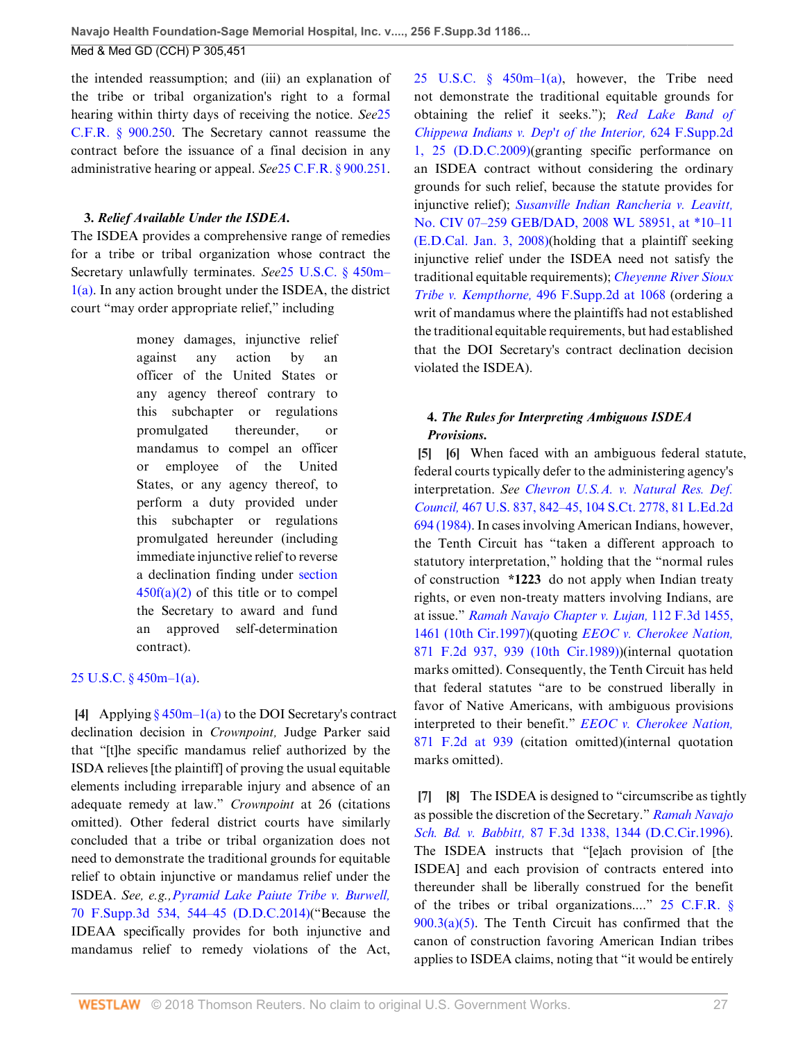the intended reassumption; and (iii) an explanation of the tribe or tribal organization's right to a formal hearing within thirty days of receiving the notice. *See*25 C.F.R. § 900.250. The Secretary cannot reassume the contract before the issuance of a final decision in any administrative hearing or appeal. *See*25 C.F.R. § 900.251.

### 3. *Relief Available Under the ISDEA.*

The ISDEA provides a comprehensive range of remedies for a tribe or tribal organization whose contract the Secretary unlawfully terminates. *See*25 U.S.C. § 450m–1(a). In any action brought under the ISDEA, the district court "may order appropriate relief," including

> money damages, injunctive relief against any action by an officer of the United States or any agency thereof contrary to this subchapter or regulations promulgated thereunder, or mandamus to compel an officer or employee of the United States, or any agency thereof, to perform a duty provided under this subchapter or regulations promulgated hereunder (including immediate injunctive relief to reverse a declination finding under section 450f(a)(2) of this title or to compel the Secretary to award and fund an approved self-determination contract).

25 U.S.C. § 450m–1(a).

**[4]** Applying § 450m–1(a) to the DOI Secretary's contract declination decision in *Crownpoint,* Judge Parker said that "[t]he specific mandamus relief authorized by the ISDA relieves [the plaintiff] of proving the usual equitable elements including irreparable injury and absence of an adequate remedy at law." *Crownpoint* at 26 (citations omitted). Other federal district courts have similarly concluded that a tribe or tribal organization does not need to demonstrate the traditional grounds for equitable relief to obtain injunctive or mandamus relief under the ISDEA. *See, e.g.,Pyramid Lake Paiute Tribe v. Burwell,* 70 F.Supp.3d 534, 544–45 (D.D.C.2014)("Because the IDEAA specifically provides for both injunctive and mandamus relief to remedy violations of the Act, 25 U.S.C. § 450m–1(a), however, the Tribe need not demonstrate the traditional equitable grounds for obtaining the relief it seeks."); *Red Lake Band of Chippewa Indians v. Dep't of the Interior,* 624 F.Supp.2d 1, 25 (D.D.C.2009)(granting specific performance on an ISDEA contract without considering the ordinary grounds for such relief, because the statute provides for injunctive relief); *Susanville Indian Rancheria v. Leavitt,* No. CIV 07–259 GEB/DAD, 2008 WL 58951, at *10–11 (E.D.Cal. Jan. 3, 2008)(holding that a plaintiff seeking injunctive relief under the ISDEA need not satisfy the traditional equitable requirements); *Cheyenne River Sioux Tribe v. Kempthorne,* 496 F.Supp.2d at 1068 (ordering a writ of mandamus where the plaintiffs had not established the traditional equitable requirements, but had established that the DOI Secretary's contract declination decision violated the ISDEA).

### 4. *The Rules for Interpreting Ambiguous ISDEA Provisions.*

**[5]** **[6]** When faced with an ambiguous federal statute, federal courts typically defer to the administering agency's interpretation. *See Chevron U.S.A. v. Natural Res. Def. Council,* 467 U.S. 837, 842–45, 104 S.Ct. 2778, 81 L.Ed.2d 694 (1984). In cases involving American Indians, however, the Tenth Circuit has "taken a different approach to statutory interpretation," holding that the "normal rules of construction **\*1223** do not apply when Indian treaty rights, or even non-treaty matters involving Indians, are at issue." *Ramah Navajo Chapter v. Lujan,* 112 F.3d 1455, 1461 (10th Cir.1997)(quoting *EEOC v. Cherokee Nation,* 871 F.2d 937, 939 (10th Cir.1989))(internal quotation marks omitted). Consequently, the Tenth Circuit has held that federal statutes "are to be construed liberally in favor of Native Americans, with ambiguous provisions interpreted to their benefit." *EEOC v. Cherokee Nation,* 871 F.2d at 939 (citation omitted)(internal quotation marks omitted).

**[7]** **[8]** The ISDEA is designed to "circumscribe as tightly as possible the discretion of the Secretary." *Ramah Navajo Sch. Bd. v. Babbitt,* 87 F.3d 1338, 1344 (D.C.Cir.1996). The ISDEA instructs that "[e]ach provision of [the ISDEA] and each provision of contracts entered into thereunder shall be liberally construed for the benefit of the tribes or tribal organizations...." 25 C.F.R. § 900.3(a)(5). The Tenth Circuit has confirmed that the canon of construction favoring American Indian tribes applies to ISDEA claims, noting that "it would be entirely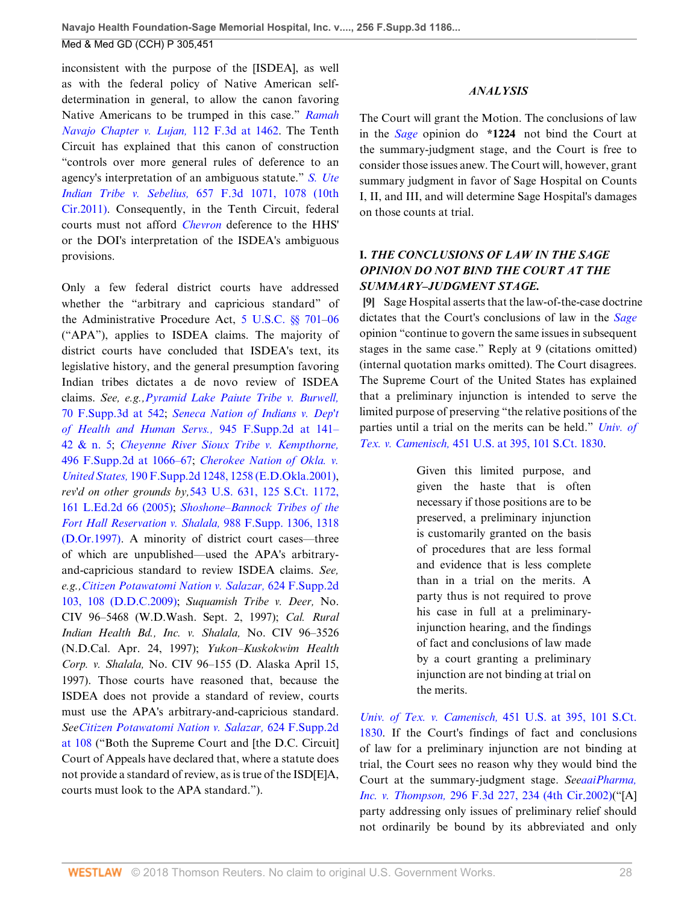inconsistent with the purpose of the [ISDEA], as well as with the federal policy of Native American self-determination in general, to allow the canon favoring Native Americans to be trumped in this case." *Ramah Navajo Chapter v. Lujan,* 112 F.3d at 1462. The Tenth Circuit has explained that this canon of construction "controls over more general rules of deference to an agency's interpretation of an ambiguous statute." *S. Ute Indian Tribe v. Sebelius,* 657 F.3d 1071, 1078 (10th Cir.2011). Consequently, in the Tenth Circuit, federal courts must not afford *Chevron* deference to the HHS' or the DOI's interpretation of the ISDEA's ambiguous provisions.

Only a few federal district courts have addressed whether the "arbitrary and capricious standard" of the Administrative Procedure Act, 5 U.S.C. §§ 701–06 ("APA"), applies to ISDEA claims. The majority of district courts have concluded that ISDEA's text, its legislative history, and the general presumption favoring Indian tribes dictates a de novo review of ISDEA claims. *See, e.g., Pyramid Lake Paiute Tribe v. Burwell,* 70 F.Supp.3d at 542; *Seneca Nation of Indians v. Dep't of Health and Human Servs.,* 945 F.Supp.2d at 141–42 & n. 5; *Cheyenne River Sioux Tribe v. Kempthorne,* 496 F.Supp.2d at 1066–67; *Cherokee Nation of Okla. v. United States,* 190 F.Supp.2d 1248, 1258 (E.D.Okla.2001), *rev'd on other grounds by,* 543 U.S. 631, 125 S.Ct. 1172, 161 L.Ed.2d 66 (2005); *Shoshone–Bannock Tribes of the Fort Hall Reservation v. Shalala,* 988 F.Supp. 1306, 1318 (D.Or.1997). A minority of district court cases—three of which are unpublished—used the APA's arbitrary-and-capricious standard to review ISDEA claims. *See, e.g., Citizen Potawatomi Nation v. Salazar,* 624 F.Supp.2d 103, 108 (D.D.C.2009); *Suquamish Tribe v. Deer,* No. CIV 96–5468 (W.D.Wash. Sept. 2, 1997); *Cal. Rural Indian Health Bd., Inc. v. Shalala,* No. CIV 96–3526 (N.D.Cal. Apr. 24, 1997); *Yukon–Kuskokwim Health Corp. v. Shalala,* No. CIV 96–155 (D. Alaska April 15, 1997). Those courts have reasoned that, because the ISDEA does not provide a standard of review, courts must use the APA's arbitrary-and-capricious standard. *See Citizen Potawatomi Nation v. Salazar,* 624 F.Supp.2d at 108 ("Both the Supreme Court and [the D.C. Circuit] Court of Appeals have declared that, where a statute does not provide a standard of review, as is true of the ISD[E]A, courts must look to the APA standard.").

## *ANALYSIS*

The Court will grant the Motion. The conclusions of law in the *Sage* opinion do **\*1224** not bind the Court at the summary-judgment stage, and the Court is free to consider those issues anew. The Court will, however, grant summary judgment in favor of Sage Hospital on Counts I, II, and III, and will determine Sage Hospital's damages on those counts at trial.

### I. *THE CONCLUSIONS OF LAW IN THE SAGE OPINION DO NOT BIND THE COURT AT THE SUMMARY–JUDGMENT STAGE.*

**[9]** Sage Hospital asserts that the law-of-the-case doctrine dictates that the Court's conclusions of law in the *Sage* opinion "continue to govern the same issues in subsequent stages in the same case." Reply at 9 (citations omitted) (internal quotation marks omitted). The Court disagrees. The Supreme Court of the United States has explained that a preliminary injunction is intended to serve the limited purpose of preserving "the relative positions of the parties until a trial on the merits can be held." *Univ. of Tex. v. Camenisch,* 451 U.S. at 395, 101 S.Ct. 1830.

> Given this limited purpose, and given the haste that is often necessary if those positions are to be preserved, a preliminary injunction is customarily granted on the basis of procedures that are less formal and evidence that is less complete than in a trial on the merits. A party thus is not required to prove his case in full at a preliminary-injunction hearing, and the findings of fact and conclusions of law made by a court granting a preliminary injunction are not binding at trial on the merits.

*Univ. of Tex. v. Camenisch,* 451 U.S. at 395, 101 S.Ct. 1830. If the Court's findings of fact and conclusions of law for a preliminary injunction are not binding at trial, the Court sees no reason why they would bind the Court at the summary-judgment stage. *See aaiPharma, Inc. v. Thompson,* 296 F.3d 227, 234 (4th Cir.2002)("[A] party addressing only issues of preliminary relief should not ordinarily be bound by its abbreviated and only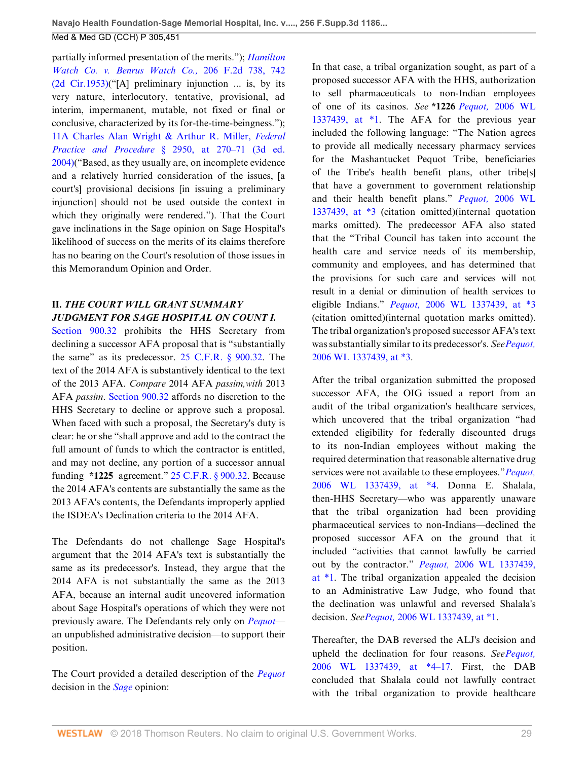partially informed presentation of the merits."); *Hamilton Watch Co. v. Benrus Watch Co.*, 206 F.2d 738, 742 (2d Cir.1953)("[A] preliminary injunction ... is, by its very nature, interlocutory, tentative, provisional, ad interim, impermanent, mutable, not fixed or final or conclusive, characterized by its for-the-time-beingness."); 11A Charles Alan Wright & Arthur R. Miller, *Federal Practice and Procedure* § 2950, at 270–71 (3d ed. 2004)("Based, as they usually are, on incomplete evidence and a relatively hurried consideration of the issues, [a court's] provisional decisions [in issuing a preliminary injunction] should not be used outside the context in which they originally were rendered."). That the Court gave inclinations in the Sage opinion on Sage Hospital's likelihood of success on the merits of its claims therefore has no bearing on the Court's resolution of those issues in this Memorandum Opinion and Order.

## II. *THE COURT WILL GRANT SUMMARY JUDGMENT FOR SAGE HOSPITAL ON COUNT I.*

Section 900.32 prohibits the HHS Secretary from declining a successor AFA proposal that is "substantially the same" as its predecessor. 25 C.F.R. § 900.32. The text of the 2014 AFA is substantively identical to the text of the 2013 AFA. *Compare* 2014 AFA *passim,with* 2013 AFA *passim*. Section 900.32 affords no discretion to the HHS Secretary to decline or approve such a proposal. When faced with such a proposal, the Secretary's duty is clear: he or she "shall approve and add to the contract the full amount of funds to which the contractor is entitled, and may not decline, any portion of a successor annual funding **\*1225** agreement." 25 C.F.R. § 900.32. Because the 2014 AFA's contents are substantially the same as the 2013 AFA's contents, the Defendants improperly applied the ISDEA's Declination criteria to the 2014 AFA.

The Defendants do not challenge Sage Hospital's argument that the 2014 AFA's text is substantially the same as its predecessor's. Instead, they argue that the 2014 AFA is not substantially the same as the 2013 AFA, because an internal audit uncovered information about Sage Hospital's operations of which they were not previously aware. The Defendants rely only on *Pequot*—an unpublished administrative decision—to support their position.

The Court provided a detailed description of the *Pequot* decision in the *Sage* opinion:

In that case, a tribal organization sought, as part of a proposed successor AFA with the HHS, authorization to sell pharmaceuticals to non-Indian employees of one of its casinos. *See* **\*1226** *Pequot,* 2006 WL 1337439, at \*1. The AFA for the previous year included the following language: "The Nation agrees to provide all medically necessary pharmacy services for the Mashantucket Pequot Tribe, beneficiaries of the Tribe's health benefit plans, other tribe[s] that have a government to government relationship and their health benefit plans." *Pequot,* 2006 WL 1337439, at \*3 (citation omitted)(internal quotation marks omitted). The predecessor AFA also stated that the "Tribal Council has taken into account the health care and service needs of its membership, community and employees, and has determined that the provisions for such care and services will not result in a denial or diminution of health services to eligible Indians." *Pequot,* 2006 WL 1337439, at \*3 (citation omitted)(internal quotation marks omitted). The tribal organization's proposed successor AFA's text was substantially similar to its predecessor's. *SeePequot,* 2006 WL 1337439, at \*3.

After the tribal organization submitted the proposed successor AFA, the OIG issued a report from an audit of the tribal organization's healthcare services, which uncovered that the tribal organization "had extended eligibility for federally discounted drugs to its non-Indian employees without making the required determination that reasonable alternative drug services were not available to these employees."*Pequot,* 2006 WL 1337439, at \*4. Donna E. Shalala, then-HHS Secretary—who was apparently unaware that the tribal organization had been providing pharmaceutical services to non-Indians—declined the proposed successor AFA on the ground that it included "activities that cannot lawfully be carried out by the contractor." *Pequot,* 2006 WL 1337439, at \*1. The tribal organization appealed the decision to an Administrative Law Judge, who found that the declination was unlawful and reversed Shalala's decision. *SeePequot,* 2006 WL 1337439, at \*1.

Thereafter, the DAB reversed the ALJ's decision and upheld the declination for four reasons. *SeePequot,* 2006 WL 1337439, at \*4–17. First, the DAB concluded that Shalala could not lawfully contract with the tribal organization to provide healthcare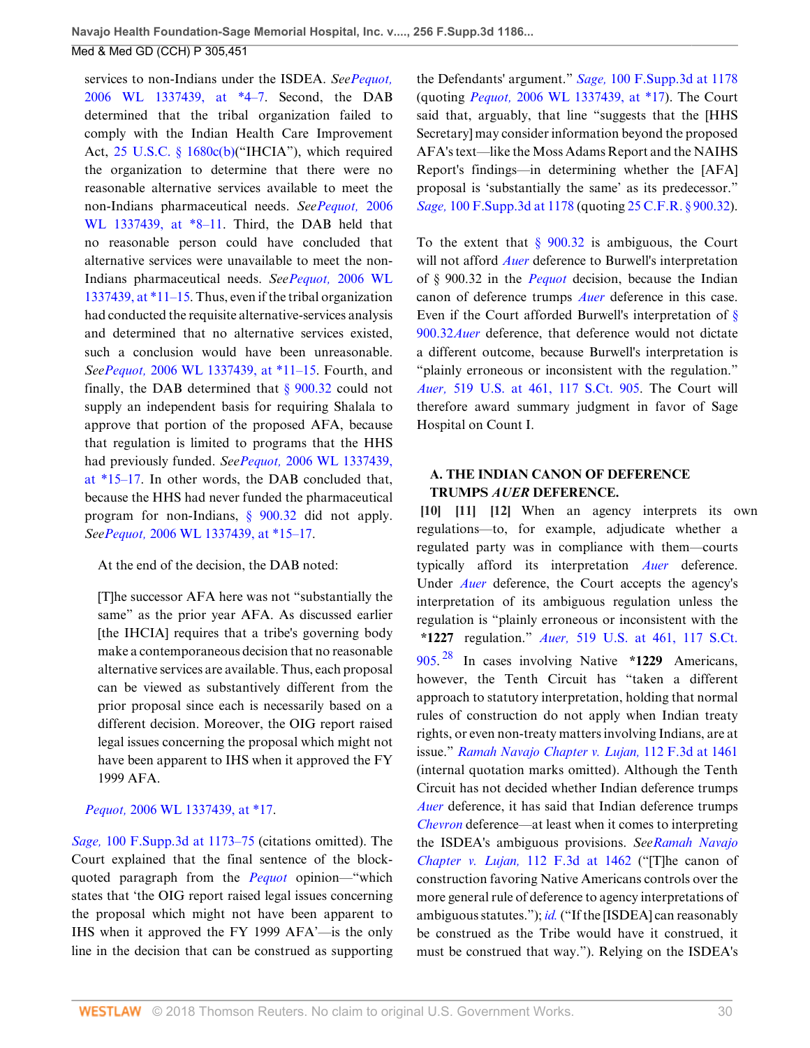services to non-Indians under the ISDEA. *See Pequot,* 2006 WL 1337439, at *4–7. Second, the DAB determined that the tribal organization failed to comply with the Indian Health Care Improvement Act, 25 U.S.C. § 1680c(b)("IHCIA"), which required the organization to determine that there were no reasonable alternative services available to meet the non-Indians pharmaceutical needs. *See Pequot,* 2006 WL 1337439, at *8–11. Third, the DAB held that no reasonable person could have concluded that alternative services were unavailable to meet the non-Indians pharmaceutical needs. *See Pequot,* 2006 WL 1337439, at *11–15. Thus, even if the tribal organization had conducted the requisite alternative-services analysis and determined that no alternative services existed, such a conclusion would have been unreasonable. *See Pequot,* 2006 WL 1337439, at *11–15. Fourth, and finally, the DAB determined that § 900.32 could not supply an independent basis for requiring Shalala to approve that portion of the proposed AFA, because that regulation is limited to programs that the HHS had previously funded. *See Pequot,* 2006 WL 1337439, at *15–17. In other words, the DAB concluded that, because the HHS had never funded the pharmaceutical program for non-Indians, § 900.32 did not apply. *See Pequot,* 2006 WL 1337439, at *15–17.

> At the end of the decision, the DAB noted:
>
> [T]he successor AFA here was not "substantially the same" as the prior year AFA. As discussed earlier [the IHCIA] requires that a tribe's governing body make a contemporaneous decision that no reasonable alternative services are available. Thus, each proposal can be viewed as substantively different from the prior proposal since each is necessarily based on a different decision. Moreover, the OIG report raised legal issues concerning the proposal which might not have been apparent to IHS when it approved the FY 1999 AFA.
>
> *Pequot,* 2006 WL 1337439, at *17.

*Sage,* 100 F.Supp.3d at 1173–75 (citations omitted). The Court explained that the final sentence of the block-quoted paragraph from the *Pequot* opinion—"which states that 'the OIG report raised legal issues concerning the proposal which might not have been apparent to IHS when it approved the FY 1999 AFA'—is the only line in the decision that can be construed as supporting the Defendants' argument." *Sage,* 100 F.Supp.3d at 1178 (quoting *Pequot,* 2006 WL 1337439, at *17). The Court said that, arguably, that line "suggests that the [HHS Secretary] may consider information beyond the proposed AFA's text—like the Moss Adams Report and the NAIHS Report's findings—in determining whether the [AFA] proposal is 'substantially the same' as its predecessor." *Sage,* 100 F.Supp.3d at 1178 (quoting 25 C.F.R. § 900.32).

To the extent that § 900.32 is ambiguous, the Court will not afford *Auer* deference to Burwell's interpretation of § 900.32 in the *Pequot* decision, because the Indian canon of deference trumps *Auer* deference in this case. Even if the Court afforded Burwell's interpretation of § 900.32 *Auer* deference, that deference would not dictate a different outcome, because Burwell's interpretation is "plainly erroneous or inconsistent with the regulation." *Auer,* 519 U.S. at 461, 117 S.Ct. 905. The Court will therefore award summary judgment in favor of Sage Hospital on Count I.

## A. THE INDIAN CANON OF DEFERENCE TRUMPS *AUER* DEFERENCE.

**[10] [11] [12]** When an agency interprets its own regulations—to, for example, adjudicate whether a regulated party was in compliance with them—courts typically afford its interpretation *Auer* deference. Under *Auer* deference, the Court accepts the agency's interpretation of its ambiguous regulation unless the regulation is "plainly erroneous or inconsistent with the **\*1227** regulation." *Auer,* 519 U.S. at 461, 117 S.Ct. 905.[28] In cases involving Native **\*1229** Americans, however, the Tenth Circuit has "taken a different approach to statutory interpretation, holding that normal rules of construction do not apply when Indian treaty rights, or even non-treaty matters involving Indians, are at issue." *Ramah Navajo Chapter v. Lujan,* 112 F.3d at 1461 (internal quotation marks omitted). Although the Tenth Circuit has not decided whether Indian deference trumps *Auer* deference, it has said that Indian deference trumps *Chevron* deference—at least when it comes to interpreting the ISDEA's ambiguous provisions. *See Ramah Navajo Chapter v. Lujan,* 112 F.3d at 1462 ("[T]he canon of construction favoring Native Americans controls over the more general rule of deference to agency interpretations of ambiguous statutes."); *id.* ("If the [ISDEA] can reasonably be construed as the Tribe would have it construed, it must be construed that way."). Relying on the ISDEA's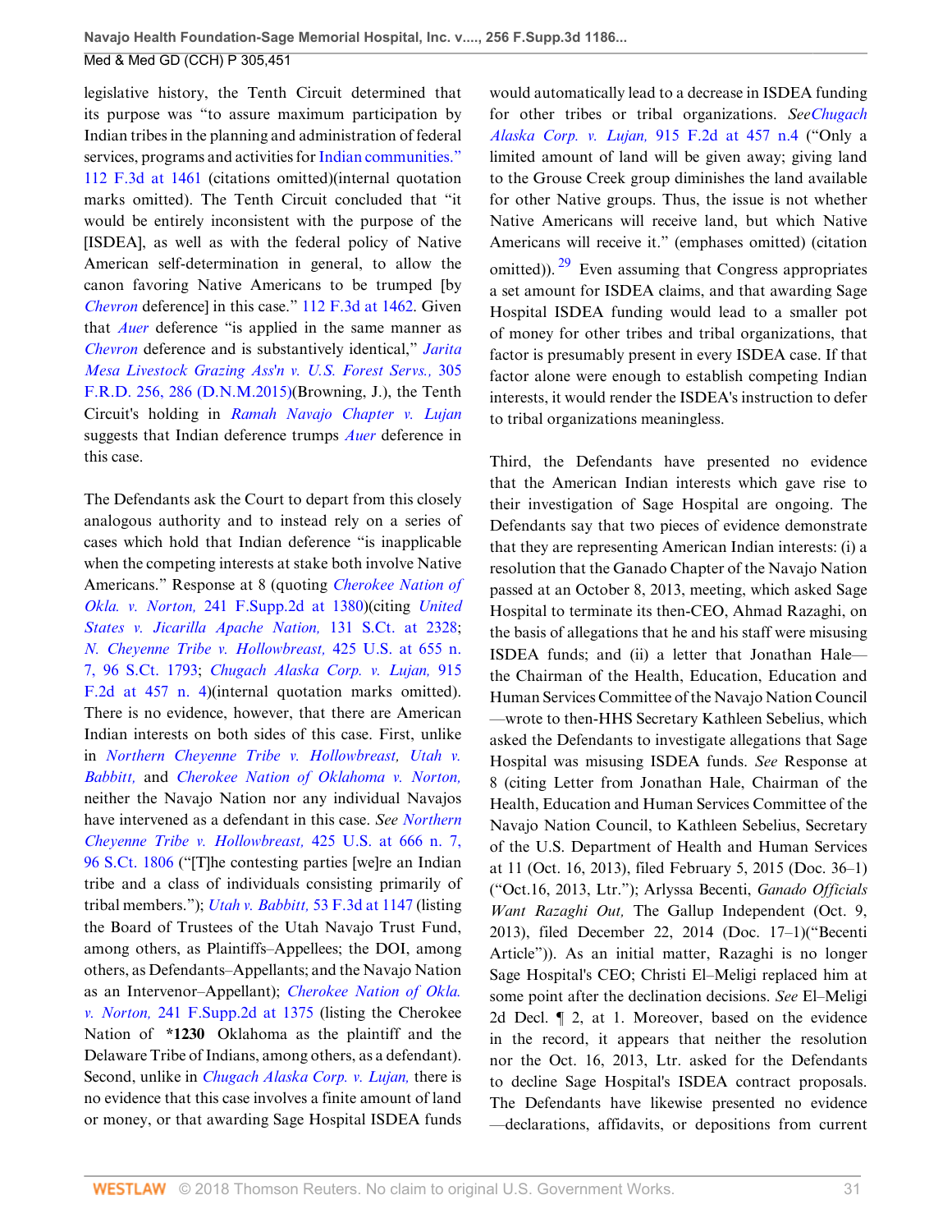legislative history, the Tenth Circuit determined that its purpose was "to assure maximum participation by Indian tribes in the planning and administration of federal services, programs and activities for Indian communities." 112 F.3d at 1461 (citations omitted)(internal quotation marks omitted). The Tenth Circuit concluded that "it would be entirely inconsistent with the purpose of the [ISDEA], as well as with the federal policy of Native American self-determination in general, to allow the canon favoring Native Americans to be trumped [by *Chevron* deference] in this case." 112 F.3d at 1462. Given that *Auer* deference "is applied in the same manner as *Chevron* deference and is substantively identical," *Jarita Mesa Livestock Grazing Ass'n v. U.S. Forest Servs.,* 305 F.R.D. 256, 286 (D.N.M.2015)(Browning, J.), the Tenth Circuit's holding in *Ramah Navajo Chapter v. Lujan* suggests that Indian deference trumps *Auer* deference in this case.

The Defendants ask the Court to depart from this closely analogous authority and to instead rely on a series of cases which hold that Indian deference "is inapplicable when the competing interests at stake both involve Native Americans." Response at 8 (quoting *Cherokee Nation of Okla. v. Norton,* 241 F.Supp.2d at 1380)(citing *United States v. Jicarilla Apache Nation,* 131 S.Ct. at 2328; *N. Cheyenne Tribe v. Hollowbreast,* 425 U.S. at 655 n. 7, 96 S.Ct. 1793; *Chugach Alaska Corp. v. Lujan,* 915 F.2d at 457 n. 4)(internal quotation marks omitted). There is no evidence, however, that there are American Indian interests on both sides of this case. First, unlike in *Northern Cheyenne Tribe v. Hollowbreast, Utah v. Babbitt,* and *Cherokee Nation of Oklahoma v. Norton,* neither the Navajo Nation nor any individual Navajos have intervened as a defendant in this case. *See Northern Cheyenne Tribe v. Hollowbreast,* 425 U.S. at 666 n. 7, 96 S.Ct. 1806 ("[T]he contesting parties [we]re an Indian tribe and a class of individuals consisting primarily of tribal members."); *Utah v. Babbitt,* 53 F.3d at 1147 (listing the Board of Trustees of the Utah Navajo Trust Fund, among others, as Plaintiffs–Appellees; the DOI, among others, as Defendants–Appellants; and the Navajo Nation as an Intervenor–Appellant); *Cherokee Nation of Okla. v. Norton,* 241 F.Supp.2d at 1375 (listing the Cherokee Nation of **\*1230** Oklahoma as the plaintiff and the Delaware Tribe of Indians, among others, as a defendant). Second, unlike in *Chugach Alaska Corp. v. Lujan,* there is no evidence that this case involves a finite amount of land or money, or that awarding Sage Hospital ISDEA funds would automatically lead to a decrease in ISDEA funding for other tribes or tribal organizations. *See Chugach Alaska Corp. v. Lujan,* 915 F.2d at 457 n.4 ("Only a limited amount of land will be given away; giving land to the Grouse Creek group diminishes the land available for other Native groups. Thus, the issue is not whether Native Americans will receive land, but which Native Americans will receive it." (emphases omitted) (citation omitted)).[29] Even assuming that Congress appropriates a set amount for ISDEA claims, and that awarding Sage Hospital ISDEA funding would lead to a smaller pot of money for other tribes and tribal organizations, that factor is presumably present in every ISDEA case. If that factor alone were enough to establish competing Indian interests, it would render the ISDEA's instruction to defer to tribal organizations meaningless.

Third, the Defendants have presented no evidence that the American Indian interests which gave rise to their investigation of Sage Hospital are ongoing. The Defendants say that two pieces of evidence demonstrate that they are representing American Indian interests: (i) a resolution that the Ganado Chapter of the Navajo Nation passed at an October 8, 2013, meeting, which asked Sage Hospital to terminate its then-CEO, Ahmad Razaghi, on the basis of allegations that he and his staff were misusing ISDEA funds; and (ii) a letter that Jonathan Hale—the Chairman of the Health, Education, Education and Human Services Committee of the Navajo Nation Council—wrote to then-HHS Secretary Kathleen Sebelius, which asked the Defendants to investigate allegations that Sage Hospital was misusing ISDEA funds. *See* Response at 8 (citing Letter from Jonathan Hale, Chairman of the Health, Education and Human Services Committee of the Navajo Nation Council, to Kathleen Sebelius, Secretary of the U.S. Department of Health and Human Services at 11 (Oct. 16, 2013), filed February 5, 2015 (Doc. 36–1) ("Oct.16, 2013, Ltr."); Arlyssa Becenti, *Ganado Officials Want Razaghi Out,* The Gallup Independent (Oct. 9, 2013), filed December 22, 2014 (Doc. 17–1)("Becenti Article")). As an initial matter, Razaghi is no longer Sage Hospital's CEO; Christi El–Meligi replaced him at some point after the declination decisions. *See* El–Meligi 2d Decl. ¶ 2, at 1. Moreover, based on the evidence in the record, it appears that neither the resolution nor the Oct. 16, 2013, Ltr. asked for the Defendants to decline Sage Hospital's ISDEA contract proposals. The Defendants have likewise presented no evidence—declarations, affidavits, or depositions from current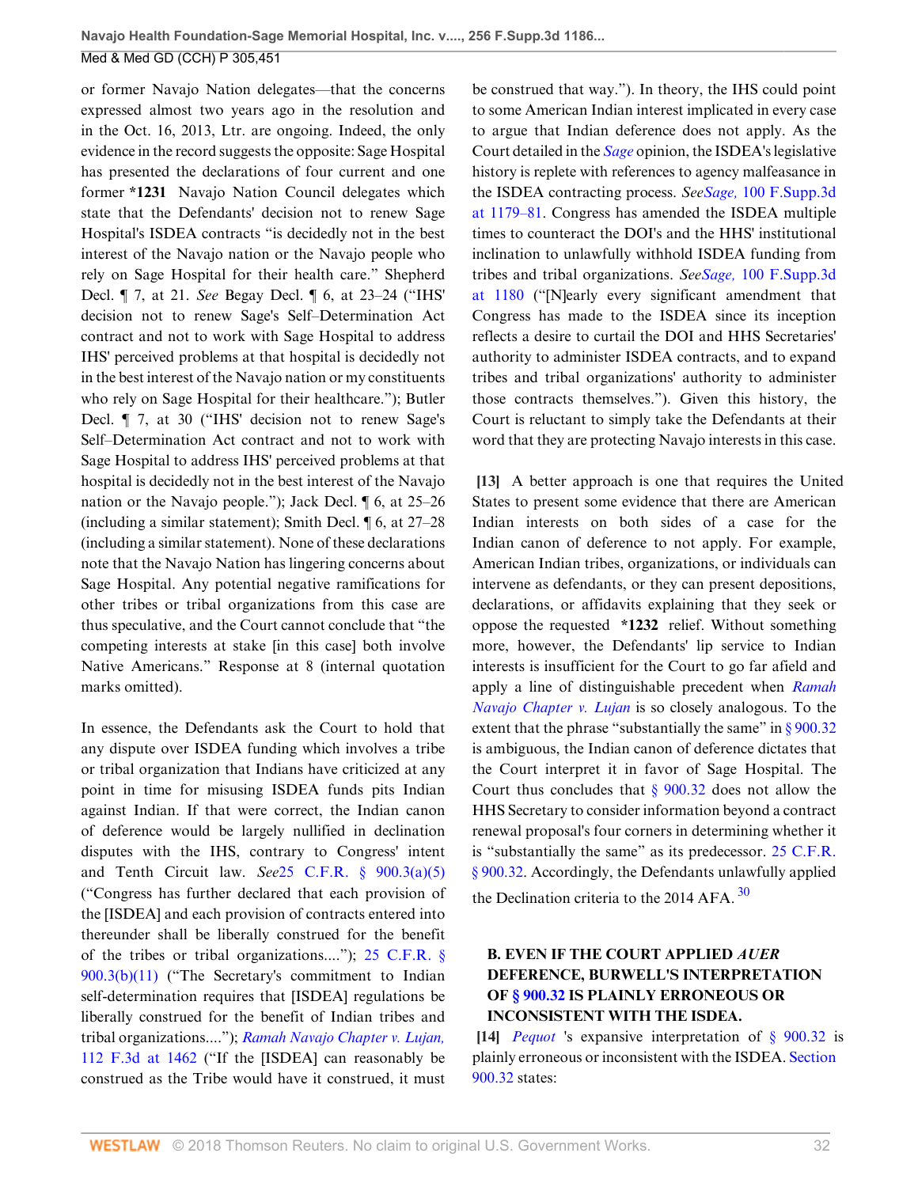or former Navajo Nation delegates—that the concerns expressed almost two years ago in the resolution and in the Oct. 16, 2013, Ltr. are ongoing. Indeed, the only evidence in the record suggests the opposite: Sage Hospital has presented the declarations of four current and one former **\*1231** Navajo Nation Council delegates which state that the Defendants' decision not to renew Sage Hospital's ISDEA contracts "is decidedly not in the best interest of the Navajo nation or the Navajo people who rely on Sage Hospital for their health care." Shepherd Decl. ¶ 7, at 21. *See* Begay Decl. ¶ 6, at 23–24 ("IHS' decision not to renew Sage's Self–Determination Act contract and not to work with Sage Hospital to address IHS' perceived problems at that hospital is decidedly not in the best interest of the Navajo nation or my constituents who rely on Sage Hospital for their healthcare."); Butler Decl. ¶ 7, at 30 ("IHS' decision not to renew Sage's Self–Determination Act contract and not to work with Sage Hospital to address IHS' perceived problems at that hospital is decidedly not in the best interest of the Navajo nation or the Navajo people."); Jack Decl. ¶ 6, at 25–26 (including a similar statement); Smith Decl. ¶ 6, at 27–28 (including a similar statement). None of these declarations note that the Navajo Nation has lingering concerns about Sage Hospital. Any potential negative ramifications for other tribes or tribal organizations from this case are thus speculative, and the Court cannot conclude that "the competing interests at stake [in this case] both involve Native Americans." Response at 8 (internal quotation marks omitted).

In essence, the Defendants ask the Court to hold that any dispute over ISDEA funding which involves a tribe or tribal organization that Indians have criticized at any point in time for misusing ISDEA funds pits Indian against Indian. If that were correct, the Indian canon of deference would be largely nullified in declination disputes with the IHS, contrary to Congress' intent and Tenth Circuit law. *See*25 C.F.R. § 900.3(a)(5) ("Congress has further declared that each provision of the [ISDEA] and each provision of contracts entered into thereunder shall be liberally construed for the benefit of the tribes or tribal organizations...."); 25 C.F.R. § 900.3(b)(11) ("The Secretary's commitment to Indian self-determination requires that [ISDEA] regulations be liberally construed for the benefit of Indian tribes and tribal organizations...."); *Ramah Navajo Chapter v. Lujan,* 112 F.3d at 1462 ("If the [ISDEA] can reasonably be construed as the Tribe would have it construed, it must be construed that way."). In theory, the IHS could point to some American Indian interest implicated in every case to argue that Indian deference does not apply. As the Court detailed in the *Sage* opinion, the ISDEA's legislative history is replete with references to agency malfeasance in the ISDEA contracting process. *SeeSage,* 100 F.Supp.3d at 1179–81. Congress has amended the ISDEA multiple times to counteract the DOI's and the HHS' institutional inclination to unlawfully withhold ISDEA funding from tribes and tribal organizations. *SeeSage,* 100 F.Supp.3d at 1180 ("[N]early every significant amendment that Congress has made to the ISDEA since its inception reflects a desire to curtail the DOI and HHS Secretaries' authority to administer ISDEA contracts, and to expand tribes and tribal organizations' authority to administer those contracts themselves."). Given this history, the Court is reluctant to simply take the Defendants at their word that they are protecting Navajo interests in this case.

**[13]** A better approach is one that requires the United States to present some evidence that there are American Indian interests on both sides of a case for the Indian canon of deference to not apply. For example, American Indian tribes, organizations, or individuals can intervene as defendants, or they can present depositions, declarations, or affidavits explaining that they seek or oppose the requested **\*1232** relief. Without something more, however, the Defendants' lip service to Indian interests is insufficient for the Court to go far afield and apply a line of distinguishable precedent when *Ramah Navajo Chapter v. Lujan* is so closely analogous. To the extent that the phrase "substantially the same" in § 900.32 is ambiguous, the Indian canon of deference dictates that the Court interpret it in favor of Sage Hospital. The Court thus concludes that § 900.32 does not allow the HHS Secretary to consider information beyond a contract renewal proposal's four corners in determining whether it is "substantially the same" as its predecessor. 25 C.F.R. § 900.32. Accordingly, the Defendants unlawfully applied the Declination criteria to the 2014 AFA. [30]

### B. EVEN IF THE COURT APPLIED *AUER* DEFERENCE, BURWELL'S INTERPRETATION OF § 900.32 IS PLAINLY ERRONEOUS OR INCONSISTENT WITH THE ISDEA.

**[14]** *Pequot* 's expansive interpretation of § 900.32 is plainly erroneous or inconsistent with the ISDEA. Section 900.32 states: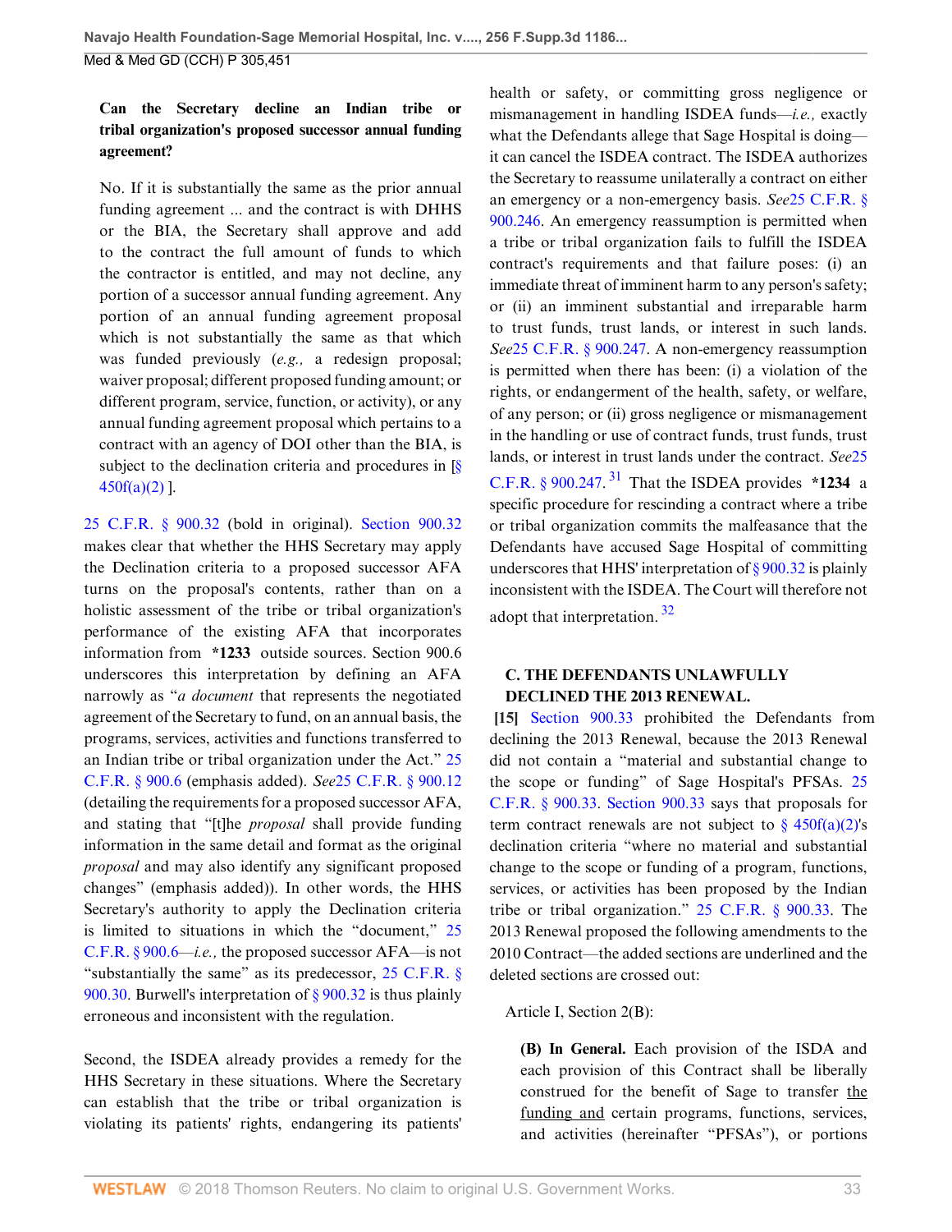**Can the Secretary decline an Indian tribe or tribal organization's proposed successor annual funding agreement?**

No. If it is substantially the same as the prior annual funding agreement ... and the contract is with DHHS or the BIA, the Secretary shall approve and add to the contract the full amount of funds to which the contractor is entitled, and may not decline, any portion of a successor annual funding agreement. Any portion of an annual funding agreement proposal which is not substantially the same as that which was funded previously (*e.g.,* a redesign proposal; waiver proposal; different proposed funding amount; or different program, service, function, or activity), or any annual funding agreement proposal which pertains to a contract with an agency of DOI other than the BIA, is subject to the declination criteria and procedures in [§ 450f(a)(2) ].

25 C.F.R. § 900.32 (bold in original). Section 900.32 makes clear that whether the HHS Secretary may apply the Declination criteria to a proposed successor AFA turns on the proposal's contents, rather than on a holistic assessment of the tribe or tribal organization's performance of the existing AFA that incorporates information from **\*1233** outside sources. Section 900.6 underscores this interpretation by defining an AFA narrowly as "*a document* that represents the negotiated agreement of the Secretary to fund, on an annual basis, the programs, services, activities and functions transferred to an Indian tribe or tribal organization under the Act." 25 C.F.R. § 900.6 (emphasis added). *See*25 C.F.R. § 900.12 (detailing the requirements for a proposed successor AFA, and stating that "[t]he *proposal* shall provide funding information in the same detail and format as the original *proposal* and may also identify any significant proposed changes" (emphasis added)). In other words, the HHS Secretary's authority to apply the Declination criteria is limited to situations in which the "document," 25 C.F.R. § 900.6—*i.e.,* the proposed successor AFA—is not "substantially the same" as its predecessor, 25 C.F.R. § 900.30. Burwell's interpretation of § 900.32 is thus plainly erroneous and inconsistent with the regulation.

Second, the ISDEA already provides a remedy for the HHS Secretary in these situations. Where the Secretary can establish that the tribe or tribal organization is violating its patients' rights, endangering its patients' health or safety, or committing gross negligence or mismanagement in handling ISDEA funds—*i.e.,* exactly what the Defendants allege that Sage Hospital is doing—it can cancel the ISDEA contract. The ISDEA authorizes the Secretary to reassume unilaterally a contract on either an emergency or a non-emergency basis. *See*25 C.F.R. § 900.246. An emergency reassumption is permitted when a tribe or tribal organization fails to fulfill the ISDEA contract's requirements and that failure poses: (i) an immediate threat of imminent harm to any person's safety; or (ii) an imminent substantial and irreparable harm to trust funds, trust lands, or interest in such lands. *See*25 C.F.R. § 900.247. A non-emergency reassumption is permitted when there has been: (i) a violation of the rights, or endangerment of the health, safety, or welfare, of any person; or (ii) gross negligence or mismanagement in the handling or use of contract funds, trust funds, trust lands, or interest in trust lands under the contract. *See*25 C.F.R. § 900.247.[31] That the ISDEA provides **\*1234** a specific procedure for rescinding a contract where a tribe or tribal organization commits the malfeasance that the Defendants have accused Sage Hospital of committing underscores that HHS' interpretation of § 900.32 is plainly inconsistent with the ISDEA. The Court will therefore not adopt that interpretation.[32]

## C. THE DEFENDANTS UNLAWFULLY DECLINED THE 2013 RENEWAL.

**[15]** Section 900.33 prohibited the Defendants from declining the 2013 Renewal, because the 2013 Renewal did not contain a "material and substantial change to the scope or funding" of Sage Hospital's PFSAs. 25 C.F.R. § 900.33. Section 900.33 says that proposals for term contract renewals are not subject to § 450f(a)(2)'s declination criteria "where no material and substantial change to the scope or funding of a program, functions, services, or activities has been proposed by the Indian tribe or tribal organization." 25 C.F.R. § 900.33. The 2013 Renewal proposed the following amendments to the 2010 Contract—the added sections are underlined and the deleted sections are crossed out:

Article I, Section 2(B):

**(B) In General.** Each provision of the ISDA and each provision of this Contract shall be liberally construed for the benefit of Sage to transfer <u>the funding and</u> certain programs, functions, services, and activities (hereinafter "PFSAs"), or portions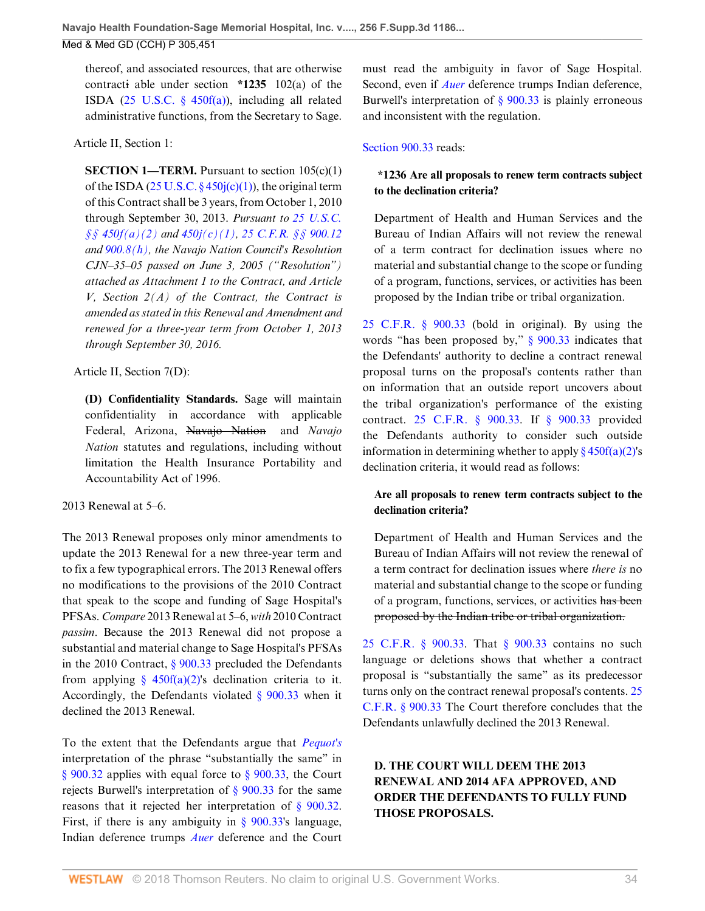thereof, and associated resources, that are otherwise contracti able under section **\*1235** 102(a) of the ISDA (25 U.S.C. § 450f(a)), including all related administrative functions, from the Secretary to Sage.

Article II, Section 1:

> **SECTION 1—TERM.** Pursuant to section 105(c)(1) of the ISDA (25 U.S.C. § 450j(c)(1)), the original term of this Contract shall be 3 years, from October 1, 2010 through September 30, 2013. *Pursuant to 25 U.S.C. §§ 450f(a)(2) and 450j(c)(1), 25 C.F.R. §§ 900.12 and 900.8(h), the Navajo Nation Council's Resolution CJN–35–05 passed on June 3, 2005 ("Resolution") attached as Attachment 1 to the Contract, and Article V, Section 2(A) of the Contract, the Contract is amended as stated in this Renewal and Amendment and renewed for a three-year term from October 1, 2013 through September 30, 2016.*

Article II, Section 7(D):

> **(D) Confidentiality Standards.** Sage will maintain confidentiality in accordance with applicable Federal, Arizona, ~~Navajo Nation~~ and *Navajo Nation* statutes and regulations, including without limitation the Health Insurance Portability and Accountability Act of 1996.

2013 Renewal at 5–6.

The 2013 Renewal proposes only minor amendments to update the 2013 Renewal for a new three-year term and to fix a few typographical errors. The 2013 Renewal offers no modifications to the provisions of the 2010 Contract that speak to the scope and funding of Sage Hospital's PFSAs. *Compare* 2013 Renewal at 5–6, *with* 2010 Contract *passim*. Because the 2013 Renewal did not propose a substantial and material change to Sage Hospital's PFSAs in the 2010 Contract, § 900.33 precluded the Defendants from applying § 450f(a)(2)'s declination criteria to it. Accordingly, the Defendants violated § 900.33 when it declined the 2013 Renewal.

To the extent that the Defendants argue that *Pequot's* interpretation of the phrase "substantially the same" in § 900.32 applies with equal force to § 900.33, the Court rejects Burwell's interpretation of § 900.33 for the same reasons that it rejected her interpretation of § 900.32. First, if there is any ambiguity in § 900.33's language, Indian deference trumps *Auer* deference and the Court must read the ambiguity in favor of Sage Hospital. Second, even if *Auer* deference trumps Indian deference, Burwell's interpretation of § 900.33 is plainly erroneous and inconsistent with the regulation.

Section 900.33 reads:

> **\*1236 Are all proposals to renew term contracts subject to the declination criteria?**
>
> Department of Health and Human Services and the Bureau of Indian Affairs will not review the renewal of a term contract for declination issues where no material and substantial change to the scope or funding of a program, functions, services, or activities has been proposed by the Indian tribe or tribal organization.

25 C.F.R. § 900.33 (bold in original). By using the words "has been proposed by," § 900.33 indicates that the Defendants' authority to decline a contract renewal proposal turns on the proposal's contents rather than on information that an outside report uncovers about the tribal organization's performance of the existing contract. 25 C.F.R. § 900.33. If § 900.33 provided the Defendants authority to consider such outside information in determining whether to apply § 450f(a)(2)'s declination criteria, it would read as follows:

> **Are all proposals to renew term contracts subject to the declination criteria?**
>
> Department of Health and Human Services and the Bureau of Indian Affairs will not review the renewal of a term contract for declination issues where *there is* no material and substantial change to the scope or funding of a program, functions, services, or activities ~~has been proposed by the Indian tribe or tribal organization.~~

25 C.F.R. § 900.33. That § 900.33 contains no such language or deletions shows that whether a contract proposal is "substantially the same" as its predecessor turns only on the contract renewal proposal's contents. 25 C.F.R. § 900.33 The Court therefore concludes that the Defendants unlawfully declined the 2013 Renewal.

### D. THE COURT WILL DEEM THE 2013 RENEWAL AND 2014 AFA APPROVED, AND ORDER THE DEFENDANTS TO FULLY FUND THOSE PROPOSALS.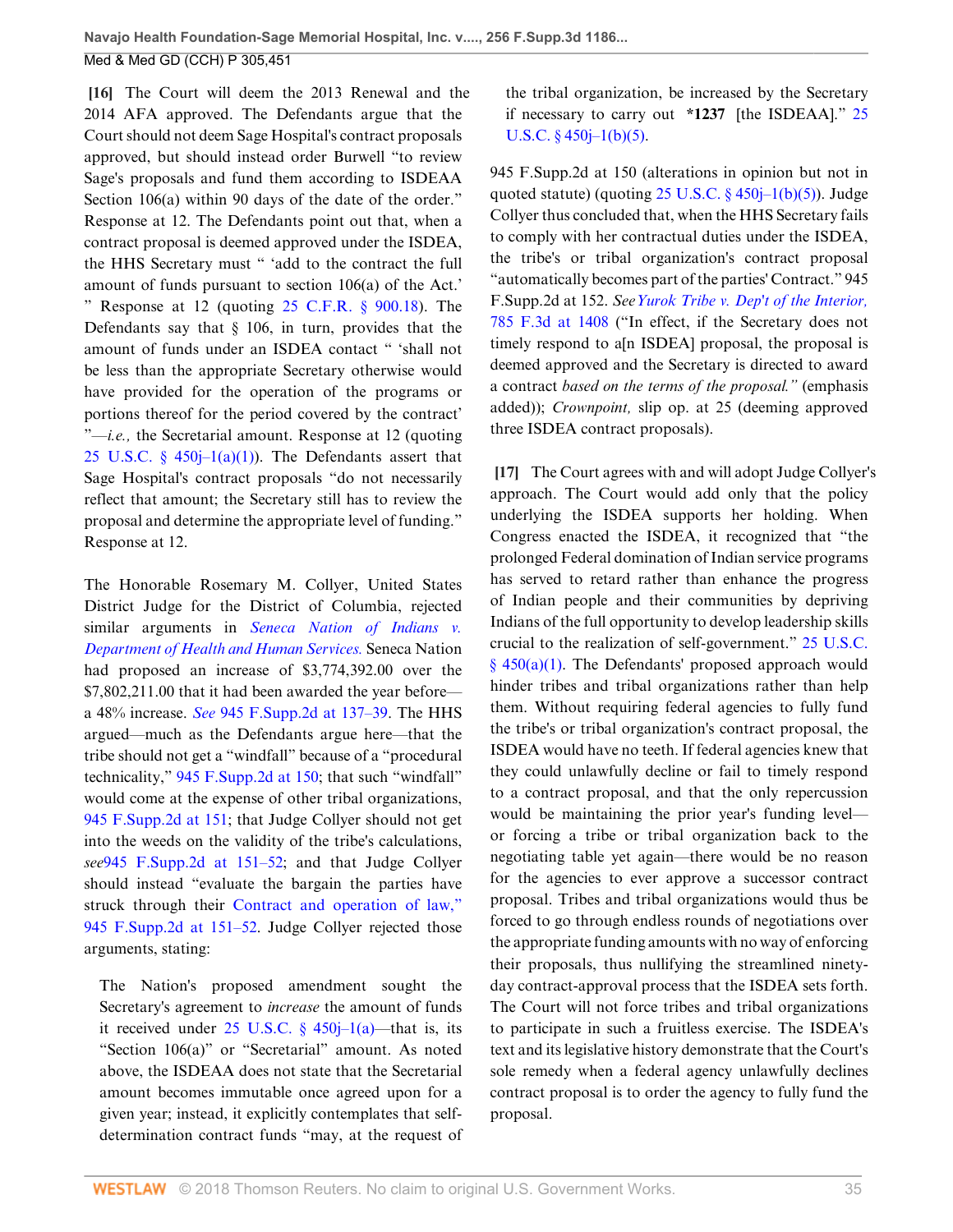**[16]** The Court will deem the 2013 Renewal and the 2014 AFA approved. The Defendants argue that the Court should not deem Sage Hospital's contract proposals approved, but should instead order Burwell "to review Sage's proposals and fund them according to ISDEAA Section 106(a) within 90 days of the date of the order." Response at 12. The Defendants point out that, when a contract proposal is deemed approved under the ISDEA, the HHS Secretary must " 'add to the contract the full amount of funds pursuant to section 106(a) of the Act.' " Response at 12 (quoting 25 C.F.R. § 900.18). The Defendants say that § 106, in turn, provides that the amount of funds under an ISDEA contact " 'shall not be less than the appropriate Secretary otherwise would have provided for the operation of the programs or portions thereof for the period covered by the contract' "—*i.e.,* the Secretarial amount. Response at 12 (quoting 25 U.S.C. § 450j–1(a)(1)). The Defendants assert that Sage Hospital's contract proposals "do not necessarily reflect that amount; the Secretary still has to review the proposal and determine the appropriate level of funding." Response at 12.

The Honorable Rosemary M. Collyer, United States District Judge for the District of Columbia, rejected similar arguments in *Seneca Nation of Indians v. Department of Health and Human Services.* Seneca Nation had proposed an increase of $3,774,392.00 over the $7,802,211.00 that it had awarded the year before—a 48% increase. *See* 945 F.Supp.2d at 137–39. The HHS argued—much as the Defendants argue here—that the tribe should not get a "windfall" because of a "procedural technicality," 945 F.Supp.2d at 150; that such "windfall" would come at the expense of other tribal organizations, 945 F.Supp.2d at 151; that Judge Collyer should not get into the weeds on the validity of the tribe's calculations, *see*945 F.Supp.2d at 151–52; and that Judge Collyer should instead "evaluate the bargain the parties have struck through their Contract and operation of law," 945 F.Supp.2d at 151–52. Judge Collyer rejected those arguments, stating:

> The Nation's proposed amendment sought the Secretary's agreement to *increase* the amount of funds it received under 25 U.S.C. § 450j–1(a)—that is, its "Section 106(a)" or "Secretarial" amount. As noted above, the ISDEAA does not state that the Secretarial amount becomes immutable once agreed upon for a given year; instead, it explicitly contemplates that self-determination contract funds "may, at the request of the tribal organization, be increased by the Secretary if necessary to carry out **\*1237** [the ISDEAA]." 25 U.S.C. § 450j–1(b)(5).

945 F.Supp.2d at 150 (alterations in opinion but not in quoted statute) (quoting 25 U.S.C. § 450j–1(b)(5)). Judge Collyer thus concluded that, when the HHS Secretary fails to comply with her contractual duties under the ISDEA, the tribe's or tribal organization's contract proposal "automatically becomes part of the parties' Contract." 945 F.Supp.2d at 152. *See Yurok Tribe v. Dep't of the Interior,* 785 F.3d at 1408 ("In effect, if the Secretary does not timely respond to a[n ISDEA] proposal, the proposal is deemed approved and the Secretary is directed to award a contract *based on the terms of the proposal.*" (emphasis added)); *Crownpoint,* slip op. at 25 (deeming approved three ISDEA contract proposals).

**[17]** The Court agrees with and will adopt Judge Collyer's approach. The Court would add only that the policy underlying the ISDEA supports her holding. When Congress enacted the ISDEA, it recognized that "the prolonged Federal domination of Indian service programs has served to retard rather than enhance the progress of Indian people and their communities by depriving Indians of the full opportunity to develop leadership skills crucial to the realization of self-government." 25 U.S.C. § 450(a)(1). The Defendants' proposed approach would hinder tribes and tribal organizations rather than help them. Without requiring federal agencies to fully fund the tribe's or tribal organization's contract proposal, the ISDEA would have no teeth. If federal agencies knew that they could unlawfully decline or fail to timely respond to a contract proposal, and that the only repercussion would be maintaining the prior year's funding level—or forcing a tribe or tribal organization back to the negotiating table yet again—there would be no reason for the agencies to ever approve a successor contract proposal. Tribes and tribal organizations would thus be forced to go through endless rounds of negotiations over the appropriate funding amounts with no way of enforcing their proposals, thus nullifying the streamlined ninety-day contract-approval process that the ISDEA sets forth. The Court will not force tribes and tribal organizations to participate in such a fruitless exercise. The ISDEA's text and its legislative history demonstrate that the Court's sole remedy when a federal agency unlawfully declines contract proposal is to order the agency to fully fund the proposal.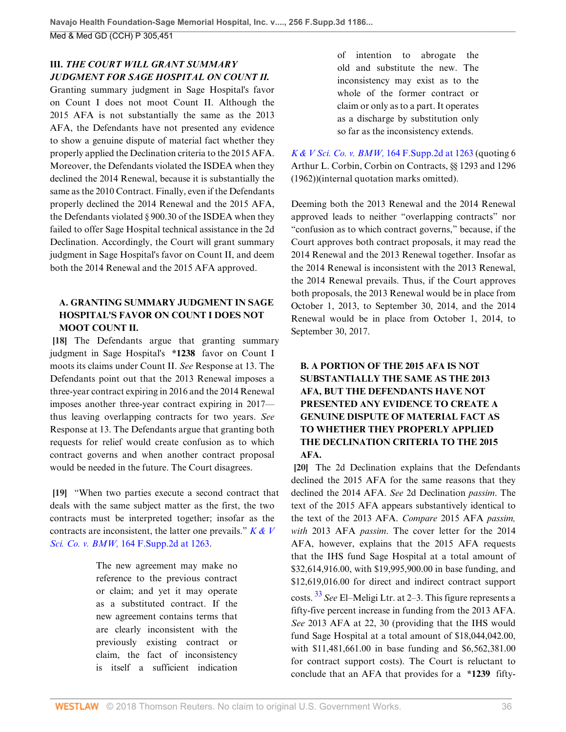### III. *THE COURT WILL GRANT SUMMARY JUDGMENT FOR SAGE HOSPITAL ON COUNT II.*

Granting summary judgment in Sage Hospital's favor on Count I does not moot Count II. Although the 2015 AFA is not substantially the same as the 2013 AFA, the Defendants have not presented any evidence to show a genuine dispute of material fact whether they properly applied the Declination criteria to the 2015 AFA. Moreover, the Defendants violated the ISDEA when they declined the 2014 Renewal, because it is substantially the same as the 2010 Contract. Finally, even if the Defendants properly declined the 2014 Renewal and the 2015 AFA, the Defendants violated § 900.30 of the ISDEA when they failed to offer Sage Hospital technical assistance in the 2d Declination. Accordingly, the Court will grant summary judgment in Sage Hospital's favor on Count II, and deem both the 2014 Renewal and the 2015 AFA approved.

#### A. GRANTING SUMMARY JUDGMENT IN SAGE HOSPITAL'S FAVOR ON COUNT I DOES NOT MOOT COUNT II.

**[18]** The Defendants argue that granting summary judgment in Sage Hospital's **\*1238** favor on Count I moots its claims under Count II. *See* Response at 13. The Defendants point out that the 2013 Renewal imposes a three-year contract expiring in 2016 and the 2014 Renewal imposes another three-year contract expiring in 2017—thus leaving overlapping contracts for two years. *See* Response at 13. The Defendants argue that granting both requests for relief would create confusion as to which contract governs and when another contract proposal would be needed in the future. The Court disagrees.

**[19]** "When two parties execute a second contract that deals with the same subject matter as the first, the two contracts must be interpreted together; insofar as the contracts are inconsistent, the latter one prevails." *K & V Sci. Co. v. BMW,* 164 F.Supp.2d at 1263.

> The new agreement may make no reference to the previous contract or claim; and yet it may operate as a substituted contract. If the new agreement contains terms that are clearly inconsistent with the previously existing contract or claim, the fact of inconsistency is itself a sufficient indication of intention to abrogate the old and substitute the new. The inconsistency may exist as to the whole of the former contract or claim or only as to a part. It operates as a discharge by substitution only so far as the inconsistency extends.

*K & V Sci. Co. v. BMW,* 164 F.Supp.2d at 1263 (quoting 6 Arthur L. Corbin, Corbin on Contracts, §§ 1293 and 1296 (1962))(internal quotation marks omitted).

Deeming both the 2013 Renewal and the 2014 Renewal approved leads to neither "overlapping contracts" nor "confusion as to which contract governs," because, if the Court approves both contract proposals, it may read the 2014 Renewal and the 2013 Renewal together. Insofar as the 2014 Renewal is inconsistent with the 2013 Renewal, the 2014 Renewal prevails. Thus, if the Court approves both proposals, the 2013 Renewal would be in place from October 1, 2013, to September 30, 2014, and the 2014 Renewal would be in place from October 1, 2014, to September 30, 2017.

#### B. A PORTION OF THE 2015 AFA IS NOT SUBSTANTIALLY THE SAME AS THE 2013 AFA, BUT THE DEFENDANTS HAVE NOT PRESENTED ANY EVIDENCE TO CREATE A GENUINE DISPUTE OF MATERIAL FACT AS TO WHETHER THEY PROPERLY APPLIED THE DECLINATION CRITERIA TO THE 2015 AFA.

**[20]** The 2d Declination explains that the Defendants declined the 2015 AFA for the same reasons that they declined the 2014 AFA. *See* 2d Declination *passim*. The text of the 2015 AFA appears substantively identical to the text of the 2013 AFA. *Compare* 2015 AFA *passim, with* 2013 AFA *passim*. The cover letter for the 2014 AFA, however, explains that the 2015 AFA requests that the IHS fund Sage Hospital at a total amount of $32,614,916.00, with $19,995,900.00 in base funding, and $12,619,016.00 for direct and indirect contract support costs.[33] *See* El–Meligi Ltr. at 2–3. This figure represents a fifty-five percent increase in funding from the 2013 AFA. *See* 2013 AFA at 22, 30 (providing that the IHS would fund Sage Hospital at a total amount of $18,044,042.00, with $11,481,661.00 in base funding and $6,562,381.00 for contract support costs). The Court is reluctant to conclude that an AFA that provides for a **\*1239** fifty-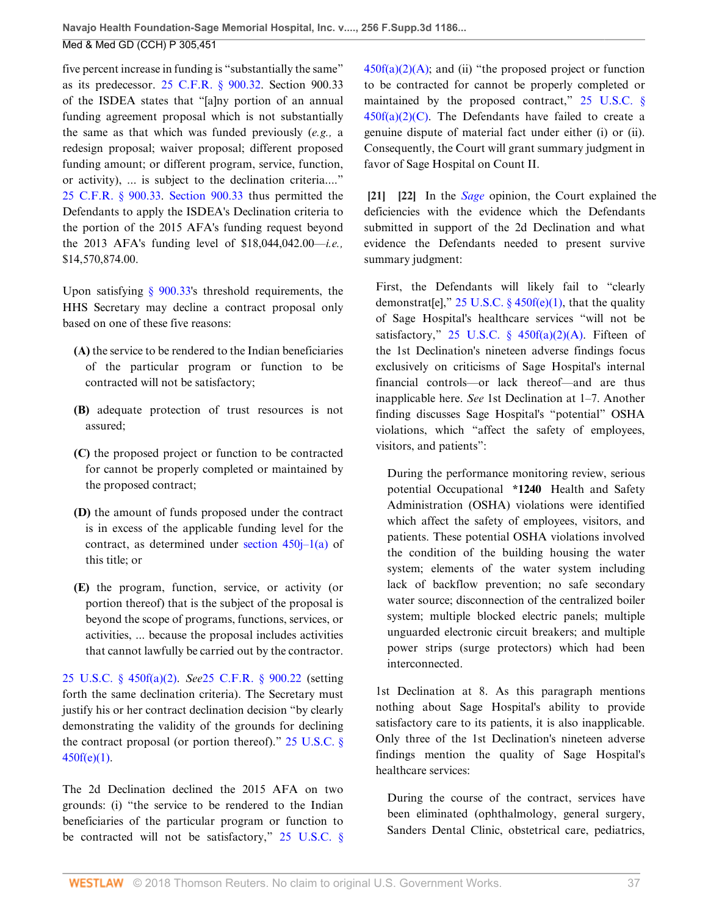five percent increase in funding is "substantially the same" as its predecessor. 25 C.F.R. § 900.32. Section 900.33 of the ISDEA states that "[a]ny portion of an annual funding agreement proposal which is not substantially the same as that which was funded previously (*e.g.,* a redesign proposal; waiver proposal; different proposed funding amount; or different program, service, function, or activity), ... is subject to the declination criteria...." 25 C.F.R. § 900.33. Section 900.33 thus permitted the Defendants to apply the ISDEA's Declination criteria to the portion of the 2015 AFA's funding request beyond the 2013 AFA's funding level of $18,044,042.00—*i.e.,* $14,570,874.00.

Upon satisfying § 900.33's threshold requirements, the HHS Secretary may decline a contract proposal only based on one of these five reasons:

> **(A)** the service to be rendered to the Indian beneficiaries of the particular program or function to be contracted will not be satisfactory;
>
> **(B)** adequate protection of trust resources is not assured;
>
> **(C)** the proposed project or function to be contracted for cannot be properly completed or maintained by the proposed contract;
>
> **(D)** the amount of funds proposed under the contract is in excess of the applicable funding level for the contract, as determined under section 450j–1(a) of this title; or
>
> **(E)** the program, function, service, or activity (or portion thereof) that is the subject of the proposal is beyond the scope of programs, functions, services, or activities, ... because the proposal includes activities that cannot lawfully be carried out by the contractor.

25 U.S.C. § 450f(a)(2). *See*25 C.F.R. § 900.22 (setting forth the same declination criteria). The Secretary must justify his or her contract declination decision "by clearly demonstrating the validity of the grounds for declining the contract proposal (or portion thereof)." 25 U.S.C. § 450f(e)(1).

The 2d Declination declined the 2015 AFA on two grounds: (i) "the service to be rendered to the Indian beneficiaries of the particular program or function to be contracted will not be satisfactory," 25 U.S.C. § 450f(a)(2)(A); and (ii) "the proposed project or function to be contracted for cannot be properly completed or maintained by the proposed contract," 25 U.S.C. § 450f(a)(2)(C). The Defendants have failed to create a genuine dispute of material fact under either (i) or (ii). Consequently, the Court will grant summary judgment in favor of Sage Hospital on Count II.

**[21] [22]** In the *Sage* opinion, the Court explained the deficiencies with the evidence which the Defendants submitted in support of the 2d Declination and what evidence the Defendants needed to present survive summary judgment:

> First, the Defendants will likely fail to "clearly demonstrat[e]," 25 U.S.C. § 450f(e)(1), that the quality of Sage Hospital's healthcare services "will not be satisfactory," 25 U.S.C. § 450f(a)(2)(A). Fifteen of the 1st Declination's nineteen adverse findings focus exclusively on criticisms of Sage Hospital's internal financial controls—or lack thereof—and are thus inapplicable here. *See* 1st Declination at 1–7. Another finding discusses Sage Hospital's "potential" OSHA violations, which "affect the safety of employees, visitors, and patients":
>
>> During the performance monitoring review, serious potential Occupational **\*1240** Health and Safety Administration (OSHA) violations were identified which affect the safety of employees, visitors, and patients. These potential OSHA violations involved the condition of the building housing the water system; elements of the water system including lack of backflow prevention; no safe secondary water source; disconnection of the centralized boiler system; multiple blocked electric panels; multiple unguarded electronic circuit breakers; and multiple power strips (surge protectors) which had been interconnected.
>
> 1st Declination at 8. As this paragraph mentions nothing about Sage Hospital's ability to provide satisfactory care to its patients, it is also inapplicable. Only three of the 1st Declination's nineteen adverse findings mention the quality of Sage Hospital's healthcare services:
>
>> During the course of the contract, services have been eliminated (ophthalmology, general surgery, Sanders Dental Clinic, obstetrical care, pediatrics,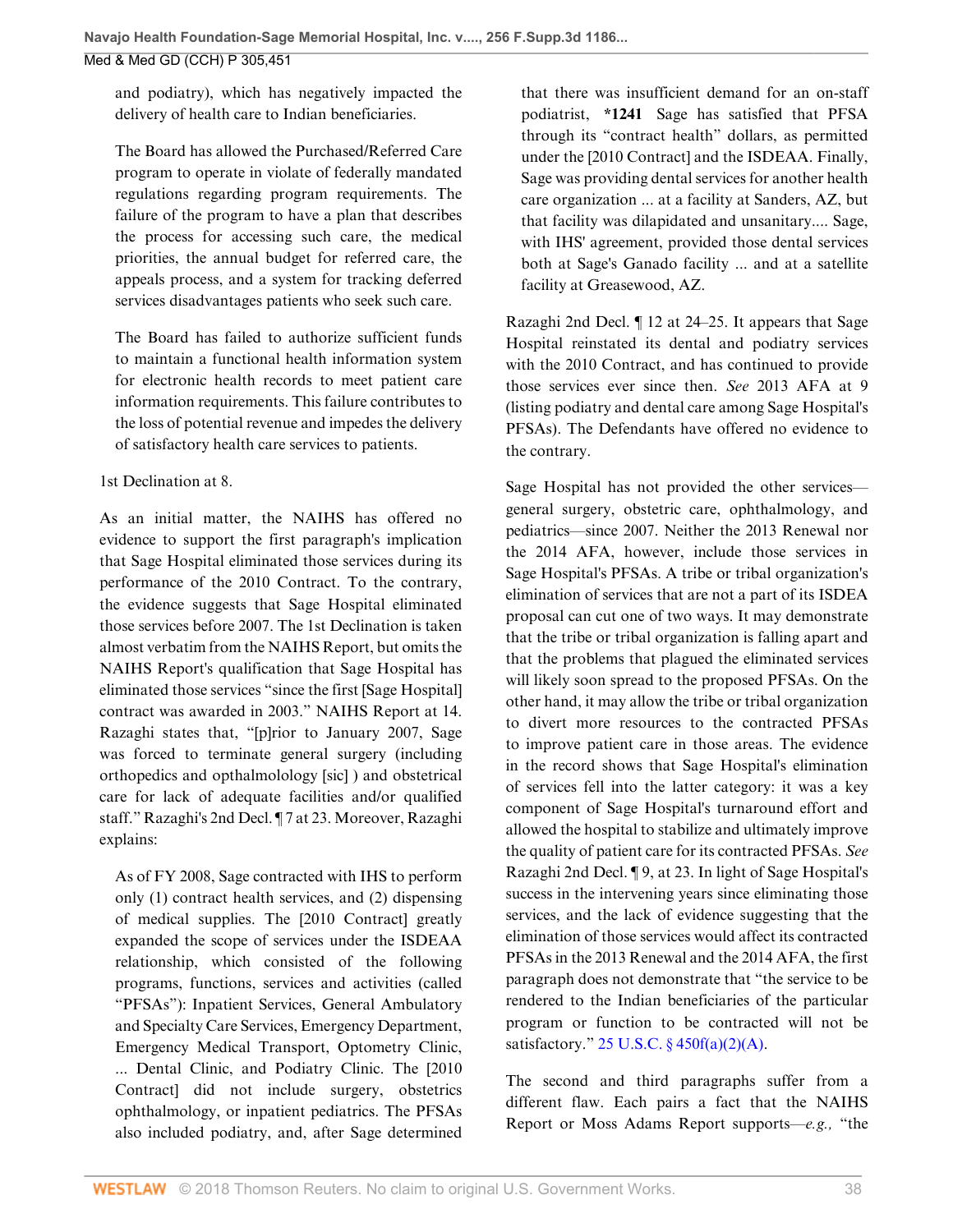and podiatry), which has negatively impacted the delivery of health care to Indian beneficiaries.

> The Board has allowed the Purchased/Referred Care program to operate in violate of federally mandated regulations regarding program requirements. The failure of the program to have a plan that describes the process for accessing such care, the medical priorities, the annual budget for referred care, the appeals process, and a system for tracking deferred services disadvantages patients who seek such care.

> The Board has failed to authorize sufficient funds to maintain a functional health information system for electronic health records to meet patient care information requirements. This failure contributes to the loss of potential revenue and impedes the delivery of satisfactory health care services to patients.

1st Declination at 8.

As an initial matter, the NAIHS has offered no evidence to support the first paragraph's implication that Sage Hospital eliminated those services during its performance of the 2010 Contract. To the contrary, the evidence suggests that Sage Hospital eliminated those services before 2007. The 1st Declination is taken almost verbatim from the NAIHS Report, but omits the NAIHS Report's qualification that Sage Hospital has eliminated those services "since the first [Sage Hospital] contract was awarded in 2003." NAIHS Report at 14. Razaghi states that, "[p]rior to January 2007, Sage was forced to terminate general surgery (including orthopedics and opthalmolology [sic] ) and obstetrical care for lack of adequate facilities and/or qualified staff." Razaghi's 2nd Decl. ¶ 7 at 23. Moreover, Razaghi explains:

> As of FY 2008, Sage contracted with IHS to perform only (1) contract health services, and (2) dispensing of medical supplies. The [2010 Contract] greatly expanded the scope of services under the ISDEAA relationship, which consisted of the following programs, functions, services and activities (called "PFSAs"): Inpatient Services, General Ambulatory and Specialty Care Services, Emergency Department, Emergency Medical Transport, Optometry Clinic, ... Dental Clinic, and Podiatry Clinic. The [2010 Contract] did not include surgery, obstetrics ophthalmology, or inpatient pediatrics. The PFSAs also included podiatry, and, after Sage determined that there was insufficient demand for an on-staff podiatrist, **\*1241** Sage has satisfied that PFSA through its "contract health" dollars, as permitted under the [2010 Contract] and the ISDEAA. Finally, Sage was providing dental services for another health care organization ... at a facility at Sanders, AZ, but that facility was dilapidated and unsanitary.... Sage, with IHS' agreement, provided those dental services both at Sage's Ganado facility ... and at a satellite facility at Greasewood, AZ.

Razaghi 2nd Decl. ¶ 12 at 24–25. It appears that Sage Hospital reinstated its dental and podiatry services with the 2010 Contract, and has continued to provide those services ever since then. *See* 2013 AFA at 9 (listing podiatry and dental care among Sage Hospital's PFSAs). The Defendants have offered no evidence to the contrary.

Sage Hospital has not provided the other services—general surgery, obstetric care, ophthalmology, and pediatrics—since 2007. Neither the 2013 Renewal nor the 2014 AFA, however, include those services in Sage Hospital's PFSAs. A tribe or tribal organization's elimination of services that are not a part of its ISDEA proposal can cut one of two ways. It may demonstrate that the tribe or tribal organization is falling apart and that the problems that plagued the eliminated services will likely soon spread to the proposed PFSAs. On the other hand, it may allow the tribe or tribal organization to divert more resources to the contracted PFSAs to improve patient care in those areas. The evidence in the record shows that Sage Hospital's elimination of services fell into the latter category: it was a key component of Sage Hospital's turnaround effort and allowed the hospital to stabilize and ultimately improve the quality of patient care for its contracted PFSAs. *See* Razaghi 2nd Decl. ¶ 9, at 23. In light of Sage Hospital's success in the intervening years since eliminating those services, and the lack of evidence suggesting that the elimination of those services would affect its contracted PFSAs in the 2013 Renewal and the 2014 AFA, the first paragraph does not demonstrate that "the service to be rendered to the Indian beneficiaries of the particular program or function to be contracted will not be satisfactory." 25 U.S.C. § 450f(a)(2)(A).

The second and third paragraphs suffer from a different flaw. Each pairs a fact that the NAIHS Report or Moss Adams Report supports—*e.g.,* "the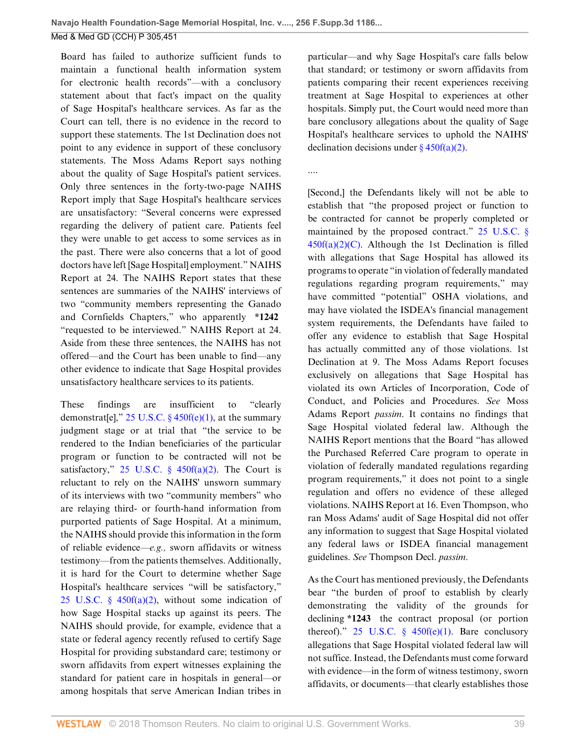Board has failed to authorize sufficient funds to maintain a functional health information system for electronic health records"—with a conclusory statement about that fact's impact on the quality of Sage Hospital's healthcare services. As far as the Court can tell, there is no evidence in the record to support these statements. The 1st Declination does not point to any evidence in support of these conclusory statements. The Moss Adams Report says nothing about the quality of Sage Hospital's patient services. Only three sentences in the forty-two-page NAIHS Report imply that Sage Hospital's healthcare services are unsatisfactory: "Several concerns were expressed regarding the delivery of patient care. Patients feel they were unable to get access to some services as in the past. There were also concerns that a lot of good doctors have left [Sage Hospital] employment." NAIHS Report at 24. The NAIHS Report states that these sentences are summaries of the NAIHS' interviews of two "community members representing the Ganado and Cornfields Chapters," who apparently **\*1242** "requested to be interviewed." NAIHS Report at 24. Aside from these three sentences, the NAIHS has not offered—and the Court has been unable to find—any other evidence to indicate that Sage Hospital provides unsatisfactory healthcare services to its patients.

These findings are insufficient to "clearly demonstrat[e]," 25 U.S.C. § 450f(e)(1), at the summary judgment stage or at trial that "the service to be rendered to the Indian beneficiaries of the particular program or function to be contracted will not be satisfactory," 25 U.S.C. § 450f(a)(2). The Court is reluctant to rely on the NAIHS' unsworn summary of its interviews with two "community members" who are relaying third- or fourth-hand information from purported patients of Sage Hospital. At a minimum, the NAIHS should provide this information in the form of reliable evidence—*e.g.,* sworn affidavits or witness testimony—from the patients themselves. Additionally, it is hard for the Court to determine whether Sage Hospital's healthcare services "will be satisfactory," 25 U.S.C. § 450f(a)(2), without some indication of how Sage Hospital stacks up against its peers. The NAIHS should provide, for example, evidence that a state or federal agency recently refused to certify Sage Hospital for providing substandard care; testimony or sworn affidavits from expert witnesses explaining the standard for patient care in hospitals in general—or among hospitals that serve American Indian tribes in particular—and why Sage Hospital's care falls below that standard; or testimony or sworn affidavits from patients comparing their recent experiences receiving treatment at Sage Hospital to experiences at other hospitals. Simply put, the Court would need more than bare conclusory allegations about the quality of Sage Hospital's healthcare services to uphold the NAIHS' declination decisions under § 450f(a)(2).

....

[Second,] the Defendants likely will not be able to establish that "the proposed project or function to be contracted for cannot be properly completed or maintained by the proposed contract." 25 U.S.C. § 450f(a)(2)(C). Although the 1st Declination is filled with allegations that Sage Hospital has allowed its programs to operate "in violation of federally mandated regulations regarding program requirements," may have committed "potential" OSHA violations, and may have violated the ISDEA's financial management system requirements, the Defendants have failed to offer any evidence to establish that Sage Hospital has actually committed any of those violations. 1st Declination at 9. The Moss Adams Report focuses exclusively on allegations that Sage Hospital has violated its own Articles of Incorporation, Code of Conduct, and Policies and Procedures. *See* Moss Adams Report *passim.* It contains no findings that Sage Hospital violated federal law. Although the NAIHS Report mentions that the Board "has allowed the Purchased Referred Care program to operate in violation of federally mandated regulations regarding program requirements," it does not point to a single regulation and offers no evidence of these alleged violations. NAIHS Report at 16. Even Thompson, who ran Moss Adams' audit of Sage Hospital did not offer any information to suggest that Sage Hospital violated any federal laws or ISDEA financial management guidelines. *See* Thompson Decl. *passim.*

As the Court has mentioned previously, the Defendants bear "the burden of proof to establish by clearly demonstrating the validity of the grounds for declining **\*1243** the contract proposal (or portion thereof)." 25 U.S.C. § 450f(e)(1). Bare conclusory allegations that Sage Hospital violated federal law will not suffice. Instead, the Defendants must come forward with evidence—in the form of witness testimony, sworn affidavits, or documents—that clearly establishes those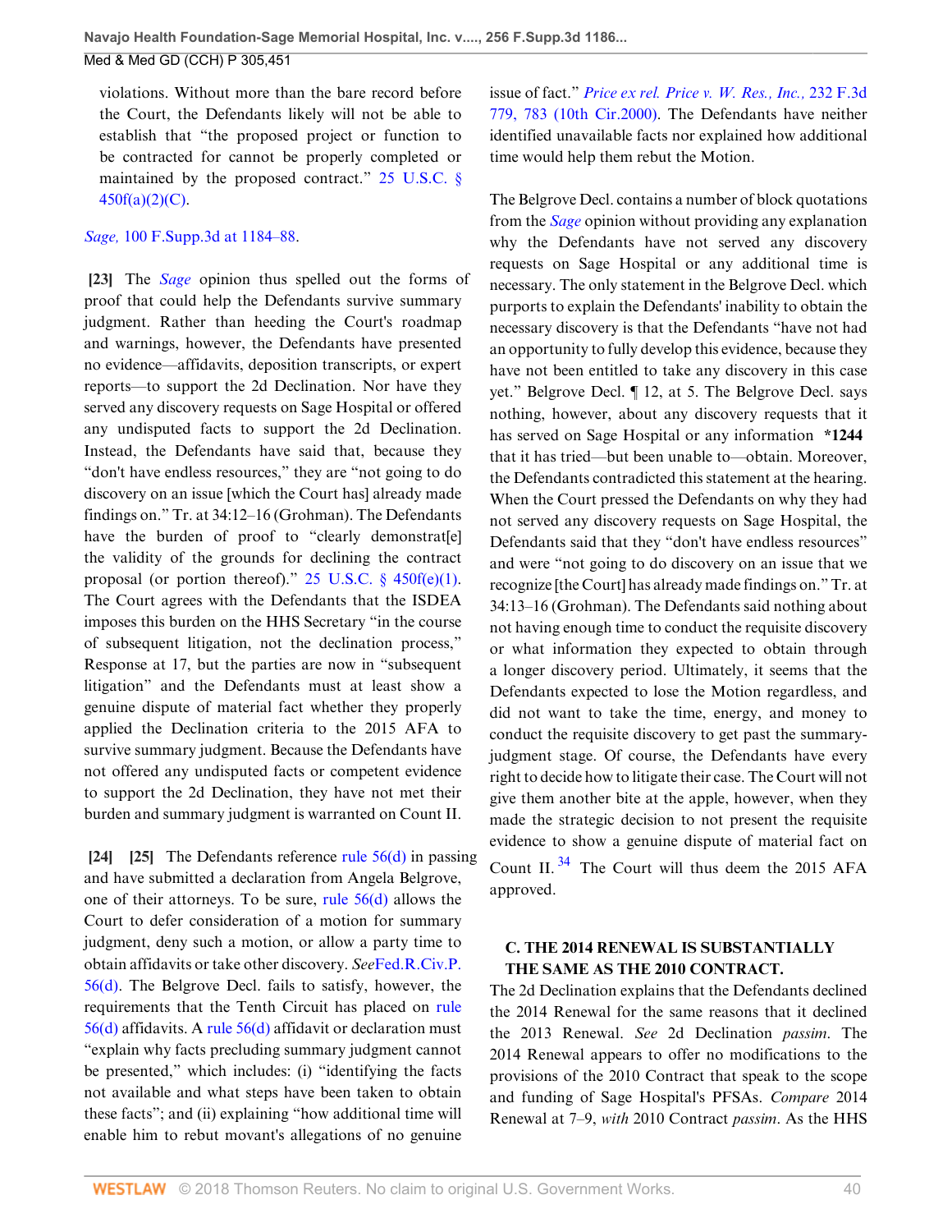violations. Without more than the bare record before the Court, the Defendants likely will not be able to establish that "the proposed project or function to be contracted for cannot be properly completed or maintained by the proposed contract." 25 U.S.C. § 450f(a)(2)(C).

*Sage,* 100 F.Supp.3d at 1184–88.

**[23]** The *Sage* opinion thus spelled out the forms of proof that could help the Defendants survive summary judgment. Rather than heeding the Court's roadmap and warnings, however, the Defendants have presented no evidence—affidavits, deposition transcripts, or expert reports—to support the 2d Declination. Nor have they served any discovery requests on Sage Hospital or offered any undisputed facts to support the 2d Declination. Instead, the Defendants have said that, because they "don't have endless resources," they are "not going to do discovery on an issue [which the Court has] already made findings on." Tr. at 34:12–16 (Grohman). The Defendants have the burden of proof to "clearly demonstrat[e] the validity of the grounds for declining the contract proposal (or portion thereof)." 25 U.S.C. § 450f(e)(1). The Court agrees with the Defendants that the ISDEA imposes this burden on the HHS Secretary "in the course of subsequent litigation, not the declination process," Response at 17, but the parties are now in "subsequent litigation" and the Defendants must at least show a genuine dispute of material fact whether they properly applied the Declination criteria to the 2015 AFA to survive summary judgment. Because the Defendants have not offered any undisputed facts or competent evidence to support the 2d Declination, they have not met their burden and summary judgment is warranted on Count II.

**[24]** **[25]** The Defendants reference rule 56(d) in passing and have submitted a declaration from Angela Belgrove, one of their attorneys. To be sure, rule 56(d) allows the Court to defer consideration of a motion for summary judgment, deny such a motion, or allow a party time to obtain affidavits or take other discovery. *See*Fed.R.Civ.P. 56(d). The Belgrove Decl. fails to satisfy, however, the requirements that the Tenth Circuit has placed on rule 56(d) affidavits. A rule 56(d) affidavit or declaration must "explain why facts precluding summary judgment cannot be presented," which includes: (i) "identifying the facts not available and what steps have been taken to obtain these facts"; and (ii) explaining "how additional time will enable him to rebut movant's allegations of no genuine issue of fact." *Price ex rel. Price v. W. Res., Inc.,* 232 F.3d 779, 783 (10th Cir.2000). The Defendants have neither identified unavailable facts nor explained how additional time would help them rebut the Motion.

The Belgrove Decl. contains a number of block quotations from the *Sage* opinion without providing any explanation why the Defendants have not served any discovery requests on Sage Hospital or any additional time is necessary. The only statement in the Belgrove Decl. which purports to explain the Defendants' inability to obtain the necessary discovery is that the Defendants "have not had an opportunity to fully develop this evidence, because they have not been entitled to take any discovery in this case yet." Belgrove Decl. ¶ 12, at 5. The Belgrove Decl. says nothing, however, about any discovery requests that it has served on Sage Hospital or any information **\*1244** that it has tried—but been unable to—obtain. Moreover, the Defendants contradicted this statement at the hearing. When the Court pressed the Defendants on why they had not served any discovery requests on Sage Hospital, the Defendants said that they "don't have endless resources" and were "not going to do discovery on an issue that we recognize [the Court] has already made findings on." Tr. at 34:13–16 (Grohman). The Defendants said nothing about not having enough time to conduct the requisite discovery or what information they expected to obtain through a longer discovery period. Ultimately, it seems that the Defendants expected to lose the Motion regardless, and did not want to take the time, energy, and money to conduct the requisite discovery to get past the summary-judgment stage. Of course, the Defendants have every right to decide how to litigate their case. The Court will not give them another bite at the apple, however, when they made the strategic decision to not present the requisite evidence to show a genuine dispute of material fact on Count II.[34] The Court will thus deem the 2015 AFA approved.

### C. THE 2014 RENEWAL IS SUBSTANTIALLY THE SAME AS THE 2010 CONTRACT.

The 2d Declination explains that the Defendants declined the 2014 Renewal for the same reasons that it declined the 2013 Renewal. *See* 2d Declination *passim*. The 2014 Renewal appears to offer no modifications to the provisions of the 2010 Contract that speak to the scope and funding of Sage Hospital's PFSAs. *Compare* 2014 Renewal at 7–9, *with* 2010 Contract *passim*. As the HHS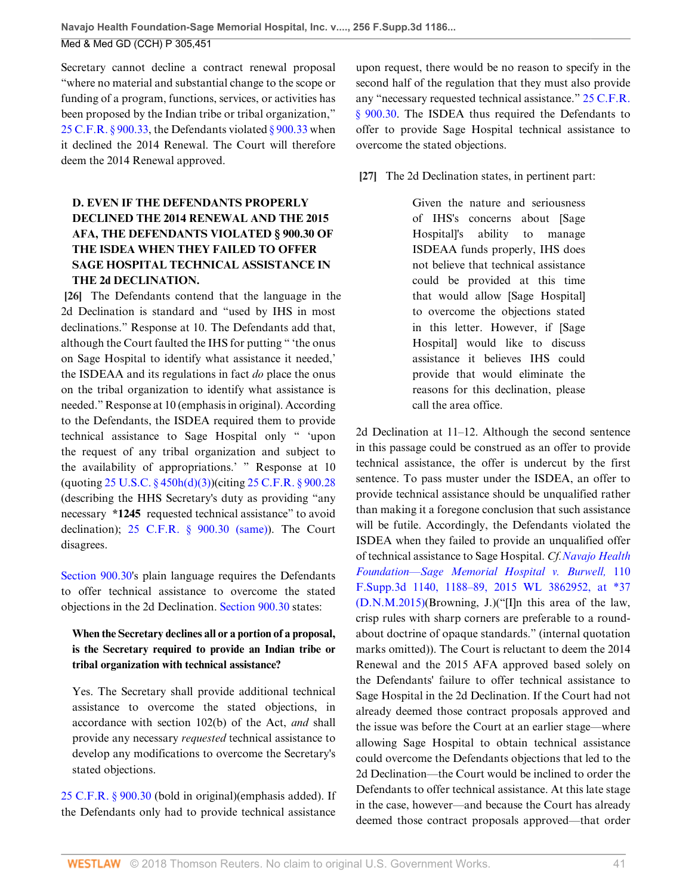Secretary cannot decline a contract renewal proposal "where no material and substantial change to the scope or funding of a program, functions, services, or activities has been proposed by the Indian tribe or tribal organization," 25 C.F.R. § 900.33, the Defendants violated § 900.33 when it declined the 2014 Renewal. The Court will therefore deem the 2014 Renewal approved.

**D. EVEN IF THE DEFENDANTS PROPERLY DECLINED THE 2014 RENEWAL AND THE 2015 AFA, THE DEFENDANTS VIOLATED § 900.30 OF THE ISDEA WHEN THEY FAILED TO OFFER SAGE HOSPITAL TECHNICAL ASSISTANCE IN THE 2d DECLINATION.**

**[26]** The Defendants contend that the language in the 2d Declination is standard and "used by IHS in most declinations." Response at 10. The Defendants add that, although the Court faulted the IHS for putting " 'the onus on Sage Hospital to identify what assistance it needed,' the ISDEAA and its regulations in fact *do* place the onus on the tribal organization to identify what assistance is needed." Response at 10 (emphasis in original). According to the Defendants, the ISDEA required them to provide technical assistance to Sage Hospital only " 'upon the request of any tribal organization and subject to the availability of appropriations.' " Response at 10 (quoting 25 U.S.C. § 450h(d)(3))(citing 25 C.F.R. § 900.28 (describing the HHS Secretary's duty as providing "any necessary **\*1245** requested technical assistance" to avoid declination); 25 C.F.R. § 900.30 (same)). The Court disagrees.

Section 900.30's plain language requires the Defendants to offer technical assistance to overcome the stated objections in the 2d Declination. Section 900.30 states:

> **When the Secretary declines all or a portion of a proposal, is the Secretary required to provide an Indian tribe or tribal organization with technical assistance?**
>
> Yes. The Secretary shall provide additional technical assistance to overcome the stated objections, in accordance with section 102(b) of the Act, *and* shall provide any necessary *requested* technical assistance to develop any modifications to overcome the Secretary's stated objections.

25 C.F.R. § 900.30 (bold in original)(emphasis added). If the Defendants only had to provide technical assistance upon request, there would be no reason to specify in the second half of the regulation that they must also provide any "necessary requested technical assistance." 25 C.F.R. § 900.30. The ISDEA thus required the Defendants to offer to provide Sage Hospital technical assistance to overcome the stated objections.

**[27]** The 2d Declination states, in pertinent part:

> Given the nature and seriousness of IHS's concerns about [Sage Hospital]'s ability to manage ISDEAA funds properly, IHS does not believe that technical assistance could be provided at this time that would allow [Sage Hospital] to overcome the objections stated in this letter. However, if [Sage Hospital] would like to discuss assistance it believes IHS could provide that would eliminate the reasons for this declination, please call the area office.

2d Declination at 11–12. Although the second sentence in this passage could be construed as an offer to provide technical assistance, the offer is undercut by the first sentence. To pass muster under the ISDEA, an offer to provide technical assistance should be unqualified rather than making it a foregone conclusion that such assistance will be futile. Accordingly, the Defendants violated the ISDEA when they failed to provide an unqualified offer of technical assistance to Sage Hospital. *Cf. Navajo Health Foundation—Sage Memorial Hospital v. Burwell,* 110 F.Supp.3d 1140, 1188–89, 2015 WL 3862952, at \*37 (D.N.M.2015)(Browning, J.)("[I]n this area of the law, crisp rules with sharp corners are preferable to a round-about doctrine of opaque standards." (internal quotation marks omitted)). The Court is reluctant to deem the 2014 Renewal and the 2015 AFA approved based solely on the Defendants' failure to offer technical assistance to Sage Hospital in the 2d Declination. If the Court had not already deemed those contract proposals approved and the issue was before the Court at an earlier stage—where allowing Sage Hospital to obtain technical assistance could overcome the Defendants objections that led to the 2d Declination—the Court would be inclined to order the Defendants to offer technical assistance. At this late stage in the case, however—and because the Court has already deemed those contract proposals approved—that order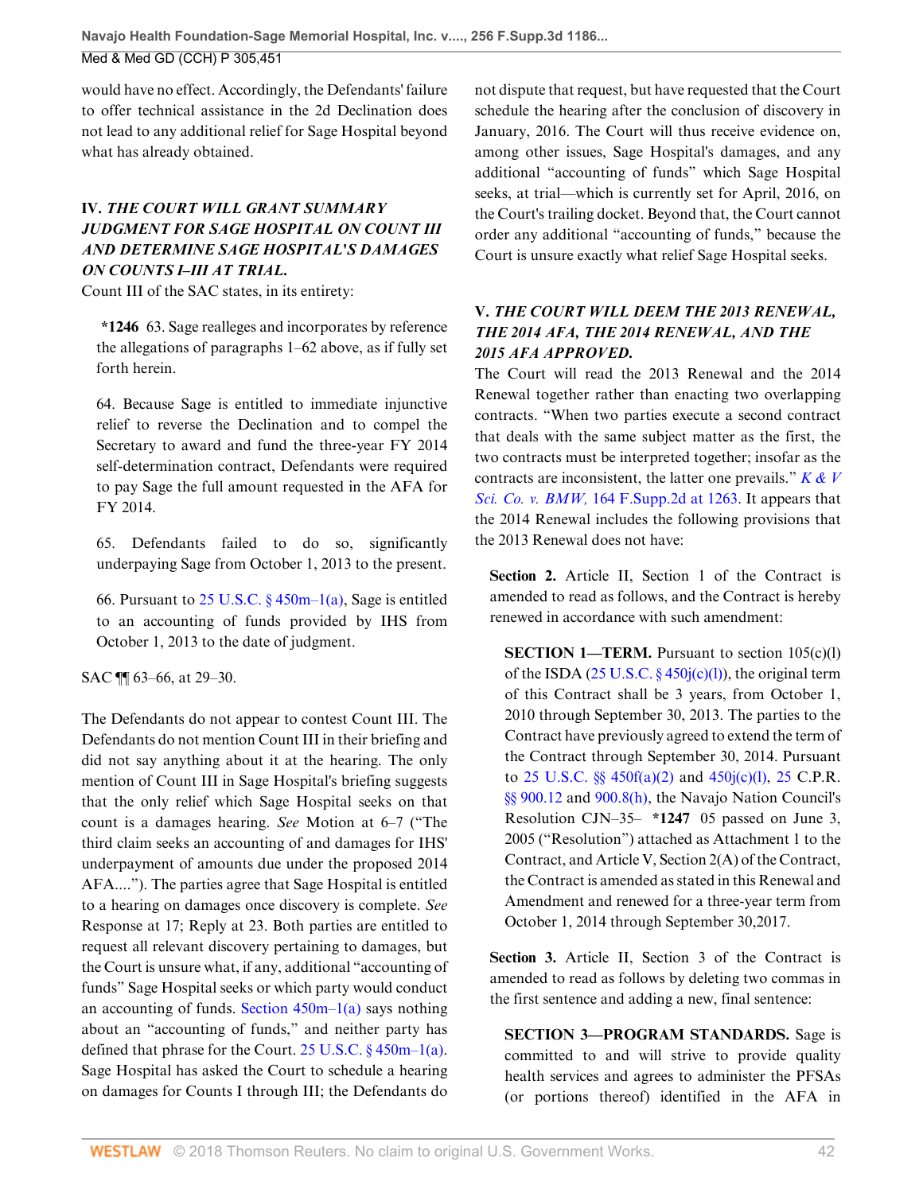would have no effect. Accordingly, the Defendants' failure to offer technical assistance in the 2d Declination does not lead to any additional relief for Sage Hospital beyond what has already obtained.

## IV. *THE COURT WILL GRANT SUMMARY JUDGMENT FOR SAGE HOSPITAL ON COUNT III AND DETERMINE SAGE HOSPITAL'S DAMAGES ON COUNTS I–III AT TRIAL.*

Count III of the SAC states, in its entirety:

> **\*1246** 63. Sage realleges and incorporates by reference the allegations of paragraphs 1–62 above, as if fully set forth herein.
>
> 64. Because Sage is entitled to immediate injunctive relief to reverse the Declination and to compel the Secretary to award and fund the three-year FY 2014 self-determination contract, Defendants were required to pay Sage the full amount requested in the AFA for FY 2014.
>
> 65. Defendants failed to do so, significantly underpaying Sage from October 1, 2013 to the present.
>
> 66. Pursuant to 25 U.S.C. § 450m–1(a), Sage is entitled to an accounting of funds provided by IHS from October 1, 2013 to the date of judgment.

SAC ¶¶ 63–66, at 29–30.

The Defendants do not appear to contest Count III. The Defendants do not mention Count III in their briefing and did not say anything about it at the hearing. The only mention of Count III in Sage Hospital's briefing suggests that the only relief which Sage Hospital seeks on that count is a damages hearing. *See* Motion at 6–7 ("The third claim seeks an accounting of and damages for IHS' underpayment of amounts due under the proposed 2014 AFA...."). The parties agree that Sage Hospital is entitled to a hearing on damages once discovery is complete. *See* Response at 17; Reply at 23. Both parties are entitled to request all relevant discovery pertaining to damages, but the Court is unsure what, if any, additional "accounting of funds" Sage Hospital seeks or which party would conduct an accounting of funds. Section 450m–1(a) says nothing about an "accounting of funds," and neither party has defined that phrase for the Court. 25 U.S.C. § 450m–1(a). Sage Hospital has asked the Court to schedule a hearing on damages for Counts I through III; the Defendants do not dispute that request, but have requested that the Court schedule the hearing after the conclusion of discovery in January, 2016. The Court will thus receive evidence on, among other issues, Sage Hospital's damages, and any additional "accounting of funds" which Sage Hospital seeks, at trial—which is currently set for April, 2016, on the Court's trailing docket. Beyond that, the Court cannot order any additional "accounting of funds," because the Court is unsure exactly what relief Sage Hospital seeks.

## V. *THE COURT WILL DEEM THE 2013 RENEWAL, THE 2014 AFA, THE 2014 RENEWAL, AND THE 2015 AFA APPROVED.*

The Court will read the 2013 Renewal and the 2014 Renewal together rather than enacting two overlapping contracts. "When two parties execute a second contract that deals with the same subject matter as the first, the two contracts must be interpreted together; insofar as the contracts are inconsistent, the latter one prevails." *K & V Sci. Co. v. BMW,* 164 F.Supp.2d at 1263. It appears that the 2014 Renewal includes the following provisions that the 2013 Renewal does not have:

> **Section 2.** Article II, Section 1 of the Contract is amended to read as follows, and the Contract is hereby renewed in accordance with such amendment:
>
> > **SECTION 1—TERM.** Pursuant to section 105(c)(l) of the ISDA (25 U.S.C. § 450j(c)(l)), the original term of this Contract shall be 3 years, from October 1, 2010 through September 30, 2013. The parties to the Contract have previously agreed to extend the term of the Contract through September 30, 2014. Pursuant to 25 U.S.C. §§ 450f(a)(2) and 450j(c)(l), 25 C.P.R. §§ 900.12 and 900.8(h), the Navajo Nation Council's Resolution CJN–35– **\*1247** 05 passed on June 3, 2005 ("Resolution") attached as Attachment 1 to the Contract, and Article V, Section 2(A) of the Contract, the Contract is amended as stated in this Renewal and Amendment and renewed for a three-year term from October 1, 2014 through September 30,2017.
>
> **Section 3.** Article II, Section 3 of the Contract is amended to read as follows by deleting two commas in the first sentence and adding a new, final sentence:
>
> > **SECTION 3—PROGRAM STANDARDS.** Sage is committed to and will strive to provide quality health services and agrees to administer the PFSAs (or portions thereof) identified in the AFA in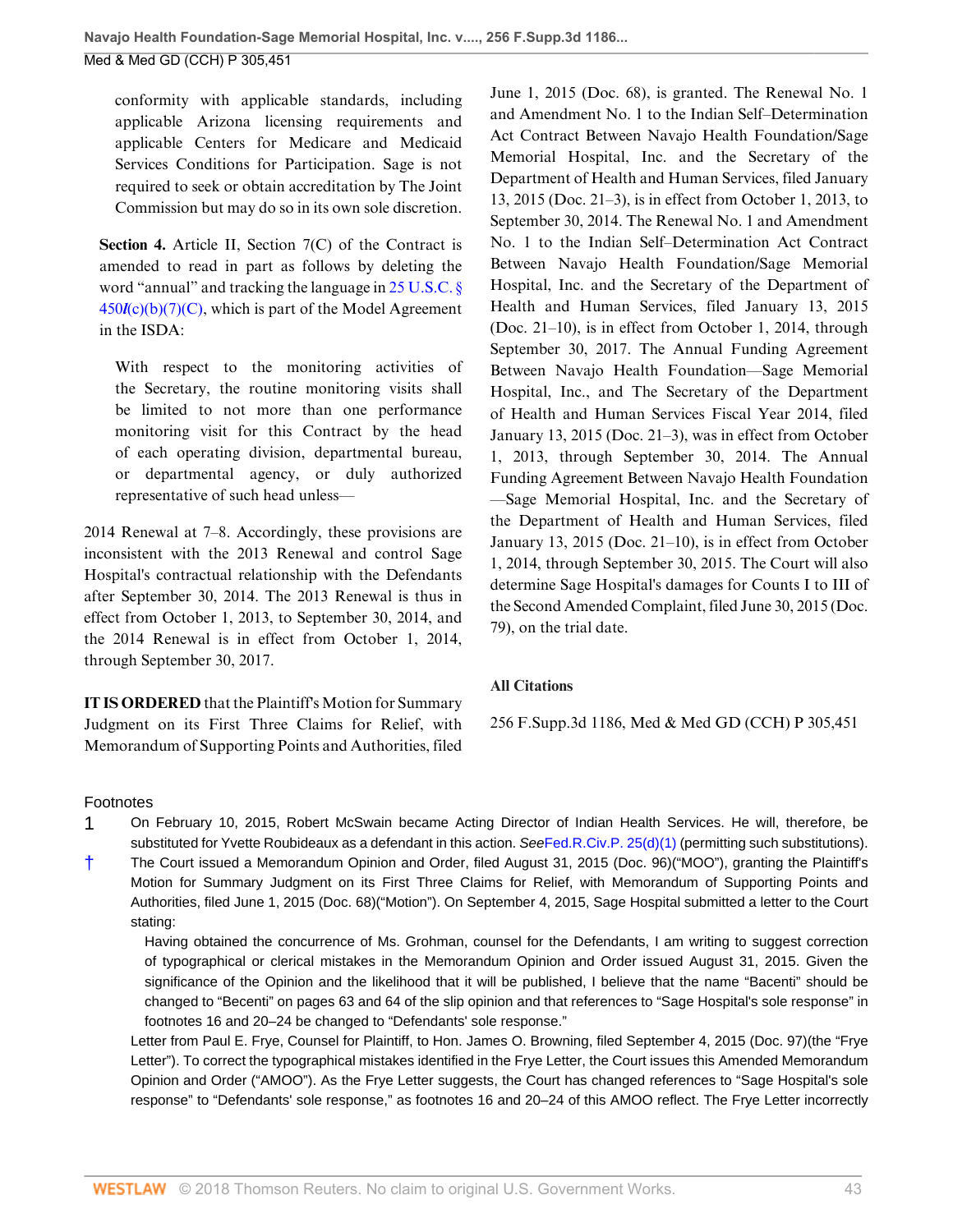conformity with applicable standards, including applicable Arizona licensing requirements and applicable Centers for Medicare and Medicaid Services Conditions for Participation. Sage is not required to seek or obtain accreditation by The Joint Commission but may do so in its own sole discretion.

**Section 4.** Article II, Section 7(C) of the Contract is amended to read in part as follows by deleting the word "annual" and tracking the language in 25 U.S.C. § 450*l*(c)(b)(7)(C), which is part of the Model Agreement in the ISDA:

> With respect to the monitoring activities of the Secretary, the routine monitoring visits shall be limited to not more than one performance monitoring visit for this Contract by the head of each operating division, departmental bureau, or departmental agency, or duly authorized representative of such head unless—

2014 Renewal at 7–8. Accordingly, these provisions are inconsistent with the 2013 Renewal and control Sage Hospital's contractual relationship with the Defendants after September 30, 2014. The 2013 Renewal is thus in effect from October 1, 2013, to September 30, 2014, and the 2014 Renewal is in effect from October 1, 2014, through September 30, 2017.

**IT IS ORDERED** that the Plaintiff's Motion for Summary Judgment on its First Three Claims for Relief, with Memorandum of Supporting Points and Authorities, filed June 1, 2015 (Doc. 68), is granted. The Renewal No. 1 and Amendment No. 1 to the Indian Self–Determination Act Contract Between Navajo Health Foundation/Sage Memorial Hospital, Inc. and the Secretary of the Department of Health and Human Services, filed January 13, 2015 (Doc. 21–3), is in effect from October 1, 2013, to September 30, 2014. The Renewal No. 1 and Amendment No. 1 to the Indian Self–Determination Act Contract Between Navajo Health Foundation/Sage Memorial Hospital, Inc. and the Secretary of the Department of Health and Human Services, filed January 13, 2015 (Doc. 21–10), is in effect from October 1, 2014, through September 30, 2017. The Annual Funding Agreement Between Navajo Health Foundation—Sage Memorial Hospital, Inc., and The Secretary of the Department of Health and Human Services Fiscal Year 2014, filed January 13, 2015 (Doc. 21–3), was in effect from October 1, 2013, through September 30, 2014. The Annual Funding Agreement Between Navajo Health Foundation—Sage Memorial Hospital, Inc. and the Secretary of the Department of Health and Human Services, filed January 13, 2015 (Doc. 21–10), is in effect from October 1, 2014, through September 30, 2015. The Court will also determine Sage Hospital's damages for Counts I to III of the Second Amended Complaint, filed June 30, 2015 (Doc. 79), on the trial date.

**All Citations**

256 F.Supp.3d 1186, Med & Med GD (CCH) P 305,451

Footnotes

1 On February 10, 2015, Robert McSwain became Acting Director of Indian Health Services. He will, therefore, be substituted for Yvette Roubideaux as a defendant in this action. *See* Fed.R.Civ.P. 25(d)(1) (permitting such substitutions).

† The Court issued a Memorandum Opinion and Order, filed August 31, 2015 (Doc. 96)("MOO"), granting the Plaintiff's Motion for Summary Judgment on its First Three Claims for Relief, with Memorandum of Supporting Points and Authorities, filed June 1, 2015 (Doc. 68)("Motion"). On September 4, 2015, Sage Hospital submitted a letter to the Court stating:

> Having obtained the concurrence of Ms. Grohman, counsel for the Defendants, I am writing to suggest correction of typographical or clerical mistakes in the Memorandum Opinion and Order issued August 31, 2015. Given the significance of the Opinion and the likelihood that it will be published, I believe that the name "Bacenti" should be changed to "Becenti" on pages 63 and 64 of the slip opinion and that references to "Sage Hospital's sole response" in footnotes 16 and 20–24 be changed to "Defendants' sole response."

Letter from Paul E. Frye, Counsel for Plaintiff, to Hon. James O. Browning, filed September 4, 2015 (Doc. 97)(the "Frye Letter"). To correct the typographical mistakes identified in the Frye Letter, the Court issues this Amended Memorandum Opinion and Order ("AMOO"). As the Frye Letter suggests, the Court has changed references to "Sage Hospital's sole response" to "Defendants' sole response," as footnotes 16 and 20–24 of this AMOO reflect. The Frye Letter incorrectly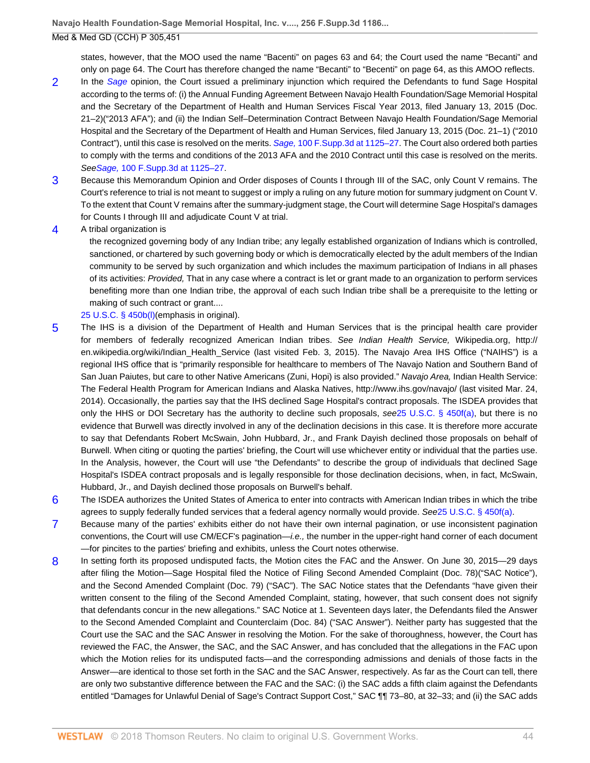states, however, that the MOO used the name "Bacenti" on pages 63 and 64; the Court used the name "Becanti" and only on page 64. The Court has therefore changed the name "Becanti" to "Becenti" on page 64, as this AMOO reflects.

2 In the *Sage* opinion, the Court issued a preliminary injunction which required the Defendants to fund Sage Hospital according to the terms of: (i) the Annual Funding Agreement Between Navajo Health Foundation/Sage Memorial Hospital and the Secretary of the Department of Health and Human Services Fiscal Year 2013, filed January 13, 2015 (Doc. 21–2)("2013 AFA"); and (ii) the Indian Self–Determination Contract Between Navajo Health Foundation/Sage Memorial Hospital and the Secretary of the Department of Health and Human Services, filed January 13, 2015 (Doc. 21–1) ("2010 Contract"), until this case is resolved on the merits. *Sage,* 100 F.Supp.3d at 1125–27. The Court also ordered both parties to comply with the terms and conditions of the 2013 AFA and the 2010 Contract until this case is resolved on the merits. *See*Sage, 100 F.Supp.3d at 1125–27.

3 Because this Memorandum Opinion and Order disposes of Counts I through III of the SAC, only Count V remains. The Court's reference to trial is not meant to suggest or imply a ruling on any future motion for summary judgment on Count V. To the extent that Count V remains after the summary-judgment stage, the Court will determine Sage Hospital's damages for Counts I through III and adjudicate Count V at trial.

4 A tribal organization is

> the recognized governing body of any Indian tribe; any legally established organization of Indians which is controlled, sanctioned, or chartered by such governing body or which is democratically elected by the adult members of the Indian community to be served by such organization and which includes the maximum participation of Indians in all phases of its activities: *Provided,* That in any case where a contract is let or grant made to an organization to perform services benefiting more than one Indian tribe, the approval of each such Indian tribe shall be a prerequisite to the letting or making of such contract or grant....

25 U.S.C. § 450b(l)(emphasis in original).

5 The IHS is a division of the Department of Health and Human Services that is the principal health care provider for members of federally recognized American Indian tribes. *See Indian Health Service,* Wikipedia.org, http://en.wikipedia.org/wiki/Indian_Health_Service (last visited Feb. 3, 2015). The Navajo Area IHS Office ("NAIHS") is a regional IHS office that is "primarily responsible for healthcare to members of The Navajo Nation and Southern Band of San Juan Paiutes, but care to other Native Americans (Zuni, Hopi) is also provided." *Navajo Area,* Indian Health Service: The Federal Health Program for American Indians and Alaska Natives, http://www.ihs.gov/navajo/ (last visited Mar. 24, 2014). Occasionally, the parties say that the IHS declined Sage Hospital's contract proposals. The ISDEA provides that only the HHS or DOI Secretary has the authority to decline such proposals, *see*25 U.S.C. § 450f(a), but there is no evidence that Burwell was directly involved in any of the declination decisions in this case. It is therefore more accurate to say that Defendants Robert McSwain, John Hubbard, Jr., and Frank Dayish declined those proposals on behalf of Burwell. When citing or quoting the parties' briefing, the Court will use whichever entity or individual that the parties use. In the Analysis, however, the Court will use "the Defendants" to describe the group of individuals that declined Sage Hospital's ISDEA contract proposals and is legally responsible for those declination decisions, when, in fact, McSwain, Hubbard, Jr., and Dayish declined those proposals on Burwell's behalf.

6 The ISDEA authorizes the United States of America to enter into contracts with American Indian tribes in which the tribe agrees to supply federally funded services that a federal agency normally would provide. *See*25 U.S.C. § 450f(a).

7 Because many of the parties' exhibits either do not have their own internal pagination, or use inconsistent pagination conventions, the Court will use CM/ECF's pagination—*i.e.,* the number in the upper-right hand corner of each document—for pincites to the parties' briefing and exhibits, unless the Court notes otherwise.

8 In setting forth its proposed undisputed facts, the Motion cites the FAC and the Answer. On June 30, 2015—29 days after filing the Motion—Sage Hospital filed the Notice of Filing Second Amended Complaint (Doc. 78)("SAC Notice"), and the Second Amended Complaint (Doc. 79) ("SAC"). The SAC Notice states that the Defendants "have given their written consent to the filing of the Second Amended Complaint, stating, however, that such consent does not signify that defendants concur in the new allegations." SAC Notice at 1. Seventeen days later, the Defendants filed the Answer to the Second Amended Complaint and Counterclaim (Doc. 84) ("SAC Answer"). Neither party has suggested that the Court use the SAC and the SAC Answer in resolving the Motion. For the sake of thoroughness, however, the Court has reviewed the FAC, the Answer, the SAC, and the SAC Answer, and has concluded that the allegations in the FAC upon which the Motion relies for its undisputed facts—and the corresponding admissions and denials of those facts in the Answer—are identical to those set forth in the SAC and the SAC Answer, respectively. As far as the Court can tell, there are only two substantive difference between the FAC and the SAC: (i) the SAC adds a fifth claim against the Defendants entitled "Damages for Unlawful Denial of Sage's Contract Support Cost," SAC ¶¶ 73–80, at 32–33; and (ii) the SAC adds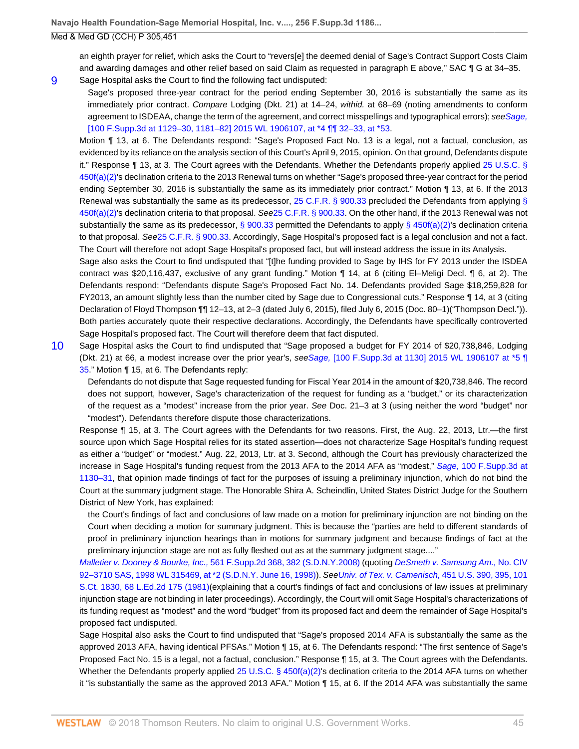an eighth prayer for relief, which asks the Court to "revers[e] the deemed denial of Sage's Contract Support Costs Claim and awarding damages and other relief based on said Claim as requested in paragraph E above," SAC ¶ G at 34–35.

9 Sage Hospital asks the Court to find the following fact undisputed:

> Sage's proposed three-year contract for the period ending September 30, 2016 is substantially the same as its immediately prior contract. *Compare* Lodging (Dkt. 21) at 14–24, *withid.* at 68–69 (noting amendments to conform agreement to ISDEAA, change the term of the agreement, and correct misspellings and typographical errors); *see Sage,* [100 F.Supp.3d at 1129–30, 1181–82] 2015 WL 1906107, at *4 ¶¶ 32–33, at *53.

Motion ¶ 13, at 6. The Defendants respond: "Sage's Proposed Fact No. 13 is a legal, not a factual, conclusion, as evidenced by its reliance on the analysis section of this Court's April 9, 2015, opinion. On that ground, Defendants dispute it." Response ¶ 13, at 3. The Court agrees with the Defendants. Whether the Defendants properly applied 25 U.S.C. § 450f(a)(2)'s declination criteria to the 2013 Renewal turns on whether "Sage's proposed three-year contract for the period ending September 30, 2016 is substantially the same as its immediately prior contract." Motion ¶ 13, at 6. If the 2013 Renewal was substantially the same as its predecessor, 25 C.F.R. § 900.33 precluded the Defendants from applying § 450f(a)(2)'s declination criteria to that proposal. *See* 25 C.F.R. § 900.33. On the other hand, if the 2013 Renewal was not substantially the same as its predecessor, § 900.33 permitted the Defendants to apply § 450f(a)(2)'s declination criteria to that proposal. *See* 25 C.F.R. § 900.33. Accordingly, Sage Hospital's proposed fact is a legal conclusion and not a fact. The Court will therefore not adopt Sage Hospital's proposed fact, but will instead address the issue in its Analysis.

Sage also asks the Court to find undisputed that "[t]he funding provided to Sage by IHS for FY 2013 under the ISDEA contract was $20,116,437, exclusive of any grant funding." Motion ¶ 14, at 6 (citing El–Meligi Decl. ¶ 6, at 2). The Defendants respond: "Defendants dispute Sage's Proposed Fact No. 14. Defendants provided Sage $18,259,828 for FY2013, an amount slightly less than the number cited by Sage due to Congressional cuts." Response ¶ 14, at 3 (citing Declaration of Floyd Thompson ¶¶ 12–13, at 2–3 (dated July 6, 2015), filed July 6, 2015 (Doc. 80–1)("Thompson Decl.")). Both parties accurately quote their respective declarations. Accordingly, the Defendants have specifically controverted Sage Hospital's proposed fact. The Court will therefore deem that fact disputed.

10 Sage Hospital asks the Court to find undisputed that "Sage proposed a budget for FY 2014 of $20,738,846, Lodging (Dkt. 21) at 66, a modest increase over the prior year's, *see Sage,* [100 F.Supp.3d at 1130] 2015 WL 1906107 at *5 ¶ 35." Motion ¶ 15, at 6. The Defendants reply:

> Defendants do not dispute that Sage requested funding for Fiscal Year 2014 in the amount of $20,738,846. The record does not support, however, Sage's characterization of the request for funding as a "budget," or its characterization of the request as a "modest" increase from the prior year. *See* Doc. 21–3 at 3 (using neither the word "budget" nor "modest"). Defendants therefore dispute those characterizations.

Response ¶ 15, at 3. The Court agrees with the Defendants for two reasons. First, the Aug. 22, 2013, Ltr.—the first source upon which Sage Hospital relies for its stated assertion—does not characterize Sage Hospital's funding request as either a "budget" or "modest." Aug. 22, 2013, Ltr. at 3. Second, although the Court has previously characterized the increase in Sage Hospital's funding request from the 2013 AFA to the 2014 AFA as "modest," *Sage,* 100 F.Supp.3d at 1130–31, that opinion made findings of fact for the purposes of issuing a preliminary injunction, which do not bind the Court at the summary judgment stage. The Honorable Shira A. Scheindlin, United States District Judge for the Southern District of New York, has explained:

> the Court's findings of fact and conclusions of law made on a motion for preliminary injunction are not binding on the Court when deciding a motion for summary judgment. This is because the "parties are held to different standards of proof in preliminary injunction hearings than in motions for summary judgment and because findings of fact at the preliminary injunction stage are not as fully fleshed out as at the summary judgment stage...."

*Malletier v. Dooney & Bourke, Inc.,* 561 F.Supp.2d 368, 382 (S.D.N.Y.2008) (quoting *DeSmeth v. Samsung Am.,* No. CIV 92–3710 SAS, 1998 WL 315469, at *2 (S.D.N.Y. June 16, 1998)). *See Univ. of Tex. v. Camenisch,* 451 U.S. 390, 395, 101 S.Ct. 1830, 68 L.Ed.2d 175 (1981)(explaining that a court's findings of fact and conclusions of law issues at preliminary injunction stage are not binding in later proceedings). Accordingly, the Court will omit Sage Hospital's characterizations of its funding request as "modest" and the word "budget" from its proposed fact and deem the remainder of Sage Hospital's proposed fact undisputed.

Sage Hospital also asks the Court to find undisputed that "Sage's proposed 2014 AFA is substantially the same as the approved 2013 AFA, having identical PFSAs." Motion ¶ 15, at 6. The Defendants respond: "The first sentence of Sage's Proposed Fact No. 15 is a legal, not a factual, conclusion." Response ¶ 15, at 3. The Court agrees with the Defendants. Whether the Defendants properly applied 25 U.S.C. § 450f(a)(2)'s declination criteria to the 2014 AFA turns on whether it "is substantially the same as the approved 2013 AFA." Motion ¶ 15, at 6. If the 2014 AFA was substantially the same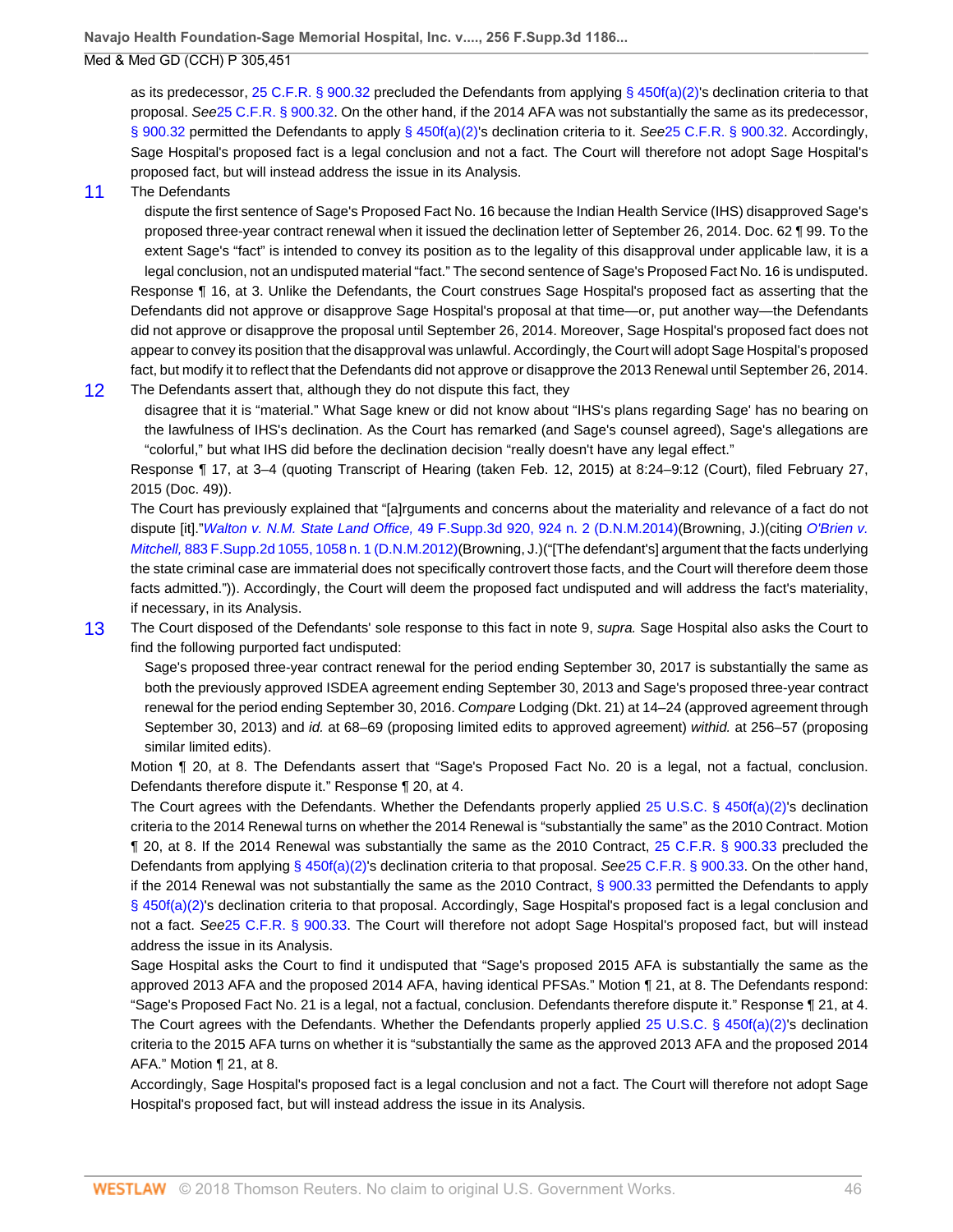as its predecessor, 25 C.F.R. § 900.32 precluded the Defendants from applying § 450f(a)(2)'s declination criteria to that proposal. *See*25 C.F.R. § 900.32. On the other hand, if the 2014 AFA was not substantially the same as its predecessor, § 900.32 permitted the Defendants to apply § 450f(a)(2)'s declination criteria to it. *See*25 C.F.R. § 900.32. Accordingly, Sage Hospital's proposed fact is a legal conclusion and not a fact. The Court will therefore not adopt Sage Hospital's proposed fact, but will instead address the issue in its Analysis.

11 The Defendants

> dispute the first sentence of Sage's Proposed Fact No. 16 because the Indian Health Service (IHS) disapproved Sage's proposed three-year contract renewal when it issued the declination letter of September 26, 2014. Doc. 62 ¶ 99. To the extent Sage's "fact" is intended to convey its position as to the legality of this disapproval under applicable law, it is a legal conclusion, not an undisputed material "fact." The second sentence of Sage's Proposed Fact No. 16 is undisputed.

Response ¶ 16, at 3. Unlike the Defendants, the Court construes Sage Hospital's proposed fact as asserting that the Defendants did not approve or disapprove Sage Hospital's proposal at that time—or, put another way—the Defendants did not approve or disapprove the proposal until September 26, 2014. Moreover, Sage Hospital's proposed fact does not appear to convey its position that the disapproval was unlawful. Accordingly, the Court will adopt Sage Hospital's proposed fact, but modify it to reflect that the Defendants did not approve or disapprove the 2013 Renewal until September 26, 2014.

12 The Defendants assert that, although they do not dispute this fact, they

> disagree that it is "material." What Sage knew or did not know about "IHS's plans regarding Sage' has no bearing on the lawfulness of IHS's declination. As the Court has remarked (and Sage's counsel agreed), Sage's allegations are "colorful," but what IHS did before the declination decision "really doesn't have any legal effect."

Response ¶ 17, at 3–4 (quoting Transcript of Hearing (taken Feb. 12, 2015) at 8:24–9:12 (Court), filed February 27, 2015 (Doc. 49)).

The Court has previously explained that "[a]rguments and concerns about the materiality and relevance of a fact do not dispute [it]."*Walton v. N.M. State Land Office,* 49 F.Supp.3d 920, 924 n. 2 (D.N.M.2014)(Browning, J.)(citing *O'Brien v. Mitchell,* 883 F.Supp.2d 1055, 1058 n. 1 (D.N.M.2012)(Browning, J.)("[The defendant's] argument that the facts underlying the state criminal case are immaterial does not specifically controvert those facts, and the Court will therefore deem those facts admitted.")). Accordingly, the Court will deem the proposed fact undisputed and will address the fact's materiality, if necessary, in its Analysis.

13 The Court disposed of the Defendants' sole response to this fact in note 9, *supra.* Sage Hospital also asks the Court to find the following purported fact undisputed:

> Sage's proposed three-year contract renewal for the period ending September 30, 2017 is substantially the same as both the previously approved ISDEA agreement ending September 30, 2013 and Sage's proposed three-year contract renewal for the period ending September 30, 2016. *Compare* Lodging (Dkt. 21) at 14–24 (approved agreement through September 30, 2013) and *id.* at 68–69 (proposing limited edits to approved agreement) *withid.* at 256–57 (proposing similar limited edits).

Motion ¶ 20, at 8. The Defendants assert that "Sage's Proposed Fact No. 20 is a legal, not a factual, conclusion. Defendants therefore dispute it." Response ¶ 20, at 4.

The Court agrees with the Defendants. Whether the Defendants properly applied 25 U.S.C. § 450f(a)(2)'s declination criteria to the 2014 Renewal turns on whether the 2014 Renewal is "substantially the same" as the 2010 Contract. Motion ¶ 20, at 8. If the 2014 Renewal was substantially the same as the 2010 Contract, 25 C.F.R. § 900.33 precluded the Defendants from applying § 450f(a)(2)'s declination criteria to that proposal. *See*25 C.F.R. § 900.33. On the other hand, if the 2014 Renewal was not substantially the same as the 2010 Contract, § 900.33 permitted the Defendants to apply § 450f(a)(2)'s declination criteria to that proposal. Accordingly, Sage Hospital's proposed fact is a legal conclusion and not a fact. *See*25 C.F.R. § 900.33. The Court will therefore not adopt Sage Hospital's proposed fact, but will instead address the issue in its Analysis.

Sage Hospital asks the Court to find it undisputed that "Sage's proposed 2015 AFA is substantially the same as the approved 2013 AFA and the proposed 2014 AFA, having identical PFSAs." Motion ¶ 21, at 8. The Defendants respond: "Sage's Proposed Fact No. 21 is a legal, not a factual, conclusion. Defendants therefore dispute it." Response ¶ 21, at 4.

The Court agrees with the Defendants. Whether the Defendants properly applied 25 U.S.C. § 450f(a)(2)'s declination criteria to the 2015 AFA turns on whether it is "substantially the same as the approved 2013 AFA and the proposed 2014 AFA." Motion ¶ 21, at 8.

Accordingly, Sage Hospital's proposed fact is a legal conclusion and not a fact. The Court will therefore not adopt Sage Hospital's proposed fact, but will instead address the issue in its Analysis.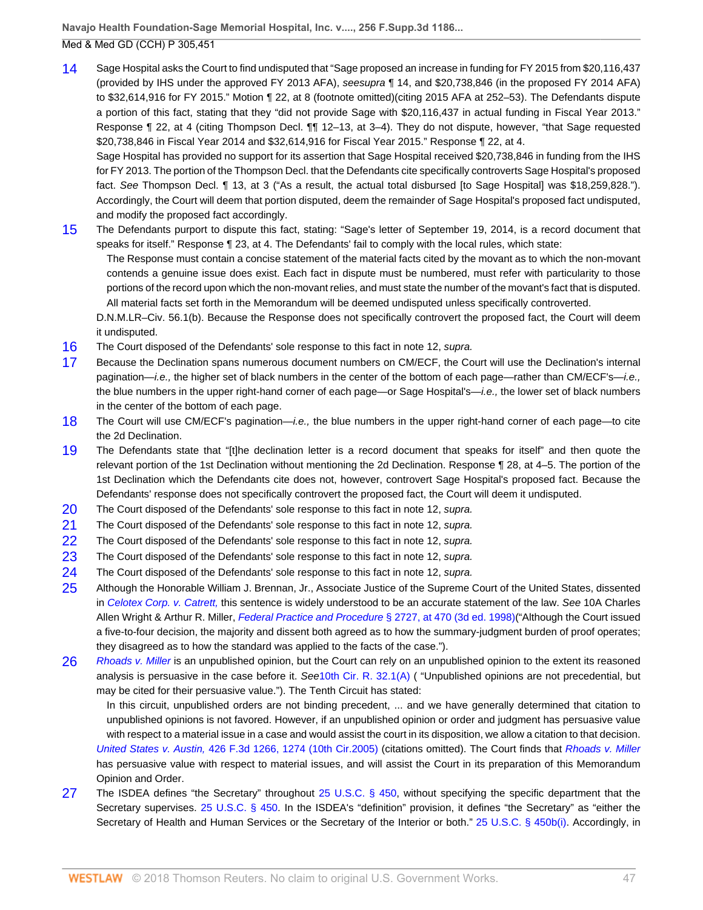14 Sage Hospital asks the Court to find undisputed that "Sage proposed an increase in funding for FY 2015 from $20,116,437 (provided by IHS under the approved FY 2013 AFA), *seesupra* ¶ 14, and $20,738,846 (in the proposed FY 2014 AFA) to $32,614,916 for FY 2015." Motion ¶ 22, at 8 (footnote omitted)(citing 2015 AFA at 252–53). The Defendants dispute a portion of this fact, stating that they "did not provide Sage with $20,116,437 in actual funding in Fiscal Year 2013." Response ¶ 22, at 4 (citing Thompson Decl. ¶¶ 12–13, at 3–4). They do not dispute, however, "that Sage requested $20,738,846 in Fiscal Year 2014 and $32,614,916 for Fiscal Year 2015." Response ¶ 22, at 4.

Sage Hospital has provided no support for its assertion that Sage Hospital received $20,738,846 in funding from the IHS for FY 2013. The portion of the Thompson Decl. that the Defendants cite specifically controverts Sage Hospital's proposed fact. *See* Thompson Decl. ¶ 13, at 3 ("As a result, the actual total disbursed [to Sage Hospital] was $18,259,828."). Accordingly, the Court will deem that portion disputed, deem the remainder of Sage Hospital's proposed fact undisputed, and modify the proposed fact accordingly.

15 The Defendants purport to dispute this fact, stating: "Sage's letter of September 19, 2014, is a record document that speaks for itself." Response ¶ 23, at 4. The Defendants' fail to comply with the local rules, which state:

> The Response must contain a concise statement of the material facts cited by the movant as to which the non-movant contends a genuine issue does exist. Each fact in dispute must be numbered, must refer with particularity to those portions of the record upon which the non-movant relies, and must state the number of the movant's fact that is disputed. All material facts set forth in the Memorandum will be deemed undisputed unless specifically controverted.

D.N.M.LR–Civ. 56.1(b). Because the Response does not specifically controvert the proposed fact, the Court will deem it undisputed.

16 The Court disposed of the Defendants' sole response to this fact in note 12, *supra.*

17 Because the Declination spans numerous document numbers on CM/ECF, the Court will use the Declination's internal pagination—*i.e.,* the higher set of black numbers in the center of the bottom of each page—rather than CM/ECF's—*i.e.,* the blue numbers in the upper right-hand corner of each page—or Sage Hospital's—*i.e.,* the lower set of black numbers in the center of the bottom of each page.

18 The Court will use CM/ECF's pagination—*i.e.,* the blue numbers in the upper right-hand corner of each page—to cite the 2d Declination.

19 The Defendants state that "[t]he declination letter is a record document that speaks for itself" and then quote the relevant portion of the 1st Declination without mentioning the 2d Declination. Response ¶ 28, at 4–5. The portion of the 1st Declination which the Defendants cite does not, however, controvert Sage Hospital's proposed fact. Because the Defendants' response does not specifically controvert the proposed fact, the Court will deem it undisputed.

20 The Court disposed of the Defendants' sole response to this fact in note 12, *supra.*

21 The Court disposed of the Defendants' sole response to this fact in note 12, *supra.*

22 The Court disposed of the Defendants' sole response to this fact in note 12, *supra.*

23 The Court disposed of the Defendants' sole response to this fact in note 12, *supra.*

24 The Court disposed of the Defendants' sole response to this fact in note 12, *supra.*

25 Although the Honorable William J. Brennan, Jr., Associate Justice of the Supreme Court of the United States, dissented in *Celotex Corp. v. Catrett,* this sentence is widely understood to be an accurate statement of the law. *See* 10A Charles Allen Wright & Arthur R. Miller, *Federal Practice and Procedure* § 2727, at 470 (3d ed. 1998)("Although the Court issued a five-to-four decision, the majority and dissent both agreed as to how the summary-judgment burden of proof operates; they disagreed as to how the standard was applied to the facts of the case.").

26 *Rhoads v. Miller* is an unpublished opinion, but the Court can rely on an unpublished opinion to the extent its reasoned analysis is persuasive in the case before it. *See*10th Cir. R. 32.1(A) ( "Unpublished opinions are not precedential, but may be cited for their persuasive value."). The Tenth Circuit has stated:

> In this circuit, unpublished orders are not binding precedent, ... and we have generally determined that citation to unpublished opinions is not favored. However, if an unpublished opinion or order and judgment has persuasive value with respect to a material issue in a case and would assist the court in its disposition, we allow a citation to that decision.

*United States v. Austin,* 426 F.3d 1266, 1274 (10th Cir.2005) (citations omitted). The Court finds that *Rhoads v. Miller* has persuasive value with respect to material issues, and will assist the Court in its preparation of this Memorandum Opinion and Order.

27 The ISDEA defines "the Secretary" throughout 25 U.S.C. § 450, without specifying the specific department that the Secretary supervises. 25 U.S.C. § 450. In the ISDEA's "definition" provision, it defines "the Secretary" as "either the Secretary of Health and Human Services or the Secretary of the Interior or both." 25 U.S.C. § 450b(i). Accordingly, in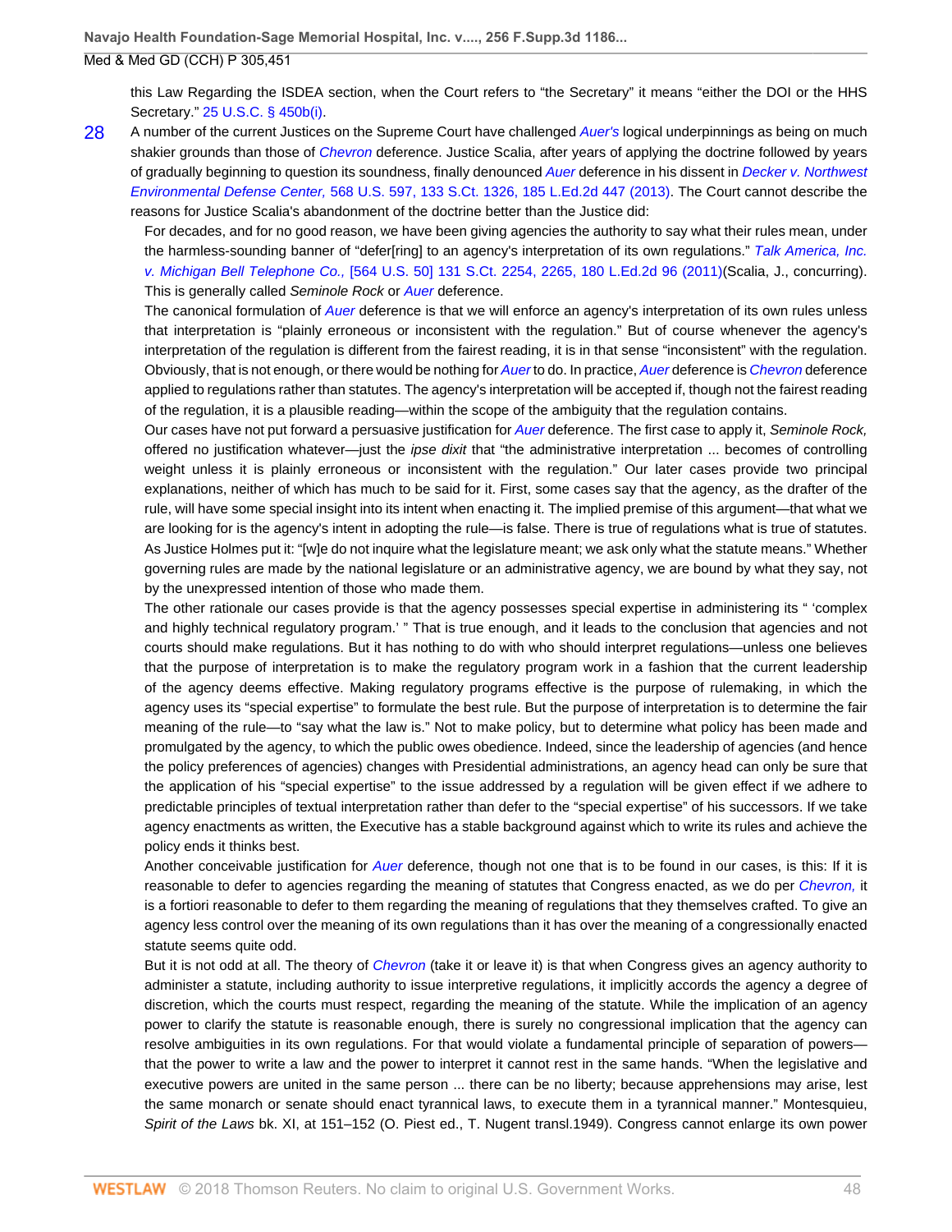this Law Regarding the ISDEA section, when the Court refers to "the Secretary" it means "either the DOI or the HHS Secretary." 25 U.S.C. § 450b(i).

28 A number of the current Justices on the Supreme Court have challenged *Auer's* logical underpinnings as being on much shakier grounds than those of *Chevron* deference. Justice Scalia, after years of applying the doctrine followed by years of gradually beginning to question its soundness, finally denounced *Auer* deference in his dissent in *Decker v. Northwest Environmental Defense Center,* 568 U.S. 597, 133 S.Ct. 1326, 185 L.Ed.2d 447 (2013). The Court cannot describe the reasons for Justice Scalia's abandonment of the doctrine better than the Justice did:

> For decades, and for no good reason, we have been giving agencies the authority to say what their rules mean, under the harmless-sounding banner of "defer[ring] to an agency's interpretation of its own regulations." *Talk America, Inc. v. Michigan Bell Telephone Co.,* [564 U.S. 50] 131 S.Ct. 2254, 2265, 180 L.Ed.2d 96 (2011)(Scalia, J., concurring). This is generally called *Seminole Rock* or *Auer* deference.
>
> The canonical formulation of *Auer* deference is that we will enforce an agency's interpretation of its own rules unless that interpretation is "plainly erroneous or inconsistent with the regulation." But of course whenever the agency's interpretation of the regulation is different from the fairest reading, it is in that sense "inconsistent" with the regulation. Obviously, that is not enough, or there would be nothing for *Auer* to do. In practice, *Auer* deference is *Chevron* deference applied to regulations rather than statutes. The agency's interpretation will be accepted if, though not the fairest reading of the regulation, it is a plausible reading—within the scope of the ambiguity that the regulation contains.
>
> Our cases have not put forward a persuasive justification for *Auer* deference. The first case to apply it, *Seminole Rock,* offered no justification whatever—just the *ipse dixit* that "the administrative interpretation ... becomes of controlling weight unless it is plainly erroneous or inconsistent with the regulation." Our later cases provide two principal explanations, neither of which has much to be said for it. First, some cases say that the agency, as the drafter of the rule, will have some special insight into its intent when enacting it. The implied premise of this argument—that what we are looking for is the agency's intent in adopting the rule—is false. There is true of regulations what is true of statutes. As Justice Holmes put it: "[w]e do not inquire what the legislature meant; we ask only what the statute means." Whether governing rules are made by the national legislature or an administrative agency, we are bound by what they say, not by the unexpressed intention of those who made them.
>
> The other rationale our cases provide is that the agency possesses special expertise in administering its " 'complex and highly technical regulatory program.' " That is true enough, and it leads to the conclusion that agencies and not courts should make regulations. But it has nothing to do with who should interpret regulations—unless one believes that the purpose of interpretation is to make the regulatory program work in a fashion that the current leadership of the agency deems effective. Making regulatory programs effective is the purpose of rulemaking, in which the agency uses its "special expertise" to formulate the best rule. But the purpose of interpretation is to determine the fair meaning of the rule—to "say what the law is." Not to make policy, but to determine what policy has been made and promulgated by the agency, to which the public owes obedience. Indeed, since the leadership of agencies (and hence the policy preferences of agencies) changes with Presidential administrations, an agency head can only be sure that the application of his "special expertise" to the issue addressed by a regulation will be given effect if we adhere to predictable principles of textual interpretation rather than defer to the "special expertise" of his successors. If we take agency enactments as written, the Executive has a stable background against which to write its rules and achieve the policy ends it thinks best.
>
> Another conceivable justification for *Auer* deference, though not one that is to be found in our cases, is this: If it is reasonable to defer to agencies regarding the meaning of statutes that Congress enacted, as we do per *Chevron,* it is a fortiori reasonable to defer to them regarding the meaning of regulations that they themselves crafted. To give an agency less control over the meaning of its own regulations than it has over the meaning of a congressionally enacted statute seems quite odd.
>
> But it is not odd at all. The theory of *Chevron* (take it or leave it) is that when Congress gives an agency authority to administer a statute, including authority to issue interpretive regulations, it implicitly accords the agency a degree of discretion, which the courts must respect, regarding the meaning of the statute. While the implication of an agency power to clarify the statute is reasonable enough, there is surely no congressional implication that the agency can resolve ambiguities in its own regulations. For that would violate a fundamental principle of separation of powers—that the power to write a law and the power to interpret it cannot rest in the same hands. "When the legislative and executive powers are united in the same person ... there can be no liberty; because apprehensions may arise, lest the same monarch or senate should enact tyrannical laws, to execute them in a tyrannical manner." Montesquieu, *Spirit of the Laws* bk. XI, at 151–152 (O. Piest ed., T. Nugent transl.1949). Congress cannot enlarge its own power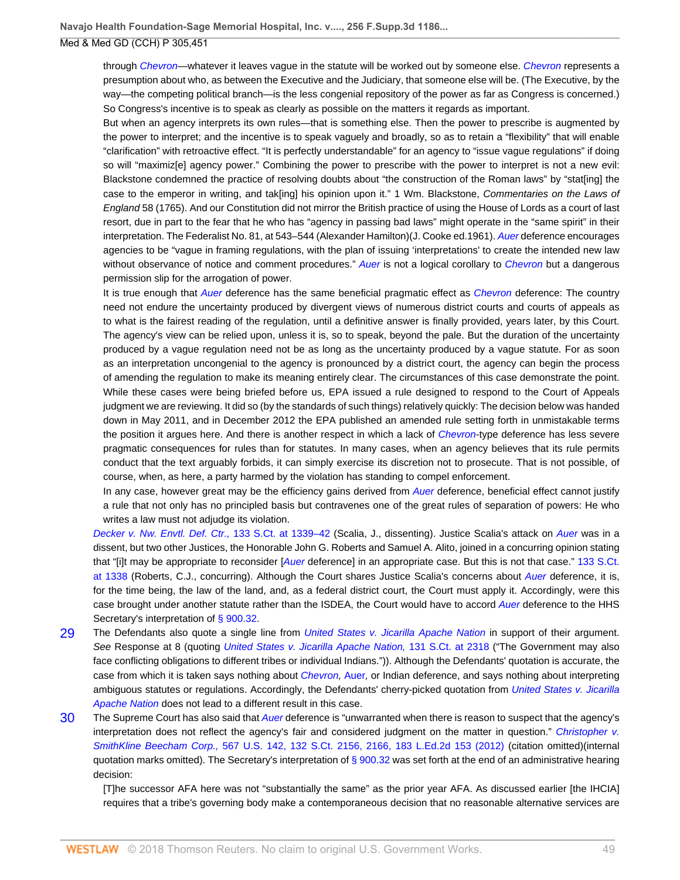through *Chevron*—whatever it leaves vague in the statute will be worked out by someone else. *Chevron* represents a presumption about who, as between the Executive and the Judiciary, that someone else will be. (The Executive, by the way—the competing political branch—is the less congenial repository of the power as far as Congress is concerned.) So Congress's incentive is to speak as clearly as possible on the matters it regards as important.

> But when an agency interprets its own rules—that is something else. Then the power to prescribe is augmented by the power to interpret; and the incentive is to speak vaguely and broadly, so as to retain a "flexibility" that will enable "clarification" with retroactive effect. "It is perfectly understandable" for an agency to "issue vague regulations" if doing so will "maximiz[e] agency power." Combining the power to prescribe with the power to interpret is not a new evil: Blackstone condemned the practice of resolving doubts about "the construction of the Roman laws" by "stat[ing] the case to the emperor in writing, and tak[ing] his opinion upon it." 1 Wm. Blackstone, *Commentaries on the Laws of England* 58 (1765). And our Constitution did not mirror the British practice of using the House of Lords as a court of last resort, due in part to the fear that he who has "agency in passing bad laws" might operate in the "same spirit" in their interpretation. The Federalist No. 81, at 543–544 (Alexander Hamilton)(J. Cooke ed.1961). *Auer* deference encourages agencies to be "vague in framing regulations, with the plan of issuing 'interpretations' to create the intended new law without observance of notice and comment procedures." *Auer* is not a logical corollary to *Chevron* but a dangerous permission slip for the arrogation of power.
>
> It is true enough that *Auer* deference has the same beneficial pragmatic effect as *Chevron* deference: The country need not endure the uncertainty produced by divergent views of numerous district courts and courts of appeals as to what is the fairest reading of the regulation, until a definitive answer is finally provided, years later, by this Court. The agency's view can be relied upon, unless it is, so to speak, beyond the pale. But the duration of the uncertainty produced by a vague regulation need not be as long as the uncertainty produced by a vague statute. For as soon as an interpretation uncongenial to the agency is pronounced by a district court, the agency can begin the process of amending the regulation to make its meaning entirely clear. The circumstances of this case demonstrate the point. While these cases were being briefed before us, EPA issued a rule designed to respond to the Court of Appeals judgment we are reviewing. It did so (by the standards of such things) relatively quickly: The decision below was handed down in May 2011, and in December 2012 the EPA published an amended rule setting forth in unmistakable terms the position it argues here. And there is another respect in which a lack of *Chevron*-type deference has less severe pragmatic consequences for rules than for statutes. In many cases, when an agency believes that its rule permits conduct that the text arguably forbids, it can simply exercise its discretion not to prosecute. That is not possible, of course, when, as here, a party harmed by the violation has standing to compel enforcement.
>
> In any case, however great may be the efficiency gains derived from *Auer* deference, beneficial effect cannot justify a rule that not only has no principled basis but contravenes one of the great rules of separation of powers: He who writes a law must not adjudge its violation.

*Decker v. Nw. Envtl. Def. Ctr.,* 133 S.Ct. at 1339–42 (Scalia, J., dissenting). Justice Scalia's attack on *Auer* was in a dissent, but two other Justices, the Honorable John G. Roberts and Samuel A. Alito, joined in a concurring opinion stating that "[i]t may be appropriate to reconsider [*Auer* deference] in an appropriate case. But this is not that case." 133 S.Ct. at 1338 (Roberts, C.J., concurring). Although the Court shares Justice Scalia's concerns about *Auer* deference, it is, for the time being, the law of the land, and, as a federal district court, the Court must apply it. Accordingly, were this case brought under another statute rather than the ISDEA, the Court would have to accord *Auer* deference to the HHS Secretary's interpretation of § 900.32.

29 The Defendants also quote a single line from *United States v. Jicarilla Apache Nation* in support of their argument. *See* Response at 8 (quoting *United States v. Jicarilla Apache Nation,* 131 S.Ct. at 2318 ("The Government may also face conflicting obligations to different tribes or individual Indians.")). Although the Defendants' quotation is accurate, the case from which it is taken says nothing about *Chevron,* *Auer,* or Indian deference, and says nothing about interpreting ambiguous statutes or regulations. Accordingly, the Defendants' cherry-picked quotation from *United States v. Jicarilla Apache Nation* does not lead to a different result in this case.

30 The Supreme Court has also said that *Auer* deference is "unwarranted when there is reason to suspect that the agency's interpretation does not reflect the agency's fair and considered judgment on the matter in question." *Christopher v. SmithKline Beecham Corp.,* 567 U.S. 142, 132 S.Ct. 2156, 2166, 183 L.Ed.2d 153 (2012) (citation omitted)(internal quotation marks omitted). The Secretary's interpretation of § 900.32 was set forth at the end of an administrative hearing decision:

> [T]he successor AFA here was not "substantially the same" as the prior year AFA. As discussed earlier [the IHCIA] requires that a tribe's governing body make a contemporaneous decision that no reasonable alternative services are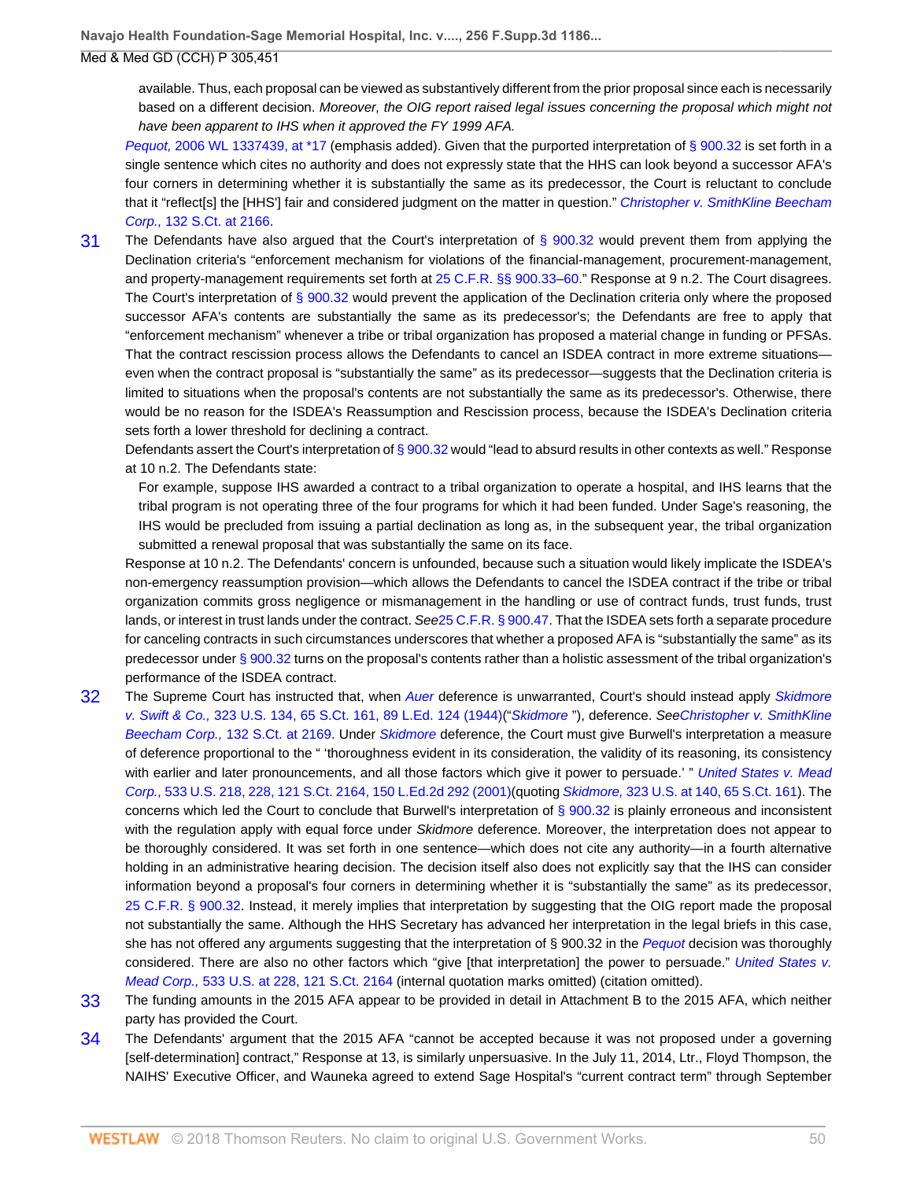> available. Thus, each proposal can be viewed as substantively different from the prior proposal since each is necessarily based on a different decision. *Moreover, the OIG report raised legal issues concerning the proposal which might not have been apparent to IHS when it approved the FY 1999 AFA.*

*Pequot,* 2006 WL 1337439, at *17 (emphasis added). Given that the purported interpretation of § 900.32 is set forth in a single sentence which cites no authority and does not expressly state that the HHS can look beyond a successor AFA's four corners in determining whether it is substantially the same as its predecessor, the Court is reluctant to conclude that it "reflect[s] the [HHS'] fair and considered judgment on the matter in question." *Christopher v. SmithKline Beecham Corp.,* 132 S.Ct. at 2166.

31 The Defendants have also argued that the Court's interpretation of § 900.32 would prevent them from applying the Declination criteria's "enforcement mechanism for violations of the financial-management, procurement-management, and property-management requirements set forth at 25 C.F.R. §§ 900.33–60." Response at 9 n.2. The Court disagrees. The Court's interpretation of § 900.32 would prevent the application of the Declination criteria only where the proposed successor AFA's contents are substantially the same as its predecessor's; the Defendants are free to apply that "enforcement mechanism" whenever a tribe or tribal organization has proposed a material change in funding or PFSAs. That the contract rescission process allows the Defendants to cancel an ISDEA contract in more extreme situations—even when the contract proposal is "substantially the same" as its predecessor—suggests that the Declination criteria is limited to situations when the proposal's contents are not substantially the same as its predecessor's. Otherwise, there would be no reason for the ISDEA's Reassumption and Rescission process, because the ISDEA's Declination criteria sets forth a lower threshold for declining a contract.

Defendants assert the Court's interpretation of § 900.32 would "lead to absurd results in other contexts as well." Response at 10 n.2. The Defendants state:

> For example, suppose IHS awarded a contract to a tribal organization to operate a hospital, and IHS learns that the tribal program is not operating three of the four programs for which it had been funded. Under Sage's reasoning, the IHS would be precluded from issuing a partial declination as long as, in the subsequent year, the tribal organization submitted a renewal proposal that was substantially the same on its face.

Response at 10 n.2. The Defendants' concern is unfounded, because such a situation would likely implicate the ISDEA's non-emergency reassumption provision—which allows the Defendants to cancel the ISDEA contract if the tribe or tribal organization commits gross negligence or mismanagement in the handling or use of contract funds, trust funds, trust lands, or interest in trust lands under the contract. *See*25 C.F.R. § 900.47. That the ISDEA sets forth a separate procedure for canceling contracts in such circumstances underscores that whether a proposed AFA is "substantially the same" as its predecessor under § 900.32 turns on the proposal's contents rather than a holistic assessment of the tribal organization's performance of the ISDEA contract.

32 The Supreme Court has instructed that, when *Auer* deference is unwarranted, Court's should instead apply *Skidmore v. Swift & Co.,* 323 U.S. 134, 65 S.Ct. 161, 89 L.Ed. 124 (1944)("*Skidmore* "), deference. *See**Christopher v. SmithKline Beecham Corp.,* 132 S.Ct. at 2169. Under *Skidmore* deference, the Court must give Burwell's interpretation a measure of deference proportional to the " 'thoroughness evident in its consideration, the validity of its reasoning, its consistency with earlier and later pronouncements, and all those factors which give it power to persuade.' " *United States v. Mead Corp.,* 533 U.S. 218, 228, 121 S.Ct. 2164, 150 L.Ed.2d 292 (2001)(quoting *Skidmore,* 323 U.S. at 140, 65 S.Ct. 161). The concerns which led the Court to conclude that Burwell's interpretation of § 900.32 is plainly erroneous and inconsistent with the regulation apply with equal force under *Skidmore* deference. Moreover, the interpretation does not appear to be thoroughly considered. It was set forth in one sentence—which does not cite any authority—in a fourth alternative holding in an administrative hearing decision. The decision itself also does not explicitly say that the IHS can consider information beyond a proposal's four corners in determining whether it is "substantially the same" as its predecessor, 25 C.F.R. § 900.32. Instead, it merely implies that interpretation by suggesting that the OIG report made the proposal not substantially the same. Although the HHS Secretary has advanced her interpretation in the legal briefs in this case, she has not offered any arguments suggesting that the interpretation of § 900.32 in the *Pequot* decision was thoroughly considered. There are also no other factors which "give [that interpretation] the power to persuade." *United States v. Mead Corp.,* 533 U.S. at 228, 121 S.Ct. 2164 (internal quotation marks omitted) (citation omitted).

33 The funding amounts in the 2015 AFA appear to be provided in detail in Attachment B to the 2015 AFA, which neither party has provided the Court.

34 The Defendants' argument that the 2015 AFA "cannot be accepted because it was not proposed under a governing [self-determination] contract," Response at 13, is similarly unpersuasive. In the July 11, 2014, Ltr., Floyd Thompson, the NAIHS' Executive Officer, and Wauneka agreed to extend Sage Hospital's "current contract term" through September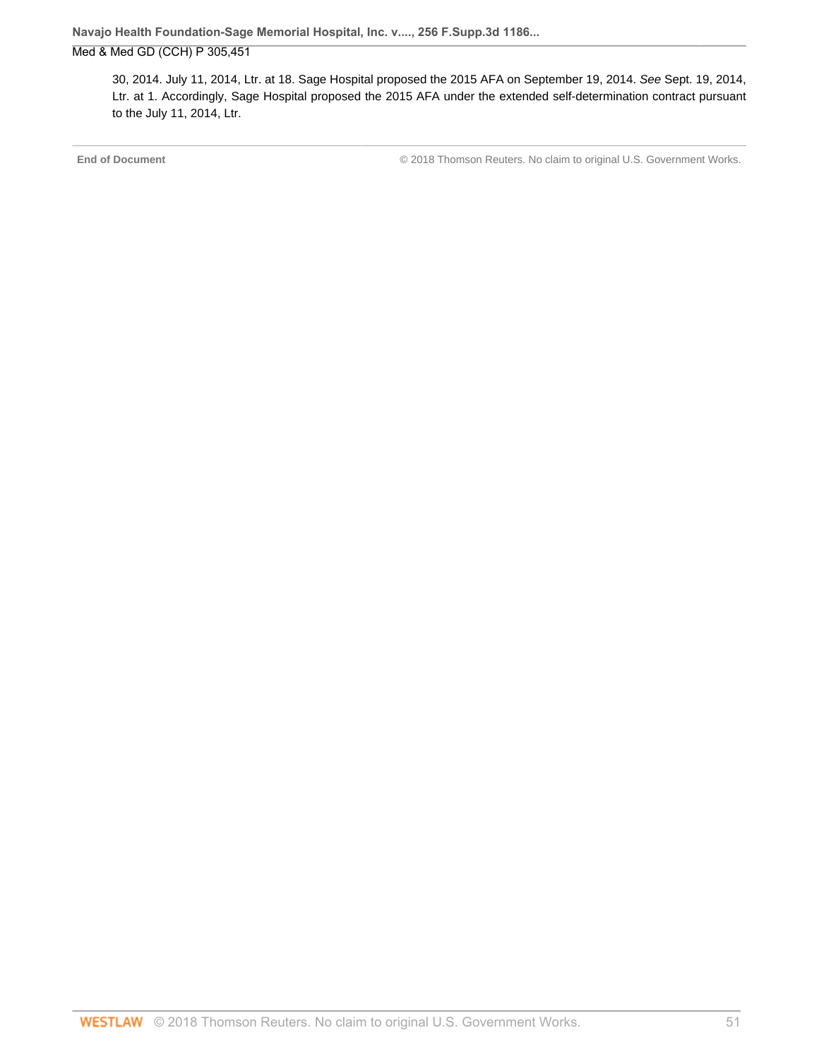30, 2014. July 11, 2014, Ltr. at 18. Sage Hospital proposed the 2015 AFA on September 19, 2014. *See* Sept. 19, 2014, Ltr. at 1. Accordingly, Sage Hospital proposed the 2015 AFA under the extended self-determination contract pursuant to the July 11, 2014, Ltr.

**End of Document** © 2018 Thomson Reuters. No claim to original U.S. Government Works.